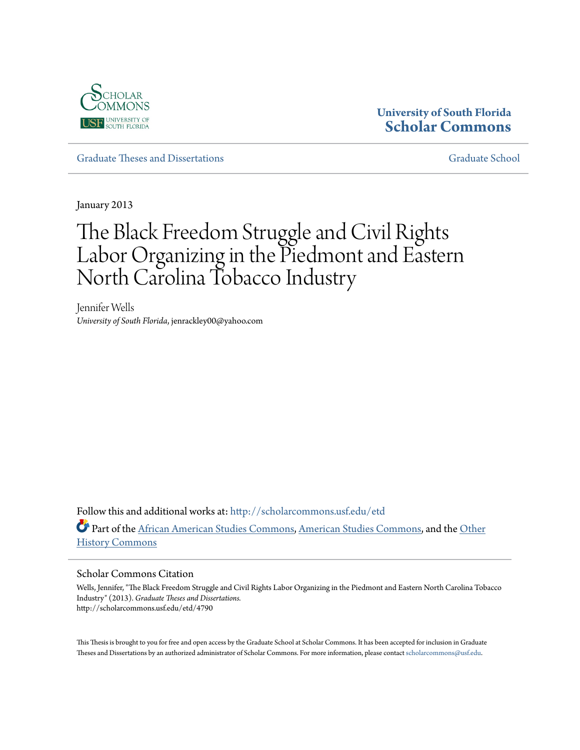University of South Florida
Scholar Commons

Graduate Theses and Dissertations | Graduate School

January 2013

# The Black Freedom Struggle and Civil Rights Labor Organizing in the Piedmont and Eastern North Carolina Tobacco Industry

Jennifer Wells
*University of South Florida*, jenrackley00@yahoo.com

Follow this and additional works at: http://scholarcommons.usf.edu/etd

Part of the African American Studies Commons, American Studies Commons, and the Other History Commons

## Scholar Commons Citation

Wells, Jennifer, "The Black Freedom Struggle and Civil Rights Labor Organizing in the Piedmont and Eastern North Carolina Tobacco Industry" (2013). *Graduate Theses and Dissertations.*
http://scholarcommons.usf.edu/etd/4790

This Thesis is brought to you for free and open access by the Graduate School at Scholar Commons. It has been accepted for inclusion in Graduate Theses and Dissertations by an authorized administrator of Scholar Commons. For more information, please contact scholarcommons@usf.edu.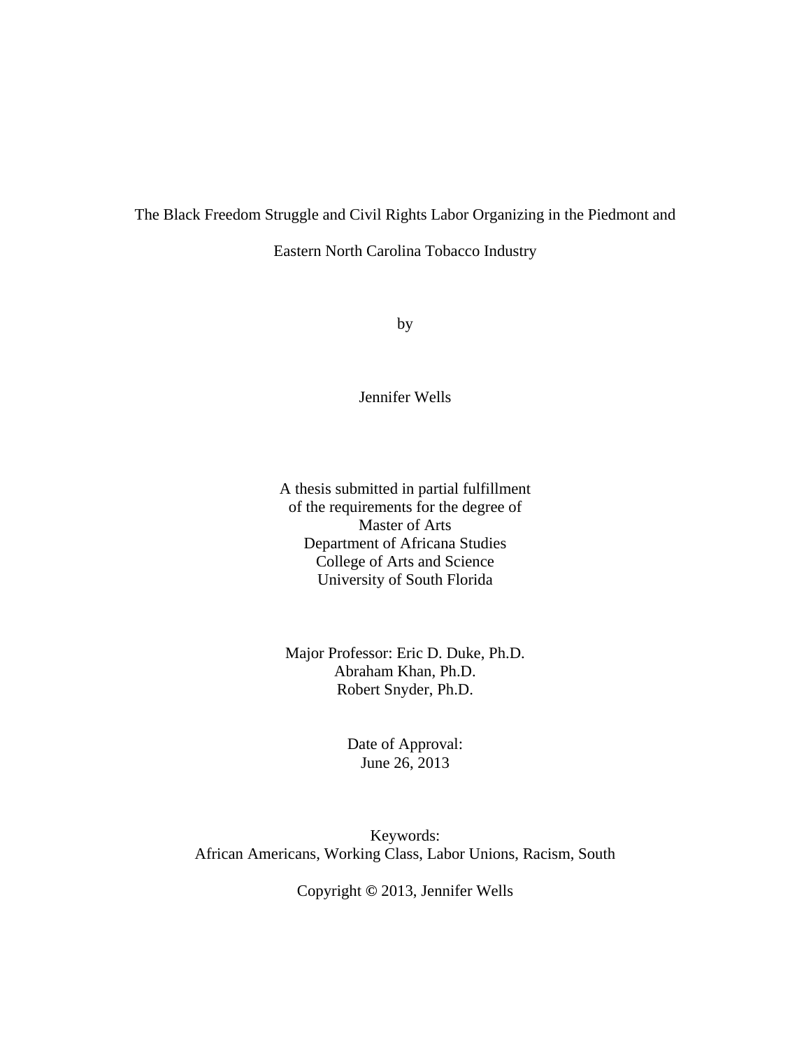# The Black Freedom Struggle and Civil Rights Labor Organizing in the Piedmont and Eastern North Carolina Tobacco Industry

by

Jennifer Wells

A thesis submitted in partial fulfillment
of the requirements for the degree of
Master of Arts
Department of Africana Studies
College of Arts and Science
University of South Florida

Major Professor: Eric D. Duke, Ph.D.
Abraham Khan, Ph.D.
Robert Snyder, Ph.D.

Date of Approval:
June 26, 2013

Keywords:
African Americans, Working Class, Labor Unions, Racism, South

Copyright © 2013, Jennifer Wells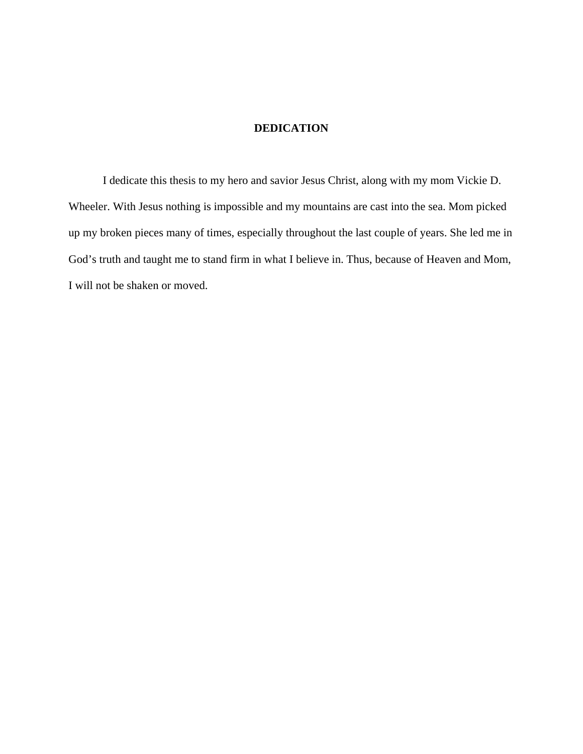# DEDICATION

I dedicate this thesis to my hero and savior Jesus Christ, along with my mom Vickie D. Wheeler. With Jesus nothing is impossible and my mountains are cast into the sea. Mom picked up my broken pieces many of times, especially throughout the last couple of years. She led me in God's truth and taught me to stand firm in what I believe in. Thus, because of Heaven and Mom, I will not be shaken or moved.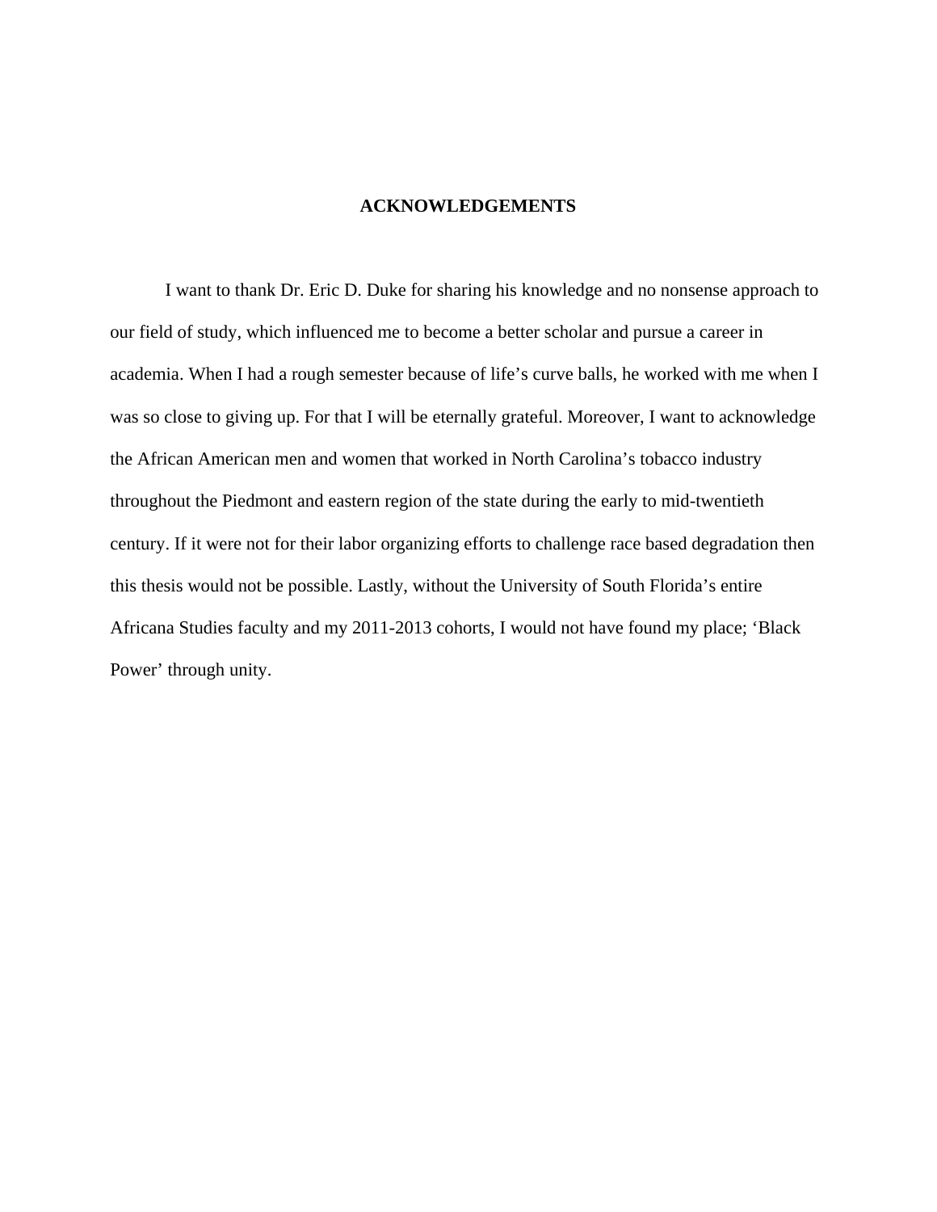# ACKNOWLEDGEMENTS

I want to thank Dr. Eric D. Duke for sharing his knowledge and no nonsense approach to our field of study, which influenced me to become a better scholar and pursue a career in academia. When I had a rough semester because of life's curve balls, he worked with me when I was so close to giving up. For that I will be eternally grateful. Moreover, I want to acknowledge the African American men and women that worked in North Carolina's tobacco industry throughout the Piedmont and eastern region of the state during the early to mid-twentieth century. If it were not for their labor organizing efforts to challenge race based degradation then this thesis would not be possible. Lastly, without the University of South Florida's entire Africana Studies faculty and my 2011-2013 cohorts, I would not have found my place; 'Black Power' through unity.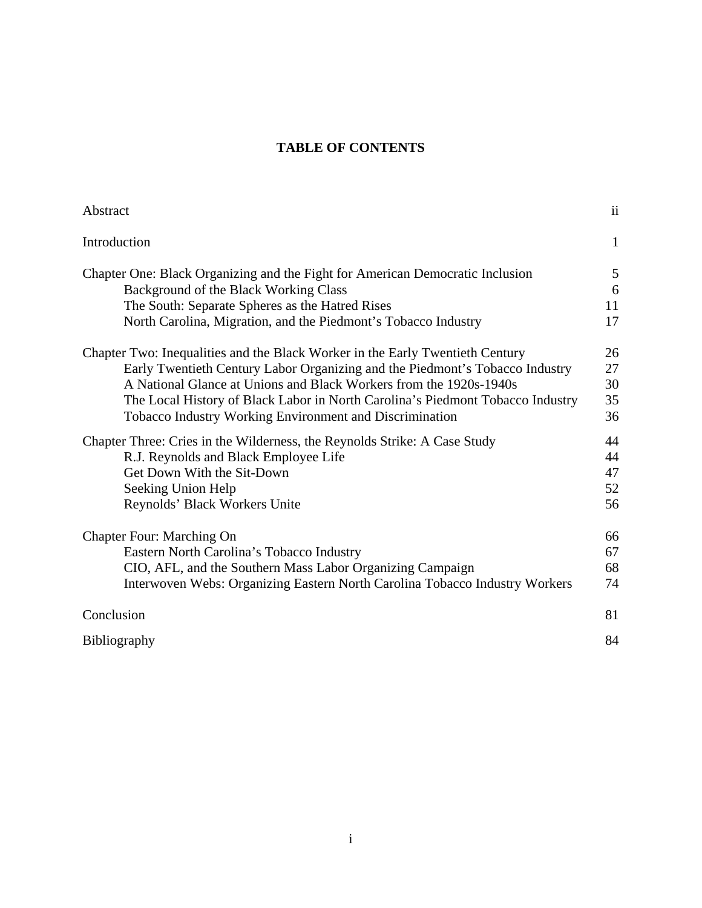# TABLE OF CONTENTS

| | |
|---|---|
| Abstract | ii |
| Introduction | 1 |
| Chapter One: Black Organizing and the Fight for American Democratic Inclusion | 5 |
| Background of the Black Working Class | 6 |
| The South: Separate Spheres as the Hatred Rises | 11 |
| North Carolina, Migration, and the Piedmont's Tobacco Industry | 17 |
| Chapter Two: Inequalities and the Black Worker in the Early Twentieth Century | 26 |
| Early Twentieth Century Labor Organizing and the Piedmont's Tobacco Industry | 27 |
| A National Glance at Unions and Black Workers from the 1920s-1940s | 30 |
| The Local History of Black Labor in North Carolina's Piedmont Tobacco Industry | 35 |
| Tobacco Industry Working Environment and Discrimination | 36 |
| Chapter Three: Cries in the Wilderness, the Reynolds Strike: A Case Study | 44 |
| R.J. Reynolds and Black Employee Life | 44 |
| Get Down With the Sit-Down | 47 |
| Seeking Union Help | 52 |
| Reynolds' Black Workers Unite | 56 |
| Chapter Four: Marching On | 66 |
| Eastern North Carolina's Tobacco Industry | 67 |
| CIO, AFL, and the Southern Mass Labor Organizing Campaign | 68 |
| Interwoven Webs: Organizing Eastern North Carolina Tobacco Industry Workers | 74 |
| Conclusion | 81 |
| Bibliography | 84 |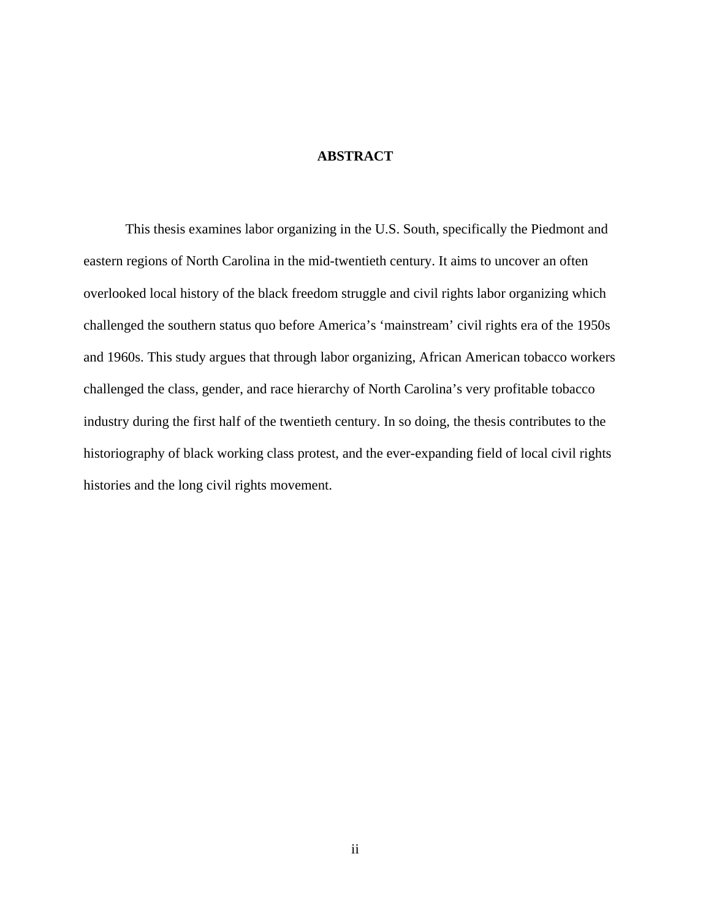# ABSTRACT

This thesis examines labor organizing in the U.S. South, specifically the Piedmont and eastern regions of North Carolina in the mid-twentieth century. It aims to uncover an often overlooked local history of the black freedom struggle and civil rights labor organizing which challenged the southern status quo before America's 'mainstream' civil rights era of the 1950s and 1960s. This study argues that through labor organizing, African American tobacco workers challenged the class, gender, and race hierarchy of North Carolina's very profitable tobacco industry during the first half of the twentieth century. In so doing, the thesis contributes to the historiography of black working class protest, and the ever-expanding field of local civil rights histories and the long civil rights movement.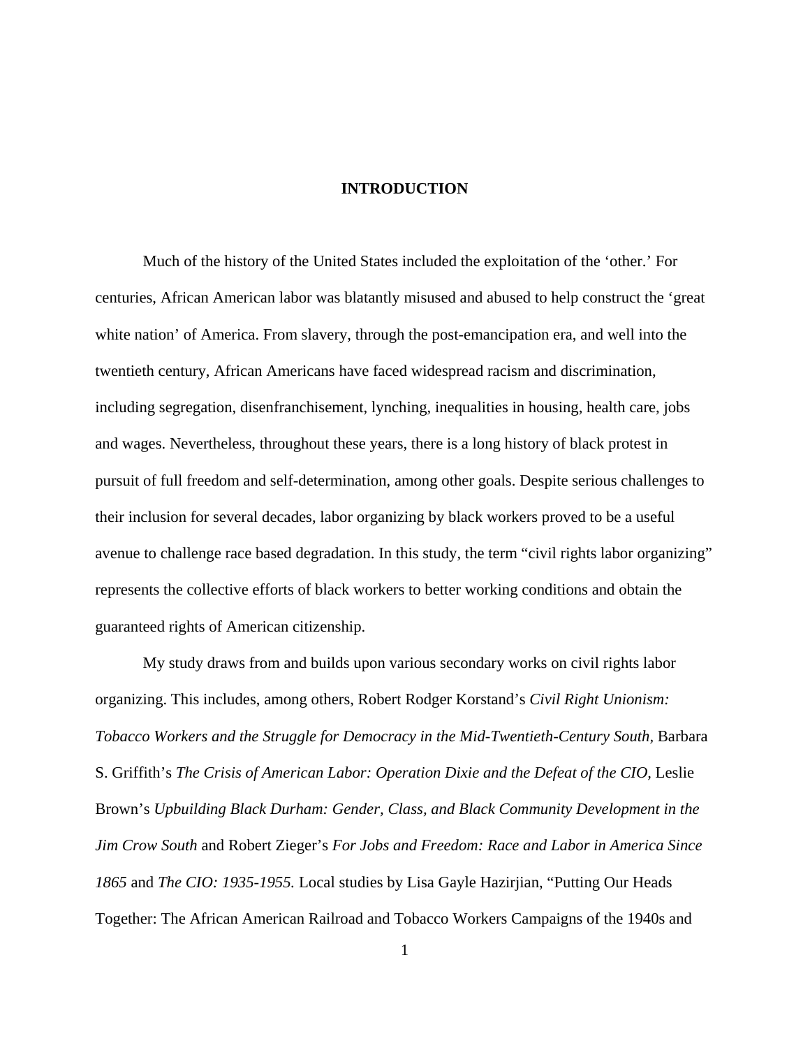# INTRODUCTION

Much of the history of the United States included the exploitation of the 'other.' For centuries, African American labor was blatantly misused and abused to help construct the 'great white nation' of America. From slavery, through the post-emancipation era, and well into the twentieth century, African Americans have faced widespread racism and discrimination, including segregation, disenfranchisement, lynching, inequalities in housing, health care, jobs and wages. Nevertheless, throughout these years, there is a long history of black protest in pursuit of full freedom and self-determination, among other goals. Despite serious challenges to their inclusion for several decades, labor organizing by black workers proved to be a useful avenue to challenge race based degradation. In this study, the term "civil rights labor organizing" represents the collective efforts of black workers to better working conditions and obtain the guaranteed rights of American citizenship.

My study draws from and builds upon various secondary works on civil rights labor organizing. This includes, among others, Robert Rodger Korstand's *Civil Right Unionism: Tobacco Workers and the Struggle for Democracy in the Mid-Twentieth-Century South,* Barbara S. Griffith's *The Crisis of American Labor: Operation Dixie and the Defeat of the CIO,* Leslie Brown's *Upbuilding Black Durham: Gender, Class, and Black Community Development in the Jim Crow South* and Robert Zieger's *For Jobs and Freedom: Race and Labor in America Since 1865* and *The CIO: 1935-1955.* Local studies by Lisa Gayle Hazirjian, "Putting Our Heads Together: The African American Railroad and Tobacco Workers Campaigns of the 1940s and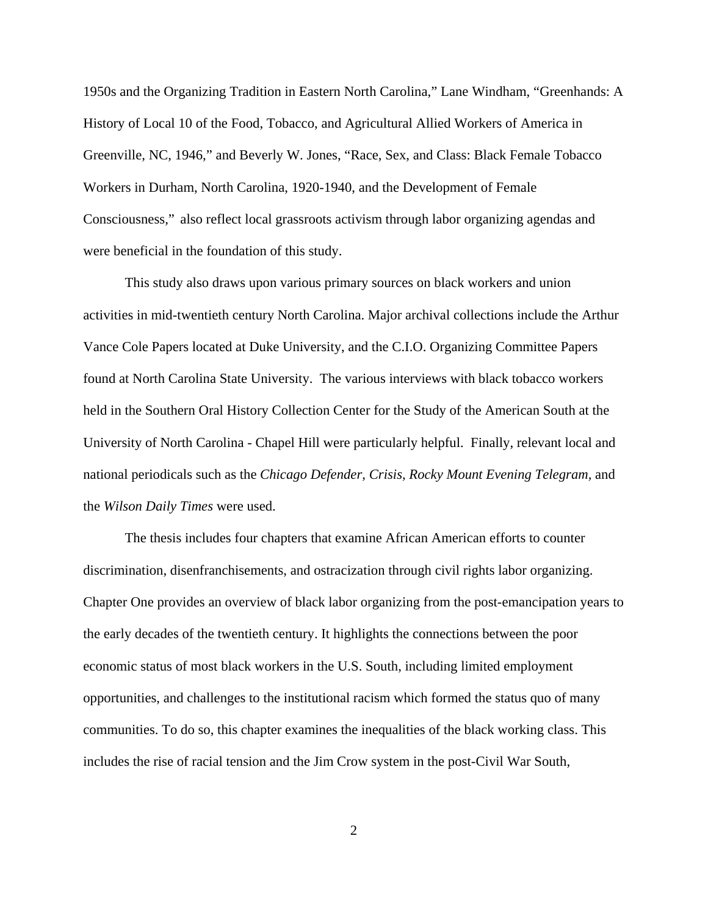1950s and the Organizing Tradition in Eastern North Carolina," Lane Windham, "Greenhands: A History of Local 10 of the Food, Tobacco, and Agricultural Allied Workers of America in Greenville, NC, 1946," and Beverly W. Jones, "Race, Sex, and Class: Black Female Tobacco Workers in Durham, North Carolina, 1920-1940, and the Development of Female Consciousness," also reflect local grassroots activism through labor organizing agendas and were beneficial in the foundation of this study.

This study also draws upon various primary sources on black workers and union activities in mid-twentieth century North Carolina. Major archival collections include the Arthur Vance Cole Papers located at Duke University, and the C.I.O. Organizing Committee Papers found at North Carolina State University. The various interviews with black tobacco workers held in the Southern Oral History Collection Center for the Study of the American South at the University of North Carolina - Chapel Hill were particularly helpful. Finally, relevant local and national periodicals such as the *Chicago Defender, Crisis, Rocky Mount Evening Telegram,* and the *Wilson Daily Times* were used.

The thesis includes four chapters that examine African American efforts to counter discrimination, disenfranchisements, and ostracization through civil rights labor organizing. Chapter One provides an overview of black labor organizing from the post-emancipation years to the early decades of the twentieth century. It highlights the connections between the poor economic status of most black workers in the U.S. South, including limited employment opportunities, and challenges to the institutional racism which formed the status quo of many communities. To do so, this chapter examines the inequalities of the black working class. This includes the rise of racial tension and the Jim Crow system in the post-Civil War South,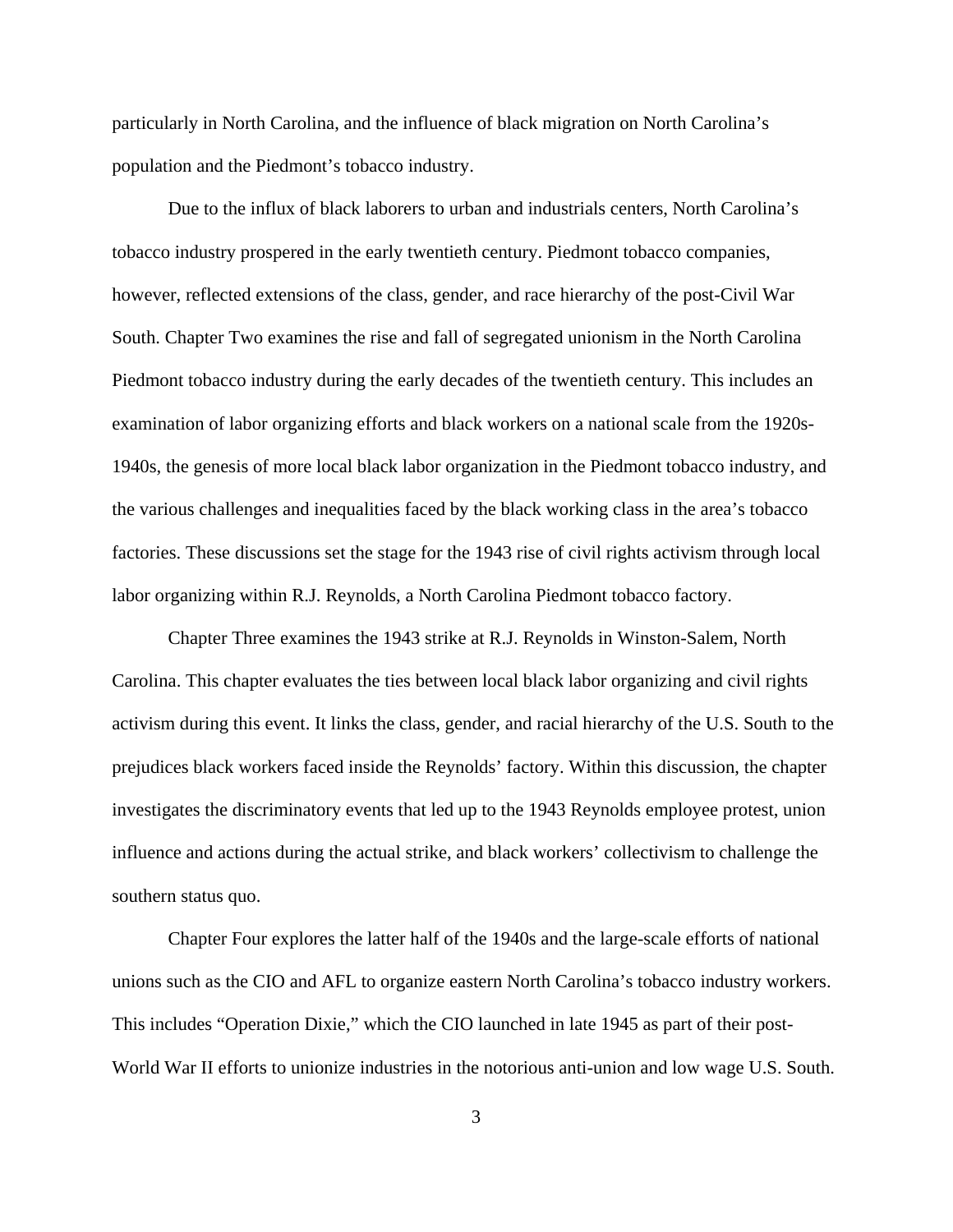particularly in North Carolina, and the influence of black migration on North Carolina's population and the Piedmont's tobacco industry.

Due to the influx of black laborers to urban and industrials centers, North Carolina's tobacco industry prospered in the early twentieth century. Piedmont tobacco companies, however, reflected extensions of the class, gender, and race hierarchy of the post-Civil War South. Chapter Two examines the rise and fall of segregated unionism in the North Carolina Piedmont tobacco industry during the early decades of the twentieth century. This includes an examination of labor organizing efforts and black workers on a national scale from the 1920s-1940s, the genesis of more local black labor organization in the Piedmont tobacco industry, and the various challenges and inequalities faced by the black working class in the area's tobacco factories. These discussions set the stage for the 1943 rise of civil rights activism through local labor organizing within R.J. Reynolds, a North Carolina Piedmont tobacco factory.

Chapter Three examines the 1943 strike at R.J. Reynolds in Winston-Salem, North Carolina. This chapter evaluates the ties between local black labor organizing and civil rights activism during this event. It links the class, gender, and racial hierarchy of the U.S. South to the prejudices black workers faced inside the Reynolds' factory. Within this discussion, the chapter investigates the discriminatory events that led up to the 1943 Reynolds employee protest, union influence and actions during the actual strike, and black workers' collectivism to challenge the southern status quo.

Chapter Four explores the latter half of the 1940s and the large-scale efforts of national unions such as the CIO and AFL to organize eastern North Carolina's tobacco industry workers. This includes "Operation Dixie," which the CIO launched in late 1945 as part of their post-World War II efforts to unionize industries in the notorious anti-union and low wage U.S. South.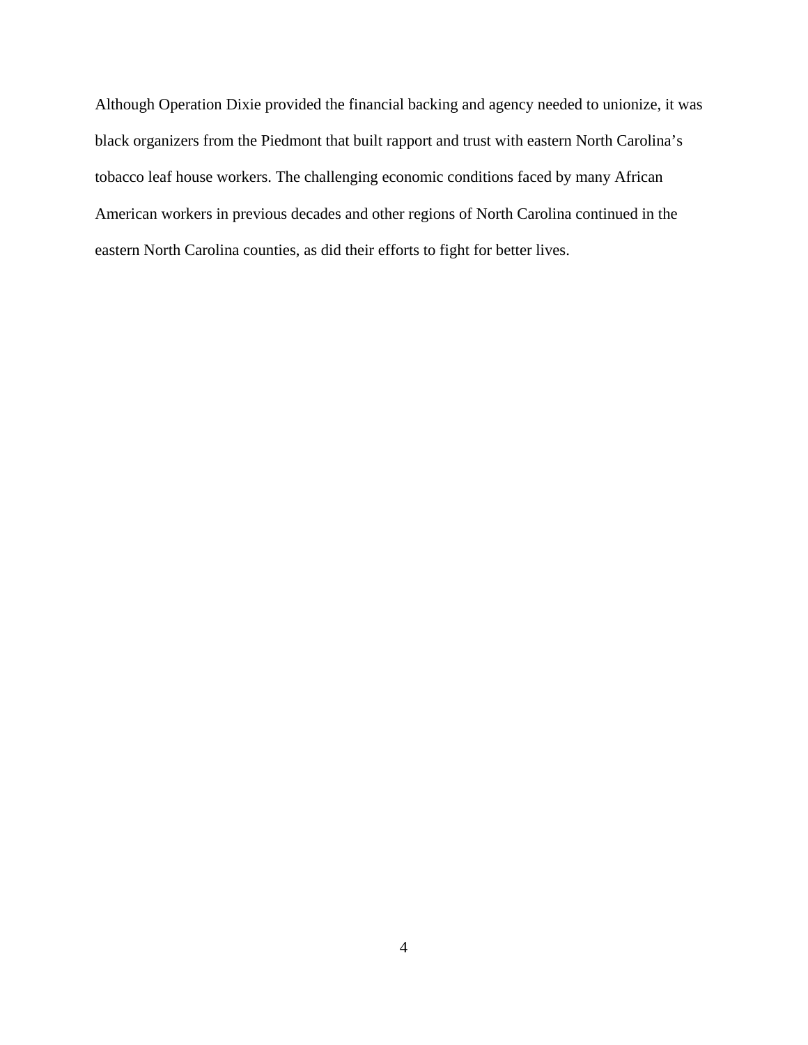Although Operation Dixie provided the financial backing and agency needed to unionize, it was black organizers from the Piedmont that built rapport and trust with eastern North Carolina's tobacco leaf house workers. The challenging economic conditions faced by many African American workers in previous decades and other regions of North Carolina continued in the eastern North Carolina counties, as did their efforts to fight for better lives.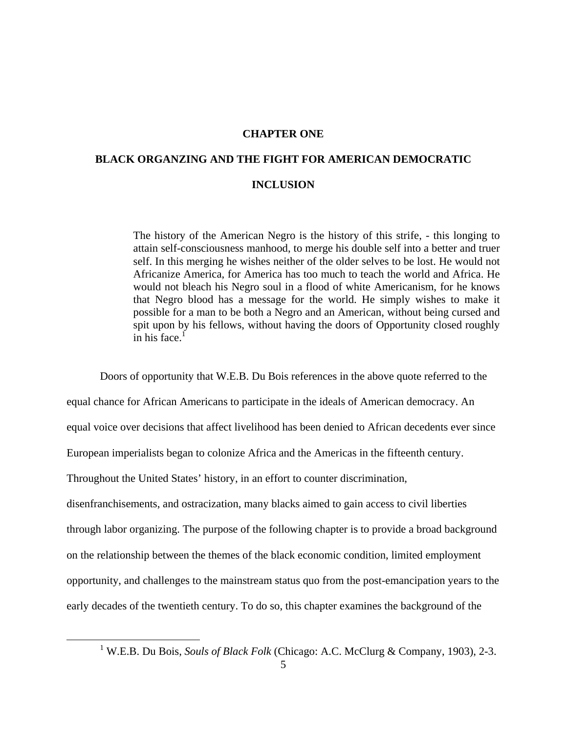# CHAPTER ONE

## BLACK ORGANZING AND THE FIGHT FOR AMERICAN DEMOCRATIC INCLUSION

> The history of the American Negro is the history of this strife, - this longing to attain self-consciousness manhood, to merge his double self into a better and truer self. In this merging he wishes neither of the older selves to be lost. He would not Africanize America, for America has too much to teach the world and Africa. He would not bleach his Negro soul in a flood of white Americanism, for he knows that Negro blood has a message for the world. He simply wishes to make it possible for a man to be both a Negro and an American, without being cursed and spit upon by his fellows, without having the doors of Opportunity closed roughly in his face.[1]

Doors of opportunity that W.E.B. Du Bois references in the above quote referred to the equal chance for African Americans to participate in the ideals of American democracy. An equal voice over decisions that affect livelihood has been denied to African decedents ever since European imperialists began to colonize Africa and the Americas in the fifteenth century. Throughout the United States' history, in an effort to counter discrimination, disenfranchisements, and ostracization, many blacks aimed to gain access to civil liberties through labor organizing. The purpose of the following chapter is to provide a broad background on the relationship between the themes of the black economic condition, limited employment opportunity, and challenges to the mainstream status quo from the post-emancipation years to the early decades of the twentieth century. To do so, this chapter examines the background of the

---

[1] W.E.B. Du Bois, *Souls of Black Folk* (Chicago: A.C. McClurg & Company, 1903), 2-3.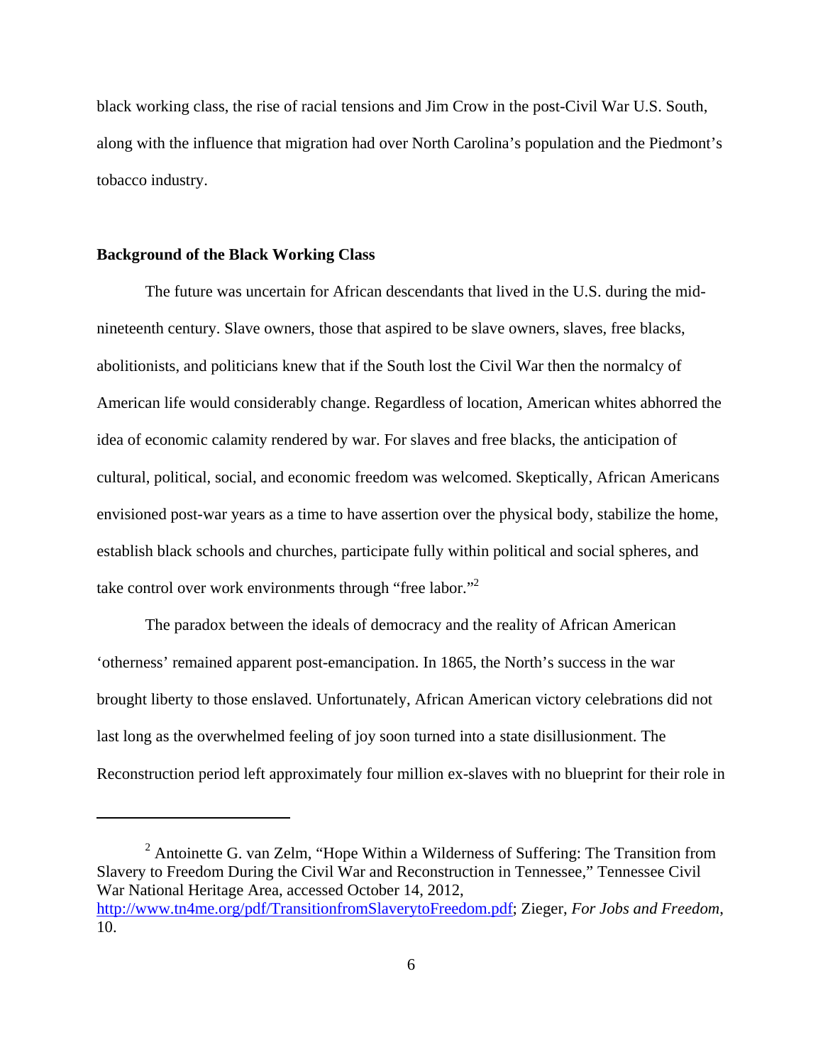black working class, the rise of racial tensions and Jim Crow in the post-Civil War U.S. South, along with the influence that migration had over North Carolina's population and the Piedmont's tobacco industry.

### Background of the Black Working Class

The future was uncertain for African descendants that lived in the U.S. during the mid-nineteenth century. Slave owners, those that aspired to be slave owners, slaves, free blacks, abolitionists, and politicians knew that if the South lost the Civil War then the normalcy of American life would considerably change. Regardless of location, American whites abhorred the idea of economic calamity rendered by war. For slaves and free blacks, the anticipation of cultural, political, social, and economic freedom was welcomed. Skeptically, African Americans envisioned post-war years as a time to have assertion over the physical body, stabilize the home, establish black schools and churches, participate fully within political and social spheres, and take control over work environments through "free labor."[2]

The paradox between the ideals of democracy and the reality of African American 'otherness' remained apparent post-emancipation. In 1865, the North's success in the war brought liberty to those enslaved. Unfortunately, African American victory celebrations did not last long as the overwhelmed feeling of joy soon turned into a state disillusionment. The Reconstruction period left approximately four million ex-slaves with no blueprint for their role in

---

[2] Antoinette G. van Zelm, "Hope Within a Wilderness of Suffering: The Transition from Slavery to Freedom During the Civil War and Reconstruction in Tennessee," Tennessee Civil War National Heritage Area, accessed October 14, 2012, http://www.tn4me.org/pdf/TransitionfromSlaverytoFreedom.pdf; Zieger, *For Jobs and Freedom*, 10.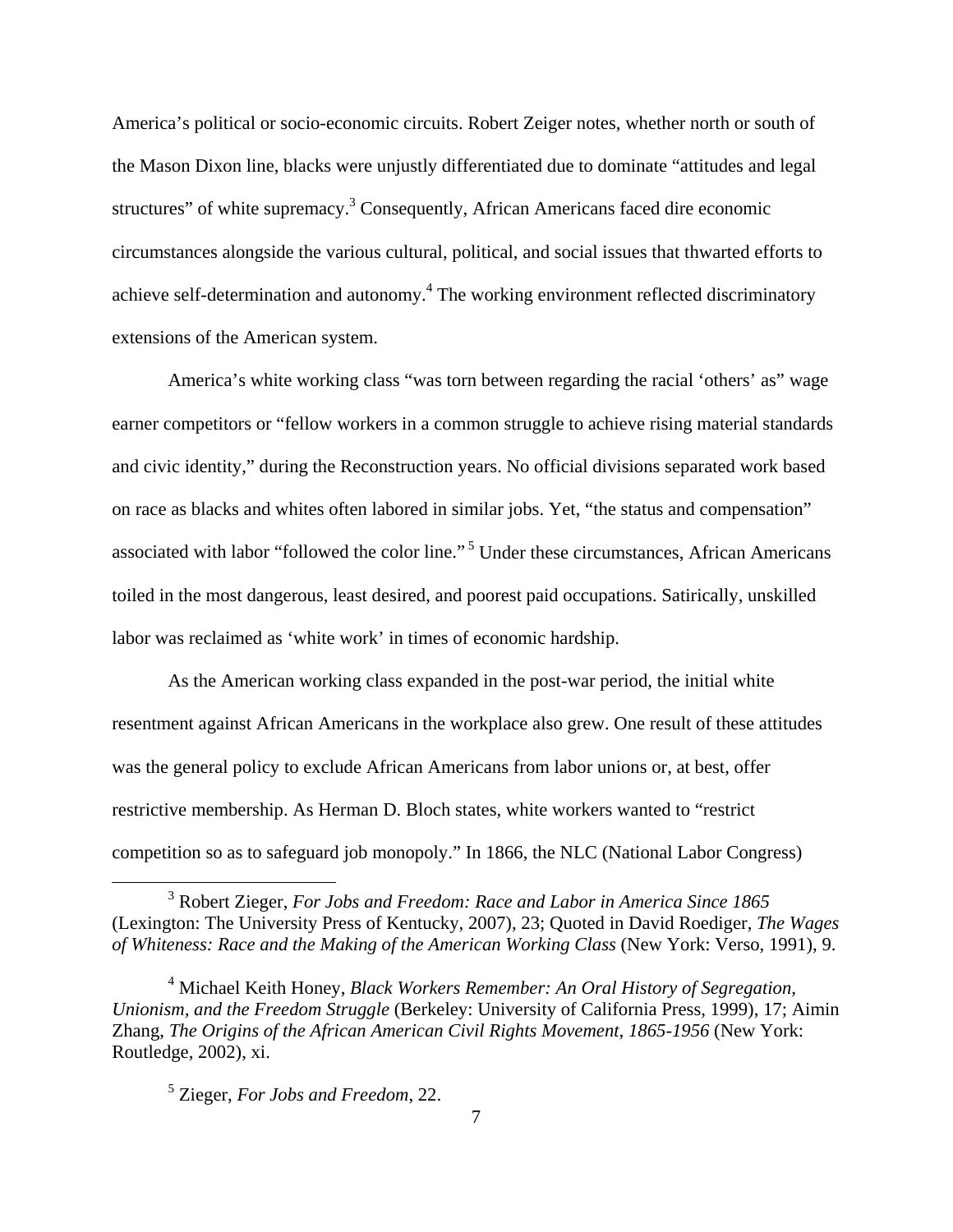America's political or socio-economic circuits. Robert Zeiger notes, whether north or south of the Mason Dixon line, blacks were unjustly differentiated due to dominate "attitudes and legal structures" of white supremacy.[3] Consequently, African Americans faced dire economic circumstances alongside the various cultural, political, and social issues that thwarted efforts to achieve self-determination and autonomy.[4] The working environment reflected discriminatory extensions of the American system.

America's white working class "was torn between regarding the racial 'others' as" wage earner competitors or "fellow workers in a common struggle to achieve rising material standards and civic identity," during the Reconstruction years. No official divisions separated work based on race as blacks and whites often labored in similar jobs. Yet, "the status and compensation" associated with labor "followed the color line."[5] Under these circumstances, African Americans toiled in the most dangerous, least desired, and poorest paid occupations. Satirically, unskilled labor was reclaimed as 'white work' in times of economic hardship.

As the American working class expanded in the post-war period, the initial white resentment against African Americans in the workplace also grew. One result of these attitudes was the general policy to exclude African Americans from labor unions or, at best, offer restrictive membership. As Herman D. Bloch states, white workers wanted to "restrict competition so as to safeguard job monopoly." In 1866, the NLC (National Labor Congress)

---

[3] Robert Zeiger, *For Jobs and Freedom: Race and Labor in America Since 1865* (Lexington: The University Press of Kentucky, 2007), 23; Quoted in David Roediger, *The Wages of Whiteness: Race and the Making of the American Working Class* (New York: Verso, 1991), 9.

[4] Michael Keith Honey, *Black Workers Remember: An Oral History of Segregation, Unionism, and the Freedom Struggle* (Berkeley: University of California Press, 1999), 17; Aimin Zhang, *The Origins of the African American Civil Rights Movement, 1865-1956* (New York: Routledge, 2002), xi.

[5] Zieger, *For Jobs and Freedom*, 22.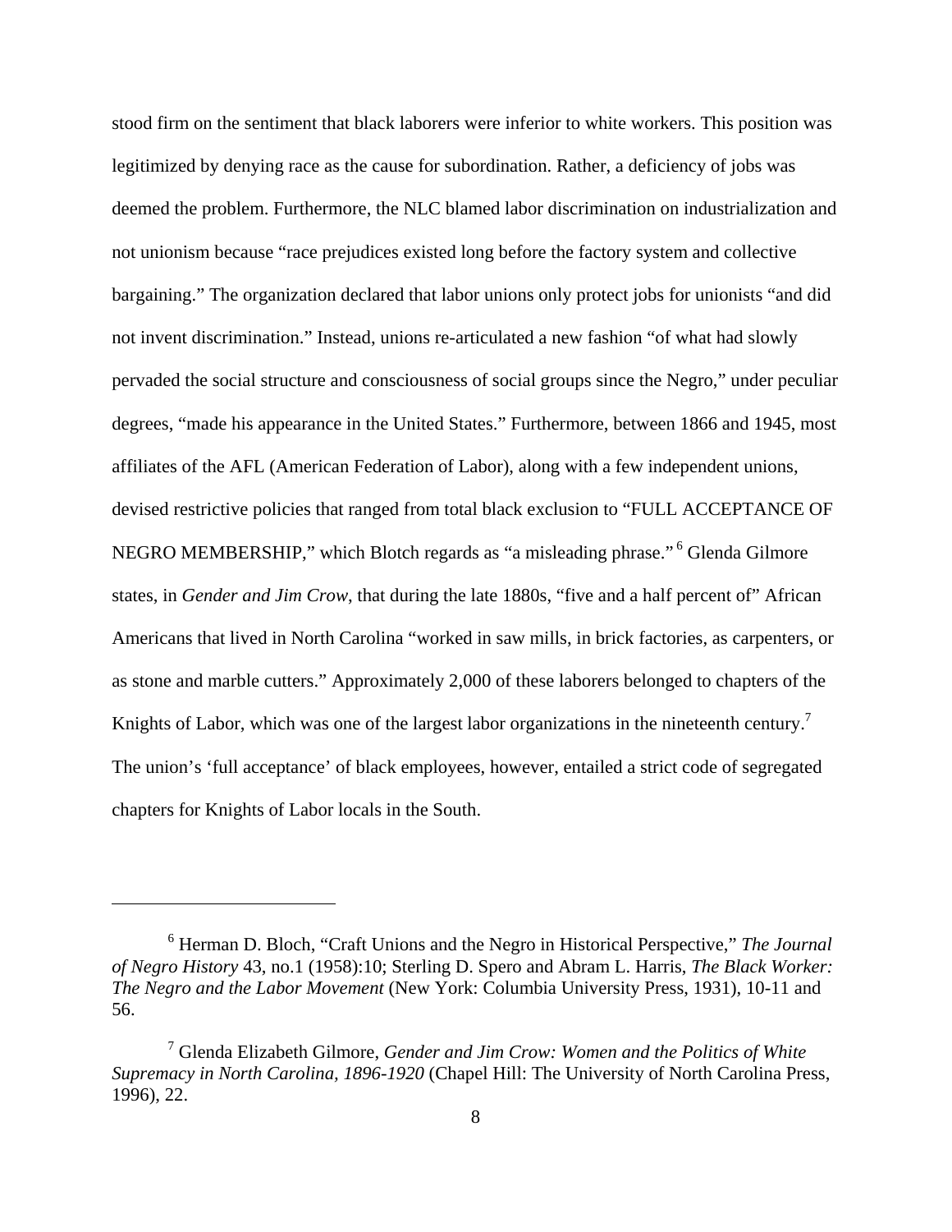stood firm on the sentiment that black laborers were inferior to white workers. This position was legitimized by denying race as the cause for subordination. Rather, a deficiency of jobs was deemed the problem. Furthermore, the NLC blamed labor discrimination on industrialization and not unionism because "race prejudices existed long before the factory system and collective bargaining." The organization declared that labor unions only protect jobs for unionists "and did not invent discrimination." Instead, unions re-articulated a new fashion "of what had slowly pervaded the social structure and consciousness of social groups since the Negro," under peculiar degrees, "made his appearance in the United States." Furthermore, between 1866 and 1945, most affiliates of the AFL (American Federation of Labor), along with a few independent unions, devised restrictive policies that ranged from total black exclusion to "FULL ACCEPTANCE OF NEGRO MEMBERSHIP," which Blotch regards as "a misleading phrase." [6] Glenda Gilmore states, in *Gender and Jim Crow*, that during the late 1880s, "five and a half percent of" African Americans that lived in North Carolina "worked in saw mills, in brick factories, as carpenters, or as stone and marble cutters." Approximately 2,000 of these laborers belonged to chapters of the Knights of Labor, which was one of the largest labor organizations in the nineteenth century.[7] The union's 'full acceptance' of black employees, however, entailed a strict code of segregated chapters for Knights of Labor locals in the South.

---

[6] Herman D. Bloch, "Craft Unions and the Negro in Historical Perspective," *The Journal of Negro History* 43, no.1 (1958):10; Sterling D. Spero and Abram L. Harris, *The Black Worker: The Negro and the Labor Movement* (New York: Columbia University Press, 1931), 10-11 and 56.

[7] Glenda Elizabeth Gilmore, *Gender and Jim Crow: Women and the Politics of White Supremacy in North Carolina, 1896-1920* (Chapel Hill: The University of North Carolina Press, 1996), 22.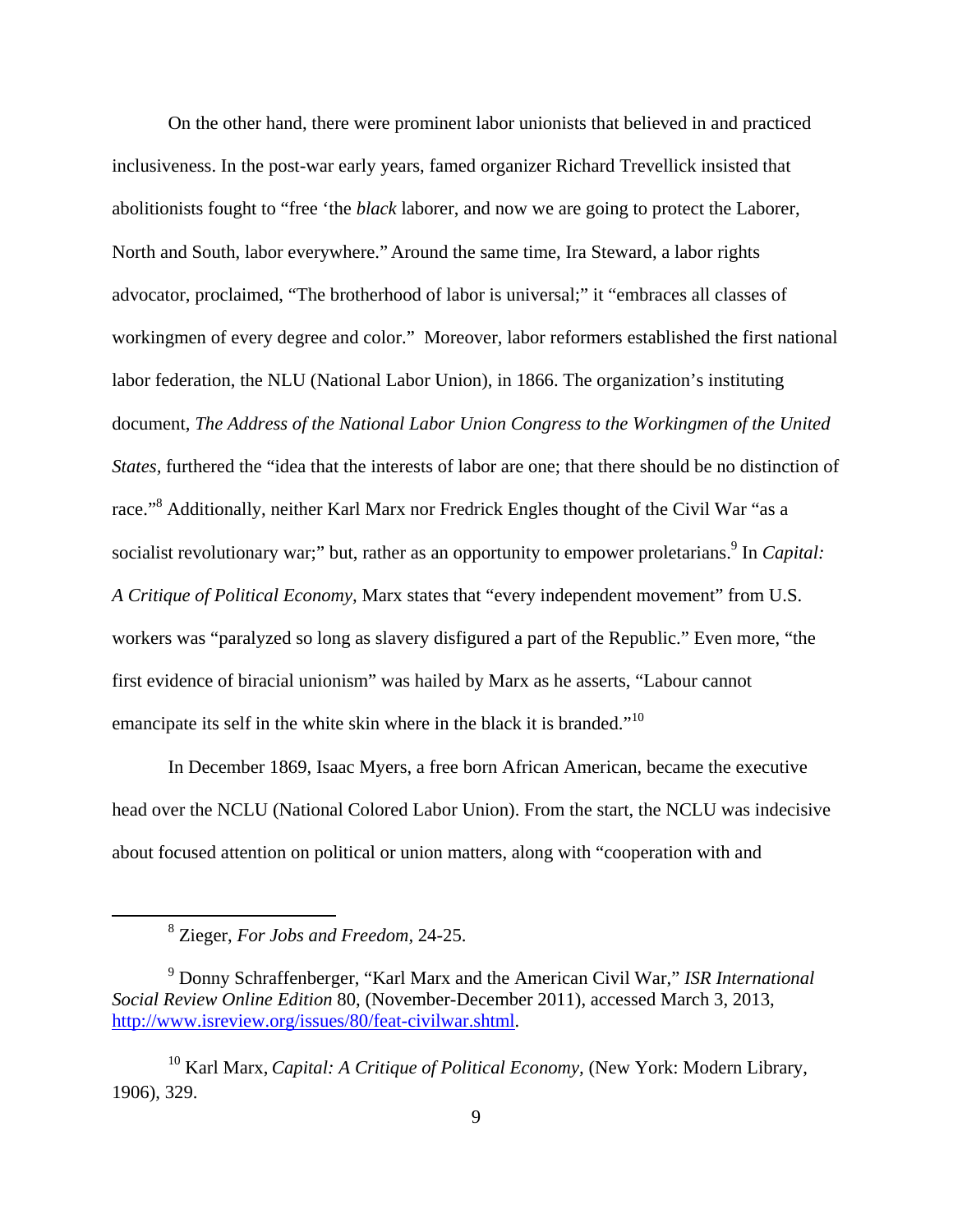On the other hand, there were prominent labor unionists that believed in and practiced inclusiveness. In the post-war early years, famed organizer Richard Trevellick insisted that abolitionists fought to "free 'the *black* laborer, and now we are going to protect the Laborer, North and South, labor everywhere." Around the same time, Ira Steward, a labor rights advocator, proclaimed, "The brotherhood of labor is universal;" it "embraces all classes of workingmen of every degree and color." Moreover, labor reformers established the first national labor federation, the NLU (National Labor Union), in 1866. The organization's instituting document, *The Address of the National Labor Union Congress to the Workingmen of the United States,* furthered the "idea that the interests of labor are one; that there should be no distinction of race."[8] Additionally, neither Karl Marx nor Fredrick Engles thought of the Civil War "as a socialist revolutionary war;" but, rather as an opportunity to empower proletarians.[9] In *Capital: A Critique of Political Economy,* Marx states that "every independent movement" from U.S. workers was "paralyzed so long as slavery disfigured a part of the Republic." Even more, "the first evidence of biracial unionism" was hailed by Marx as he asserts, "Labour cannot emancipate its self in the white skin where in the black it is branded."[10]

In December 1869, Isaac Myers, a free born African American, became the executive head over the NCLU (National Colored Labor Union). From the start, the NCLU was indecisive about focused attention on political or union matters, along with "cooperation with and

---

[8] Zieger, *For Jobs and Freedom*, 24-25.

[9] Donny Schraffenberger, "Karl Marx and the American Civil War," *ISR International Social Review Online Edition* 80, (November-December 2011), accessed March 3, 2013, http://www.isreview.org/issues/80/feat-civilwar.shtml.

[10] Karl Marx, *Capital: A Critique of Political Economy,* (New York: Modern Library, 1906), 329.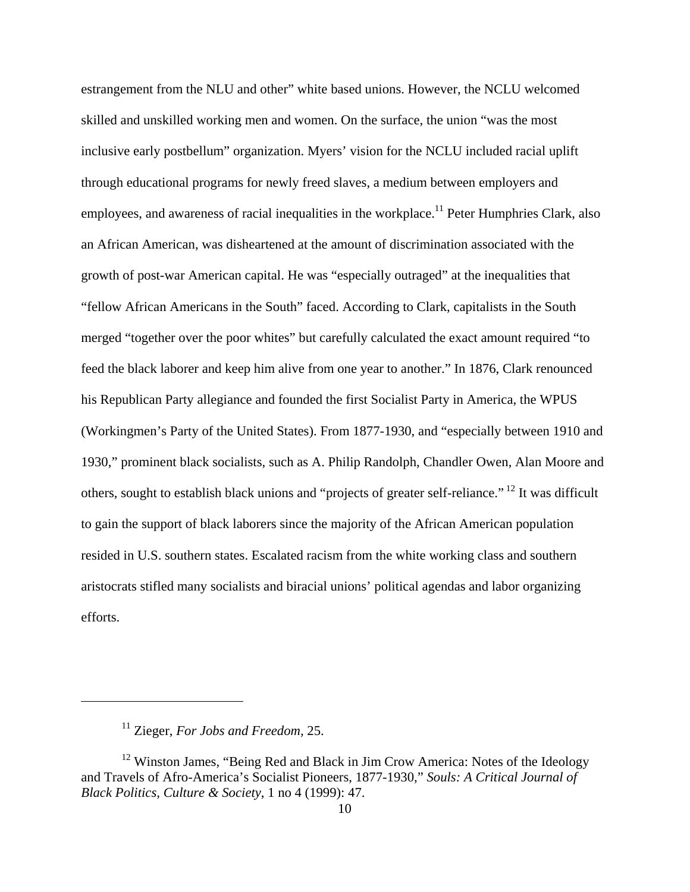estrangement from the NLU and other" white based unions. However, the NCLU welcomed skilled and unskilled working men and women. On the surface, the union "was the most inclusive early postbellum" organization. Myers' vision for the NCLU included racial uplift through educational programs for newly freed slaves, a medium between employers and employees, and awareness of racial inequalities in the workplace.[11] Peter Humphries Clark, also an African American, was disheartened at the amount of discrimination associated with the growth of post-war American capital. He was "especially outraged" at the inequalities that "fellow African Americans in the South" faced. According to Clark, capitalists in the South merged "together over the poor whites" but carefully calculated the exact amount required "to feed the black laborer and keep him alive from one year to another." In 1876, Clark renounced his Republican Party allegiance and founded the first Socialist Party in America, the WPUS (Workingmen's Party of the United States). From 1877-1930, and "especially between 1910 and 1930," prominent black socialists, such as A. Philip Randolph, Chandler Owen, Alan Moore and others, sought to establish black unions and "projects of greater self-reliance." [12] It was difficult to gain the support of black laborers since the majority of the African American population resided in U.S. southern states. Escalated racism from the white working class and southern aristocrats stifled many socialists and biracial unions' political agendas and labor organizing efforts.

---

[11] Zieger, *For Jobs and Freedom*, 25.

[12] Winston James, "Being Red and Black in Jim Crow America: Notes of the Ideology and Travels of Afro-America's Socialist Pioneers, 1877-1930," *Souls: A Critical Journal of Black Politics, Culture & Society*, 1 no 4 (1999): 47.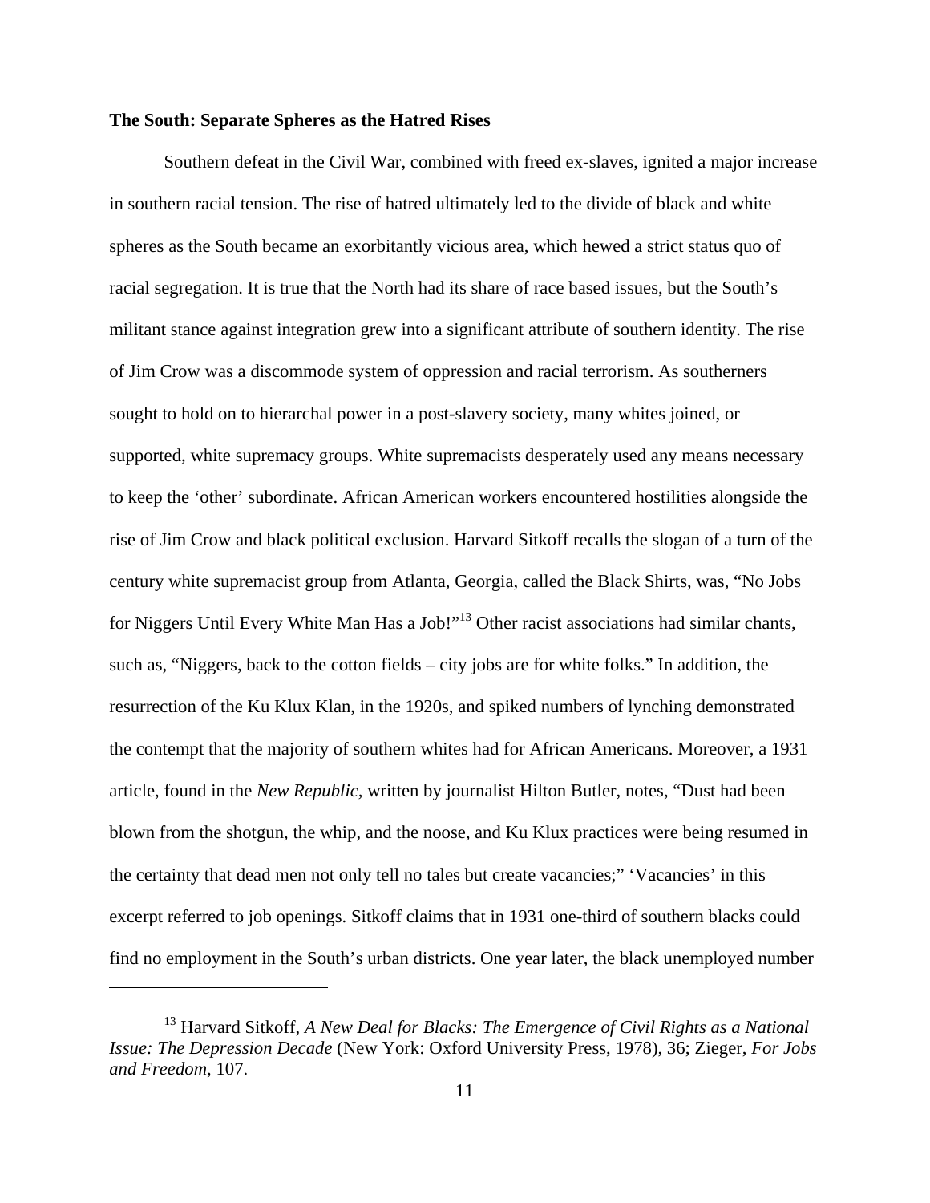**The South: Separate Spheres as the Hatred Rises**

Southern defeat in the Civil War, combined with freed ex-slaves, ignited a major increase in southern racial tension. The rise of hatred ultimately led to the divide of black and white spheres as the South became an exorbitantly vicious area, which hewed a strict status quo of racial segregation. It is true that the North had its share of race based issues, but the South's militant stance against integration grew into a significant attribute of southern identity. The rise of Jim Crow was a discommode system of oppression and racial terrorism. As southerners sought to hold on to hierarchal power in a post-slavery society, many whites joined, or supported, white supremacy groups. White supremacists desperately used any means necessary to keep the 'other' subordinate. African American workers encountered hostilities alongside the rise of Jim Crow and black political exclusion. Harvard Sitkoff recalls the slogan of a turn of the century white supremacist group from Atlanta, Georgia, called the Black Shirts, was, "No Jobs for Niggers Until Every White Man Has a Job!"[13] Other racist associations had similar chants, such as, "Niggers, back to the cotton fields – city jobs are for white folks." In addition, the resurrection of the Ku Klux Klan, in the 1920s, and spiked numbers of lynching demonstrated the contempt that the majority of southern whites had for African Americans. Moreover, a 1931 article, found in the *New Republic*, written by journalist Hilton Butler, notes, "Dust had been blown from the shotgun, the whip, and the noose, and Ku Klux practices were being resumed in the certainty that dead men not only tell no tales but create vacancies;" 'Vacancies' in this excerpt referred to job openings. Sitkoff claims that in 1931 one-third of southern blacks could find no employment in the South's urban districts. One year later, the black unemployed number

---

[13] Harvard Sitkoff, *A New Deal for Blacks: The Emergence of Civil Rights as a National Issue: The Depression Decade* (New York: Oxford University Press, 1978), 36; Zieger, *For Jobs and Freedom*, 107.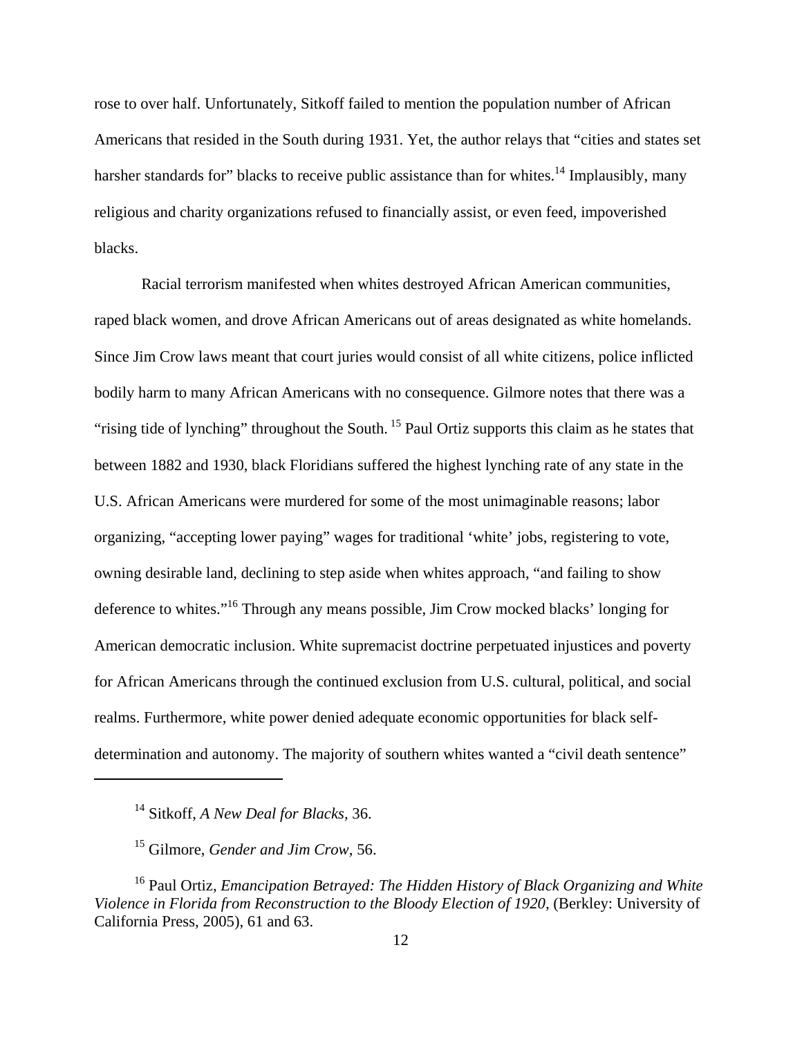rose to over half. Unfortunately, Sitkoff failed to mention the population number of African Americans that resided in the South during 1931. Yet, the author relays that "cities and states set harsher standards for" blacks to receive public assistance than for whites.[14] Implausibly, many religious and charity organizations refused to financially assist, or even feed, impoverished blacks.

Racial terrorism manifested when whites destroyed African American communities, raped black women, and drove African Americans out of areas designated as white homelands. Since Jim Crow laws meant that court juries would consist of all white citizens, police inflicted bodily harm to many African Americans with no consequence. Gilmore notes that there was a "rising tide of lynching" throughout the South. [15] Paul Ortiz supports this claim as he states that between 1882 and 1930, black Floridians suffered the highest lynching rate of any state in the U.S. African Americans were murdered for some of the most unimaginable reasons; labor organizing, "accepting lower paying" wages for traditional 'white' jobs, registering to vote, owning desirable land, declining to step aside when whites approach, "and failing to show deference to whites."[16] Through any means possible, Jim Crow mocked blacks' longing for American democratic inclusion. White supremacist doctrine perpetuated injustices and poverty for African Americans through the continued exclusion from U.S. cultural, political, and social realms. Furthermore, white power denied adequate economic opportunities for black self-determination and autonomy. The majority of southern whites wanted a "civil death sentence"

---

[14] Sitkoff, *A New Deal for Blacks*, 36.

[15] Gilmore, *Gender and Jim Crow*, 56.

[16] Paul Ortiz, *Emancipation Betrayed: The Hidden History of Black Organizing and White Violence in Florida from Reconstruction to the Bloody Election of 1920*, (Berkley: University of California Press, 2005), 61 and 63.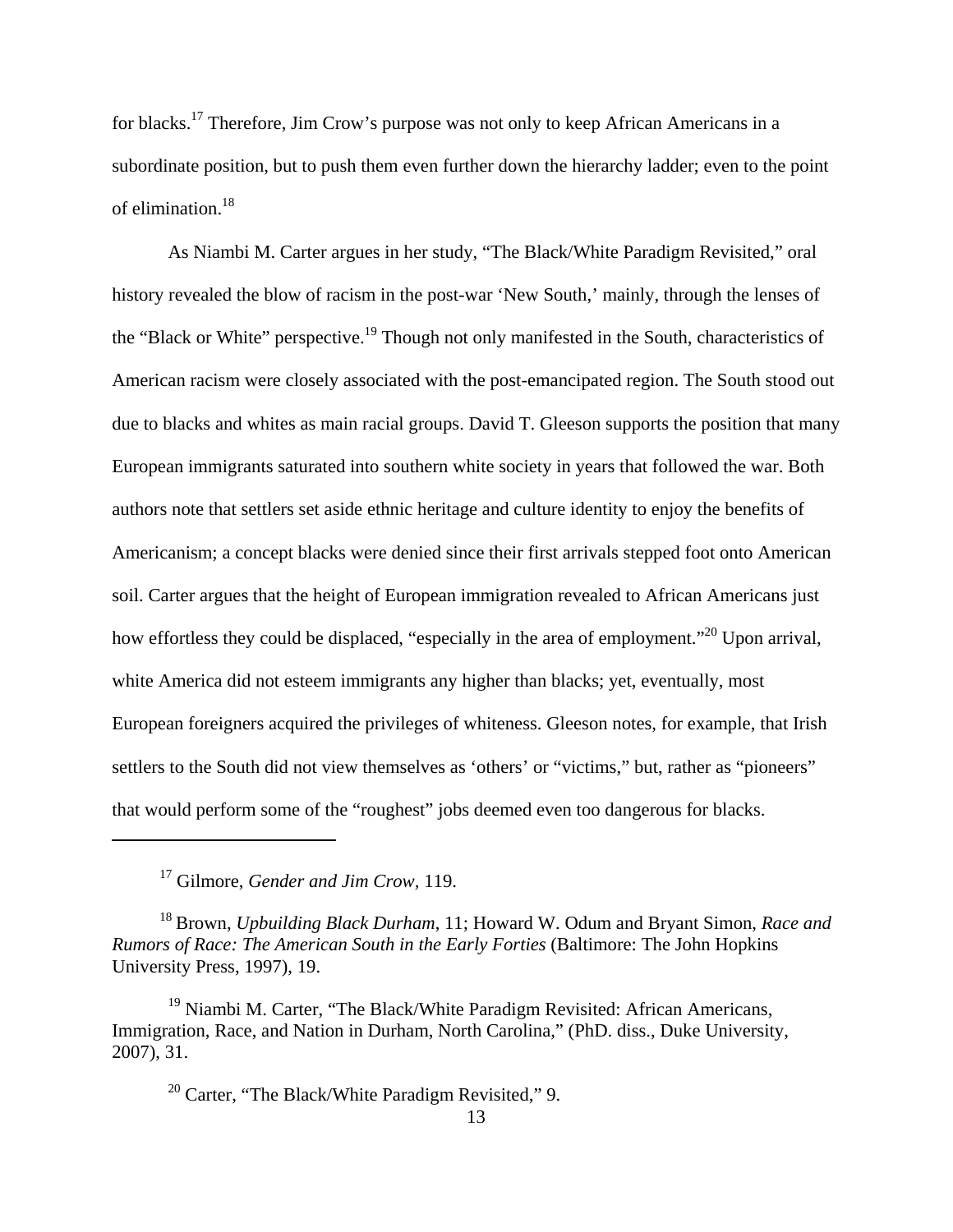for blacks.[17] Therefore, Jim Crow's purpose was not only to keep African Americans in a subordinate position, but to push them even further down the hierarchy ladder; even to the point of elimination.[18]

As Niambi M. Carter argues in her study, "The Black/White Paradigm Revisited," oral history revealed the blow of racism in the post-war 'New South,' mainly, through the lenses of the "Black or White" perspective.[19] Though not only manifested in the South, characteristics of American racism were closely associated with the post-emancipated region. The South stood out due to blacks and whites as main racial groups. David T. Gleeson supports the position that many European immigrants saturated into southern white society in years that followed the war. Both authors note that settlers set aside ethnic heritage and culture identity to enjoy the benefits of Americanism; a concept blacks were denied since their first arrivals stepped foot onto American soil. Carter argues that the height of European immigration revealed to African Americans just how effortless they could be displaced, "especially in the area of employment."[20] Upon arrival, white America did not esteem immigrants any higher than blacks; yet, eventually, most European foreigners acquired the privileges of whiteness. Gleeson notes, for example, that Irish settlers to the South did not view themselves as 'others' or "victims," but, rather as "pioneers" that would perform some of the "roughest" jobs deemed even too dangerous for blacks.

---

[17] Gilmore, *Gender and Jim Crow*, 119.

[18] Brown, *Upbuilding Black Durham*, 11; Howard W. Odum and Bryant Simon, *Race and Rumors of Race: The American South in the Early Forties* (Baltimore: The John Hopkins University Press, 1997), 19.

[19] Niambi M. Carter, "The Black/White Paradigm Revisited: African Americans, Immigration, Race, and Nation in Durham, North Carolina," (PhD. diss., Duke University, 2007), 31.

[20] Carter, "The Black/White Paradigm Revisited," 9.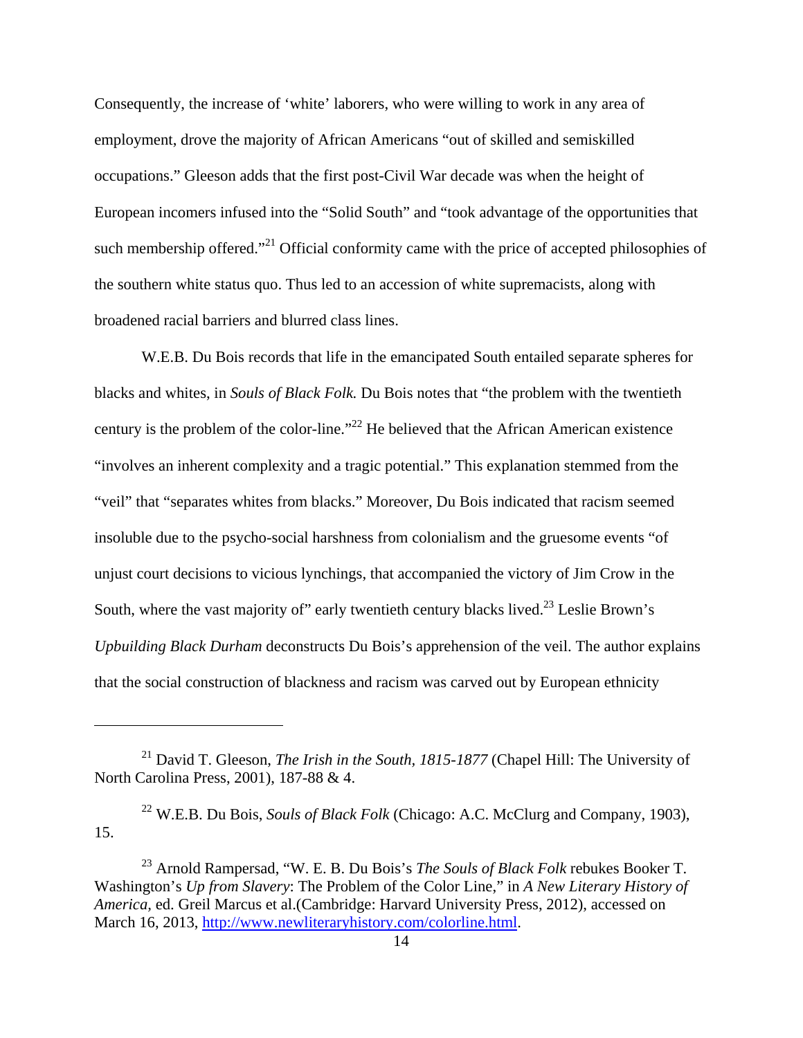Consequently, the increase of 'white' laborers, who were willing to work in any area of employment, drove the majority of African Americans "out of skilled and semiskilled occupations." Gleeson adds that the first post-Civil War decade was when the height of European incomers infused into the "Solid South" and "took advantage of the opportunities that such membership offered."[21] Official conformity came with the price of accepted philosophies of the southern white status quo. Thus led to an accession of white supremacists, along with broadened racial barriers and blurred class lines.

W.E.B. Du Bois records that life in the emancipated South entailed separate spheres for blacks and whites, in *Souls of Black Folk.* Du Bois notes that "the problem with the twentieth century is the problem of the color-line."[22] He believed that the African American existence "involves an inherent complexity and a tragic potential." This explanation stemmed from the "veil" that "separates whites from blacks." Moreover, Du Bois indicated that racism seemed insoluble due to the psycho-social harshness from colonialism and the gruesome events "of unjust court decisions to vicious lynchings, that accompanied the victory of Jim Crow in the South, where the vast majority of" early twentieth century blacks lived.[23] Leslie Brown's *Upbuilding Black Durham* deconstructs Du Bois's apprehension of the veil. The author explains that the social construction of blackness and racism was carved out by European ethnicity

---

[21] David T. Gleeson, *The Irish in the South, 1815-1877* (Chapel Hill: The University of North Carolina Press, 2001), 187-88 & 4.

[22] W.E.B. Du Bois, *Souls of Black Folk* (Chicago: A.C. McClurg and Company, 1903), 15.

[23] Arnold Rampersad, "W. E. B. Du Bois's *The Souls of Black Folk* rebukes Booker T. Washington's *Up from Slavery*: The Problem of the Color Line," in *A New Literary History of America*, ed. Greil Marcus et al.(Cambridge: Harvard University Press, 2012), accessed on March 16, 2013, http://www.newliteraryhistory.com/colorline.html.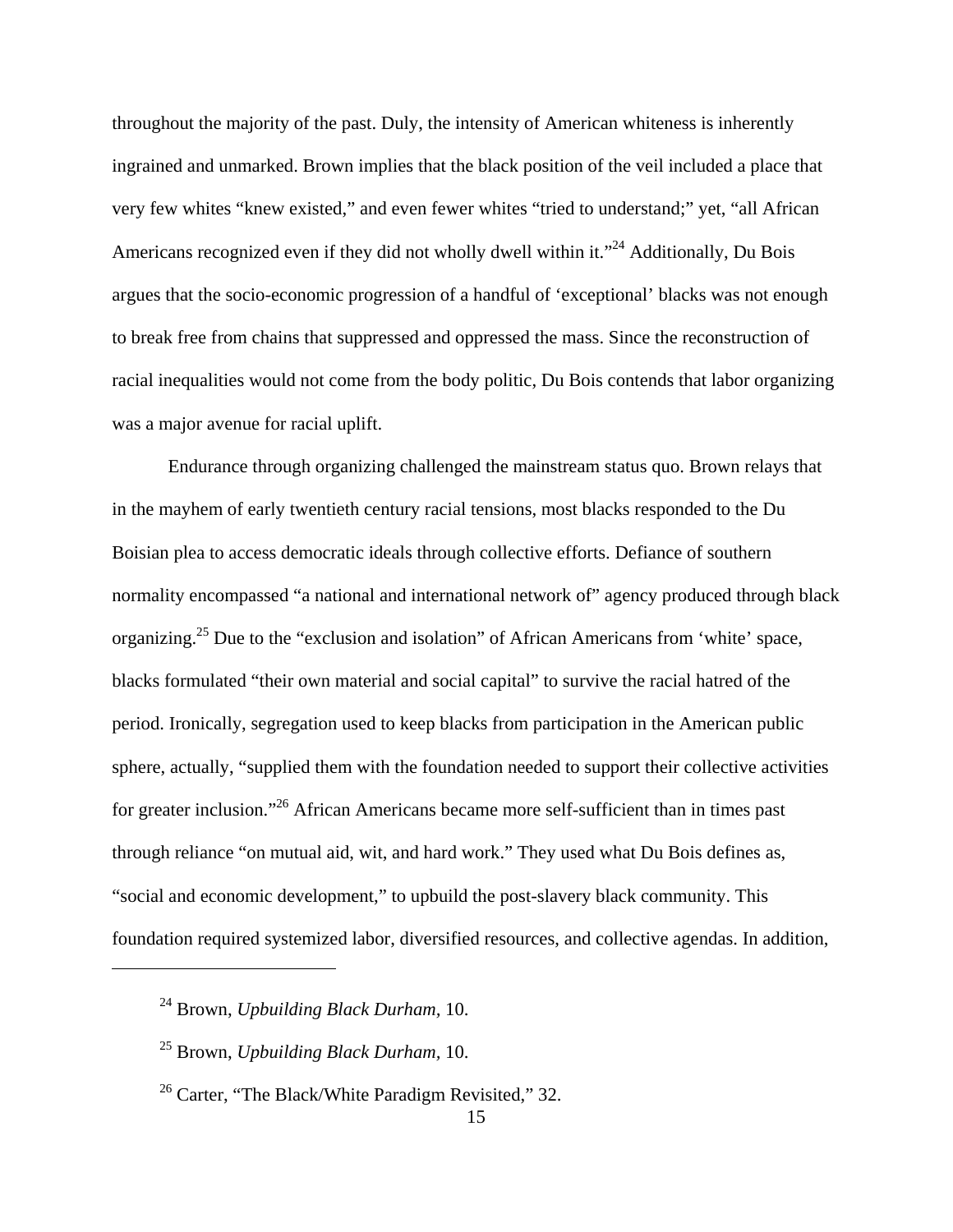throughout the majority of the past. Duly, the intensity of American whiteness is inherently ingrained and unmarked. Brown implies that the black position of the veil included a place that very few whites "knew existed," and even fewer whites "tried to understand;" yet, "all African Americans recognized even if they did not wholly dwell within it."[24] Additionally, Du Bois argues that the socio-economic progression of a handful of 'exceptional' blacks was not enough to break free from chains that suppressed and oppressed the mass. Since the reconstruction of racial inequalities would not come from the body politic, Du Bois contends that labor organizing was a major avenue for racial uplift.

Endurance through organizing challenged the mainstream status quo. Brown relays that in the mayhem of early twentieth century racial tensions, most blacks responded to the Du Boisian plea to access democratic ideals through collective efforts. Defiance of southern normality encompassed "a national and international network of" agency produced through black organizing.[25] Due to the "exclusion and isolation" of African Americans from 'white' space, blacks formulated "their own material and social capital" to survive the racial hatred of the period. Ironically, segregation used to keep blacks from participation in the American public sphere, actually, "supplied them with the foundation needed to support their collective activities for greater inclusion."[26] African Americans became more self-sufficient than in times past through reliance "on mutual aid, wit, and hard work." They used what Du Bois defines as, "social and economic development," to upbuild the post-slavery black community. This foundation required systemized labor, diversified resources, and collective agendas. In addition,

---

[24] Brown, *Upbuilding Black Durham*, 10.

[25] Brown, *Upbuilding Black Durham*, 10.

[26] Carter, "The Black/White Paradigm Revisited," 32.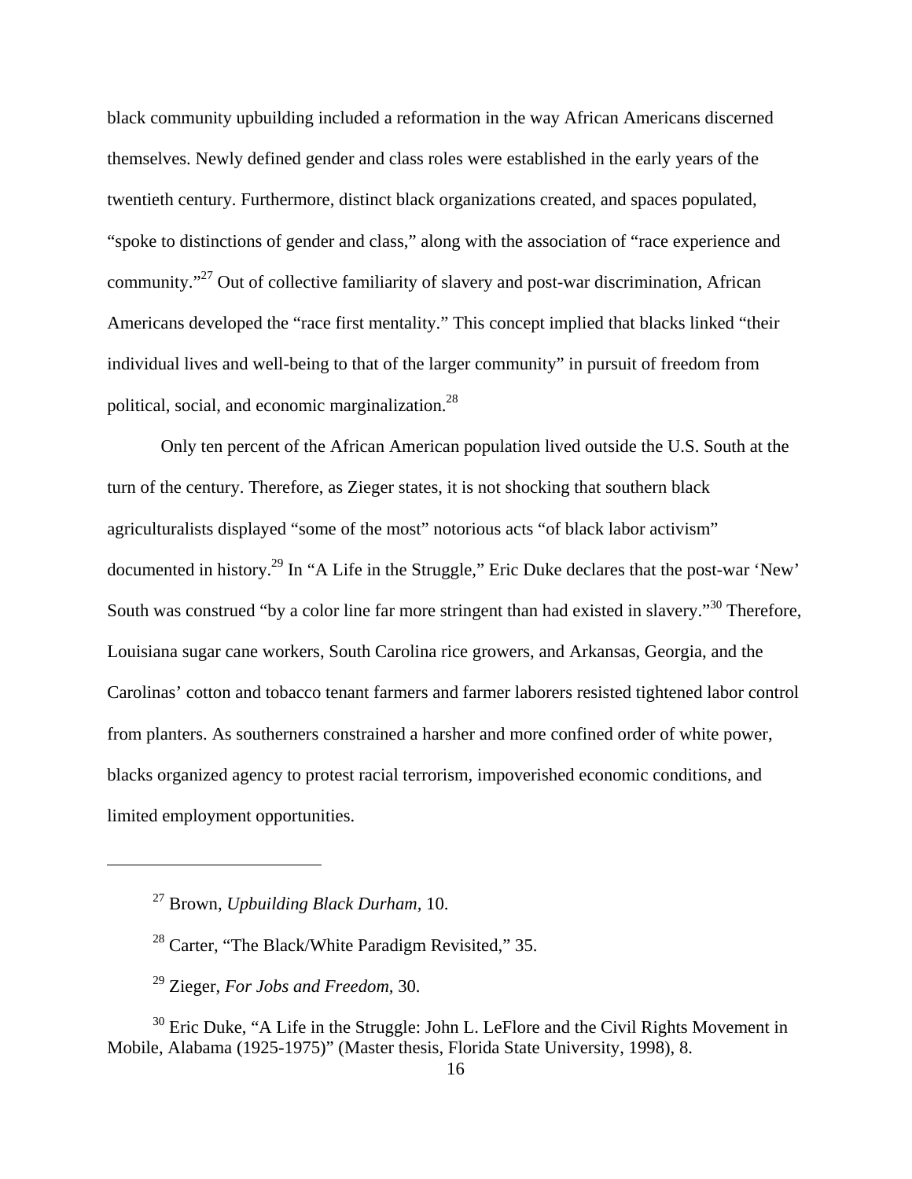black community upbuilding included a reformation in the way African Americans discerned themselves. Newly defined gender and class roles were established in the early years of the twentieth century. Furthermore, distinct black organizations created, and spaces populated, “spoke to distinctions of gender and class,” along with the association of “race experience and community.”[27] Out of collective familiarity of slavery and post-war discrimination, African Americans developed the “race first mentality.” This concept implied that blacks linked “their individual lives and well-being to that of the larger community” in pursuit of freedom from political, social, and economic marginalization.[28]

Only ten percent of the African American population lived outside the U.S. South at the turn of the century. Therefore, as Zieger states, it is not shocking that southern black agriculturalists displayed “some of the most” notorious acts “of black labor activism” documented in history.[29] In “A Life in the Struggle,” Eric Duke declares that the post-war ‘New’ South was construed “by a color line far more stringent than had existed in slavery.”[30] Therefore, Louisiana sugar cane workers, South Carolina rice growers, and Arkansas, Georgia, and the Carolinas’ cotton and tobacco tenant farmers and farmer laborers resisted tightened labor control from planters. As southerners constrained a harsher and more confined order of white power, blacks organized agency to protest racial terrorism, impoverished economic conditions, and limited employment opportunities.

---

[27] Brown, *Upbuilding Black Durham*, 10.

[28] Carter, “The Black/White Paradigm Revisited,” 35.

[29] Zieger, *For Jobs and Freedom,* 30.

[30] Eric Duke, “A Life in the Struggle: John L. LeFlore and the Civil Rights Movement in Mobile, Alabama (1925-1975)” (Master thesis, Florida State University, 1998), 8.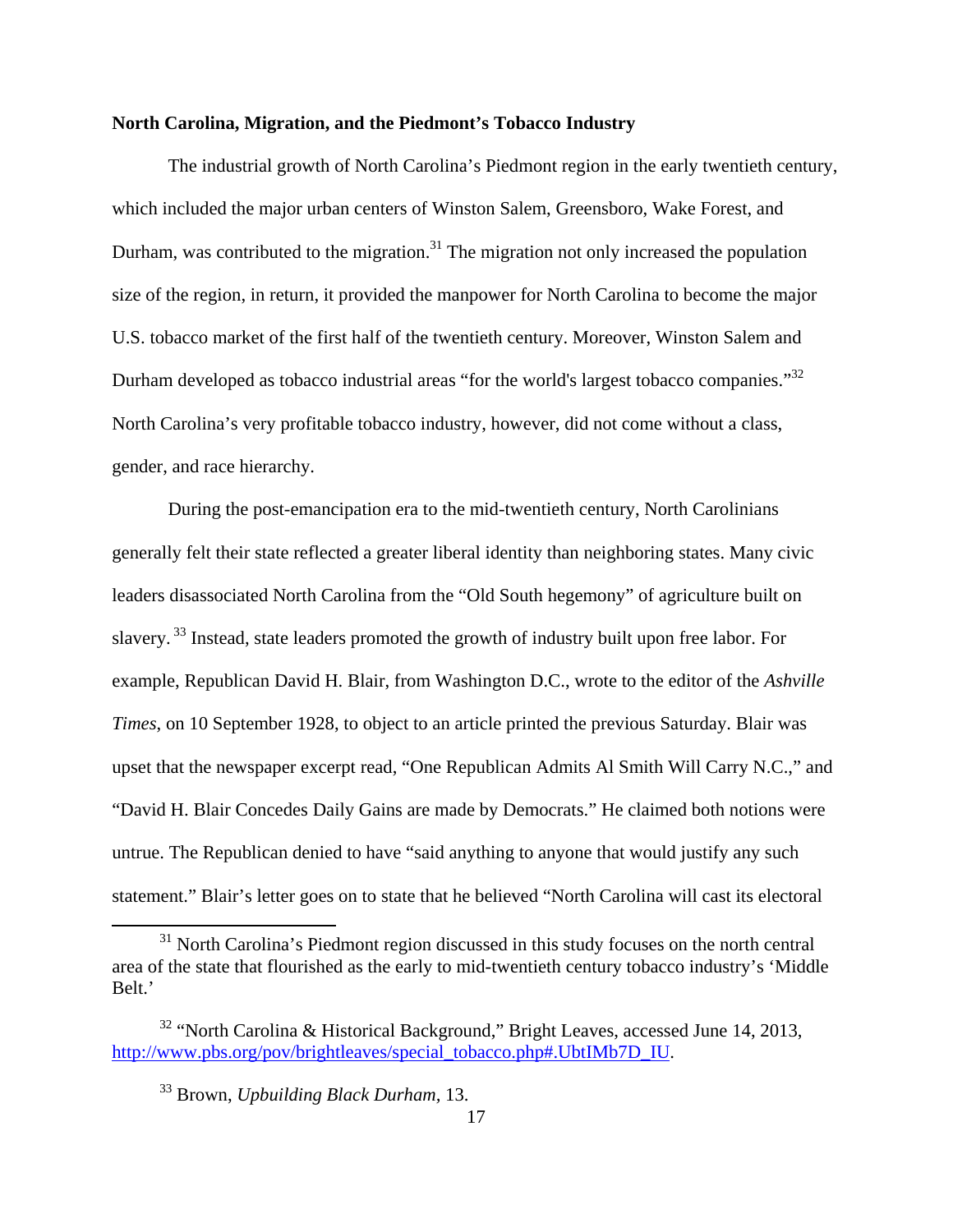**North Carolina, Migration, and the Piedmont's Tobacco Industry**

The industrial growth of North Carolina's Piedmont region in the early twentieth century, which included the major urban centers of Winston Salem, Greensboro, Wake Forest, and Durham, was contributed to the migration.[31] The migration not only increased the population size of the region, in return, it provided the manpower for North Carolina to become the major U.S. tobacco market of the first half of the twentieth century. Moreover, Winston Salem and Durham developed as tobacco industrial areas "for the world's largest tobacco companies."[32] North Carolina's very profitable tobacco industry, however, did not come without a class, gender, and race hierarchy.

During the post-emancipation era to the mid-twentieth century, North Carolinians generally felt their state reflected a greater liberal identity than neighboring states. Many civic leaders disassociated North Carolina from the "Old South hegemony" of agriculture built on slavery. [33] Instead, state leaders promoted the growth of industry built upon free labor. For example, Republican David H. Blair, from Washington D.C., wrote to the editor of the *Ashville Times*, on 10 September 1928, to object to an article printed the previous Saturday. Blair was upset that the newspaper excerpt read, "One Republican Admits Al Smith Will Carry N.C.," and "David H. Blair Concedes Daily Gains are made by Democrats." He claimed both notions were untrue. The Republican denied to have "said anything to anyone that would justify any such statement." Blair's letter goes on to state that he believed "North Carolina will cast its electoral

---

[31] North Carolina's Piedmont region discussed in this study focuses on the north central area of the state that flourished as the early to mid-twentieth century tobacco industry's 'Middle Belt.'

[32] "North Carolina & Historical Background," Bright Leaves, accessed June 14, 2013, http://www.pbs.org/pov/brightleaves/special_tobacco.php#.UbtIMb7D_IU.

[33] Brown, *Upbuilding Black Durham*, 13.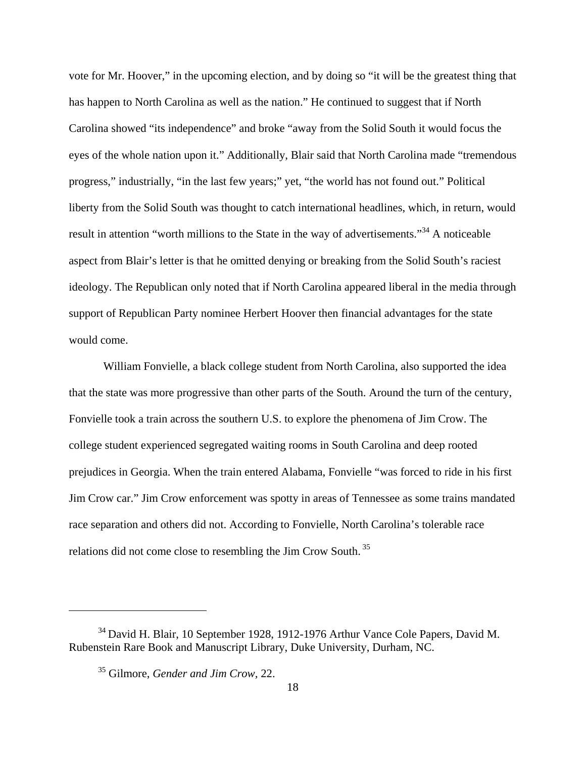vote for Mr. Hoover," in the upcoming election, and by doing so "it will be the greatest thing that has happen to North Carolina as well as the nation." He continued to suggest that if North Carolina showed "its independence" and broke "away from the Solid South it would focus the eyes of the whole nation upon it." Additionally, Blair said that North Carolina made "tremendous progress," industrially, "in the last few years;" yet, "the world has not found out." Political liberty from the Solid South was thought to catch international headlines, which, in return, would result in attention "worth millions to the State in the way of advertisements."[34] A noticeable aspect from Blair's letter is that he omitted denying or breaking from the Solid South's raciest ideology. The Republican only noted that if North Carolina appeared liberal in the media through support of Republican Party nominee Herbert Hoover then financial advantages for the state would come.

William Fonvielle, a black college student from North Carolina, also supported the idea that the state was more progressive than other parts of the South. Around the turn of the century, Fonvielle took a train across the southern U.S. to explore the phenomena of Jim Crow. The college student experienced segregated waiting rooms in South Carolina and deep rooted prejudices in Georgia. When the train entered Alabama, Fonvielle "was forced to ride in his first Jim Crow car." Jim Crow enforcement was spotty in areas of Tennessee as some trains mandated race separation and others did not. According to Fonvielle, North Carolina's tolerable race relations did not come close to resembling the Jim Crow South.[35]

---

[34] David H. Blair, 10 September 1928, 1912-1976 Arthur Vance Cole Papers, David M. Rubenstein Rare Book and Manuscript Library, Duke University, Durham, NC.

[35] Gilmore, *Gender and Jim Crow*, 22.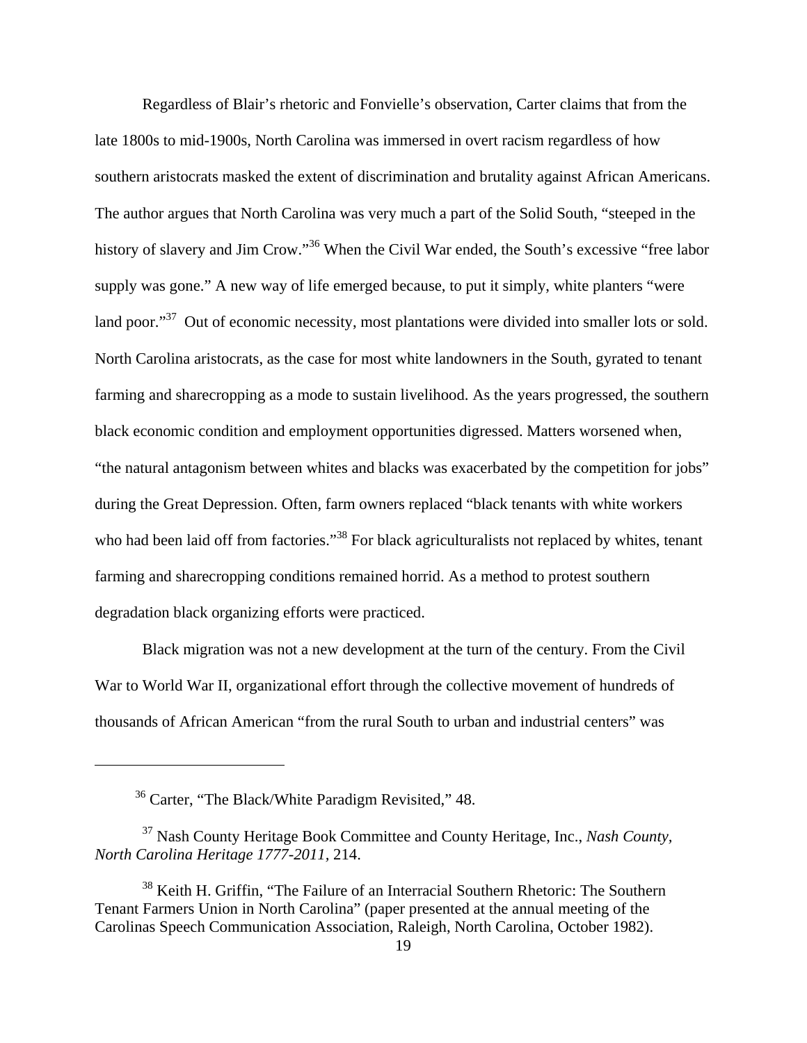Regardless of Blair's rhetoric and Fonvielle's observation, Carter claims that from the late 1800s to mid-1900s, North Carolina was immersed in overt racism regardless of how southern aristocrats masked the extent of discrimination and brutality against African Americans. The author argues that North Carolina was very much a part of the Solid South, "steeped in the history of slavery and Jim Crow."[36] When the Civil War ended, the South's excessive "free labor supply was gone." A new way of life emerged because, to put it simply, white planters "were land poor."[37] Out of economic necessity, most plantations were divided into smaller lots or sold. North Carolina aristocrats, as the case for most white landowners in the South, gyrated to tenant farming and sharecropping as a mode to sustain livelihood. As the years progressed, the southern black economic condition and employment opportunities digressed. Matters worsened when, "the natural antagonism between whites and blacks was exacerbated by the competition for jobs" during the Great Depression. Often, farm owners replaced "black tenants with white workers who had been laid off from factories."[38] For black agriculturalists not replaced by whites, tenant farming and sharecropping conditions remained horrid. As a method to protest southern degradation black organizing efforts were practiced.

Black migration was not a new development at the turn of the century. From the Civil War to World War II, organizational effort through the collective movement of hundreds of thousands of African American "from the rural South to urban and industrial centers" was

---

[36] Carter, "The Black/White Paradigm Revisited," 48.

[37] Nash County Heritage Book Committee and County Heritage, Inc., *Nash County, North Carolina Heritage 1777-2011*, 214.

[38] Keith H. Griffin, "The Failure of an Interracial Southern Rhetoric: The Southern Tenant Farmers Union in North Carolina" (paper presented at the annual meeting of the Carolinas Speech Communication Association, Raleigh, North Carolina, October 1982).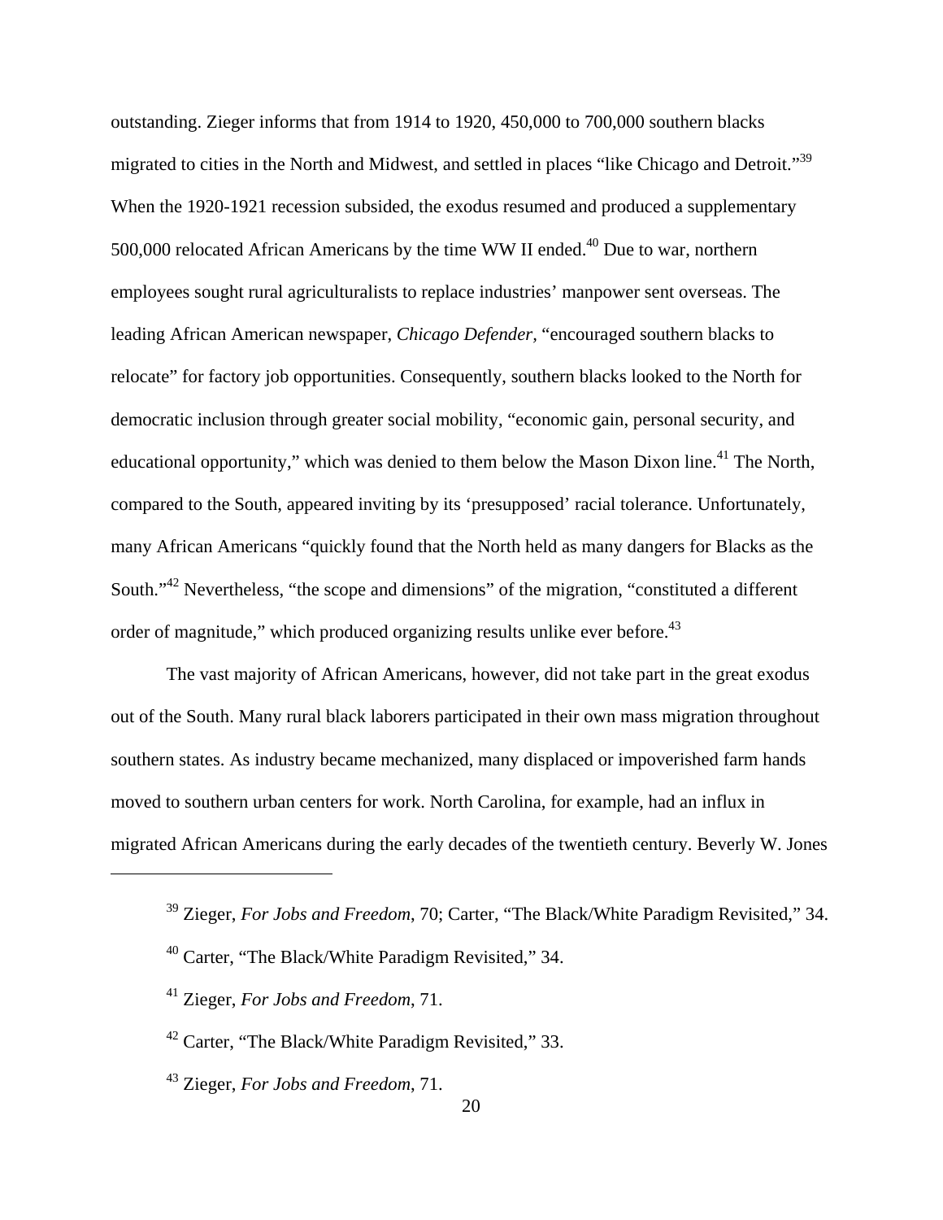outstanding. Zieger informs that from 1914 to 1920, 450,000 to 700,000 southern blacks migrated to cities in the North and Midwest, and settled in places "like Chicago and Detroit."[39] When the 1920-1921 recession subsided, the exodus resumed and produced a supplementary 500,000 relocated African Americans by the time WW II ended.[40] Due to war, northern employees sought rural agriculturalists to replace industries' manpower sent overseas. The leading African American newspaper, *Chicago Defender*, "encouraged southern blacks to relocate" for factory job opportunities. Consequently, southern blacks looked to the North for democratic inclusion through greater social mobility, "economic gain, personal security, and educational opportunity," which was denied to them below the Mason Dixon line.[41] The North, compared to the South, appeared inviting by its 'presupposed' racial tolerance. Unfortunately, many African Americans "quickly found that the North held as many dangers for Blacks as the South."[42] Nevertheless, "the scope and dimensions" of the migration, "constituted a different order of magnitude," which produced organizing results unlike ever before.[43]

The vast majority of African Americans, however, did not take part in the great exodus out of the South. Many rural black laborers participated in their own mass migration throughout southern states. As industry became mechanized, many displaced or impoverished farm hands moved to southern urban centers for work. North Carolina, for example, had an influx in migrated African Americans during the early decades of the twentieth century. Beverly W. Jones

---

[39] Zieger, *For Jobs and Freedom*, 70; Carter, "The Black/White Paradigm Revisited," 34.

[40] Carter, "The Black/White Paradigm Revisited," 34.

[41] Zieger, *For Jobs and Freedom*, 71.

[42] Carter, "The Black/White Paradigm Revisited," 33.

[43] Zieger, *For Jobs and Freedom*, 71.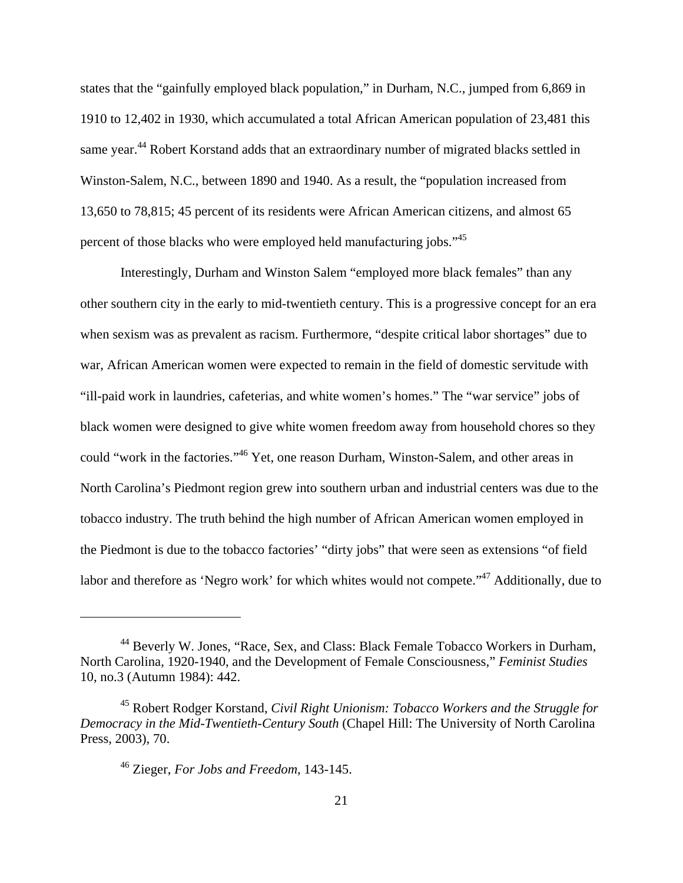states that the “gainfully employed black population,” in Durham, N.C., jumped from 6,869 in 1910 to 12,402 in 1930, which accumulated a total African American population of 23,481 this same year.[44] Robert Korstand adds that an extraordinary number of migrated blacks settled in Winston-Salem, N.C., between 1890 and 1940. As a result, the “population increased from 13,650 to 78,815; 45 percent of its residents were African American citizens, and almost 65 percent of those blacks who were employed held manufacturing jobs.”[45]

Interestingly, Durham and Winston Salem “employed more black females” than any other southern city in the early to mid-twentieth century. This is a progressive concept for an era when sexism was as prevalent as racism. Furthermore, “despite critical labor shortages” due to war, African American women were expected to remain in the field of domestic servitude with “ill-paid work in laundries, cafeterias, and white women’s homes.” The “war service” jobs of black women were designed to give white women freedom away from household chores so they could “work in the factories.”[46] Yet, one reason Durham, Winston-Salem, and other areas in North Carolina’s Piedmont region grew into southern urban and industrial centers was due to the tobacco industry. The truth behind the high number of African American women employed in the Piedmont is due to the tobacco factories’ “dirty jobs” that were seen as extensions “of field labor and therefore as ‘Negro work’ for which whites would not compete.”[47] Additionally, due to

---

[44] Beverly W. Jones, “Race, Sex, and Class: Black Female Tobacco Workers in Durham, North Carolina, 1920-1940, and the Development of Female Consciousness,” *Feminist Studies* 10, no.3 (Autumn 1984): 442.

[45] Robert Rodger Korstand, *Civil Right Unionism: Tobacco Workers and the Struggle for Democracy in the Mid-Twentieth-Century South* (Chapel Hill: The University of North Carolina Press, 2003), 70.

[46] Zieger, *For Jobs and Freedom*, 143-145.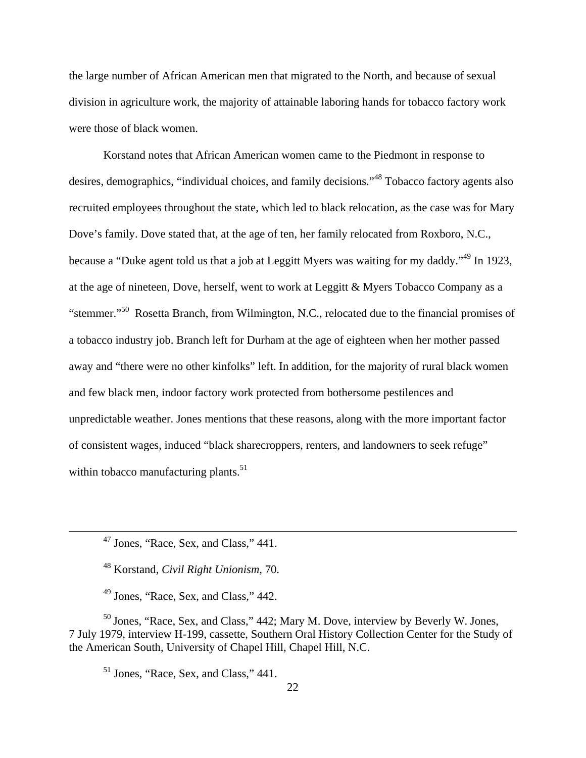the large number of African American men that migrated to the North, and because of sexual division in agriculture work, the majority of attainable laboring hands for tobacco factory work were those of black women.

Korstand notes that African American women came to the Piedmont in response to desires, demographics, "individual choices, and family decisions."[48] Tobacco factory agents also recruited employees throughout the state, which led to black relocation, as the case was for Mary Dove's family. Dove stated that, at the age of ten, her family relocated from Roxboro, N.C., because a "Duke agent told us that a job at Leggitt Myers was waiting for my daddy."[49] In 1923, at the age of nineteen, Dove, herself, went to work at Leggitt & Myers Tobacco Company as a "stemmer."[50] Rosetta Branch, from Wilmington, N.C., relocated due to the financial promises of a tobacco industry job. Branch left for Durham at the age of eighteen when her mother passed away and "there were no other kinfolks" left. In addition, for the majority of rural black women and few black men, indoor factory work protected from bothersome pestilences and unpredictable weather. Jones mentions that these reasons, along with the more important factor of consistent wages, induced "black sharecroppers, renters, and landowners to seek refuge" within tobacco manufacturing plants.[51]

---

[47] Jones, "Race, Sex, and Class," 441.

[48] Korstand, *Civil Right Unionism*, 70.

[49] Jones, "Race, Sex, and Class," 442.

[50] Jones, "Race, Sex, and Class," 442; Mary M. Dove, interview by Beverly W. Jones, 7 July 1979, interview H-199, cassette, Southern Oral History Collection Center for the Study of the American South, University of Chapel Hill, Chapel Hill, N.C.

[51] Jones, "Race, Sex, and Class," 441.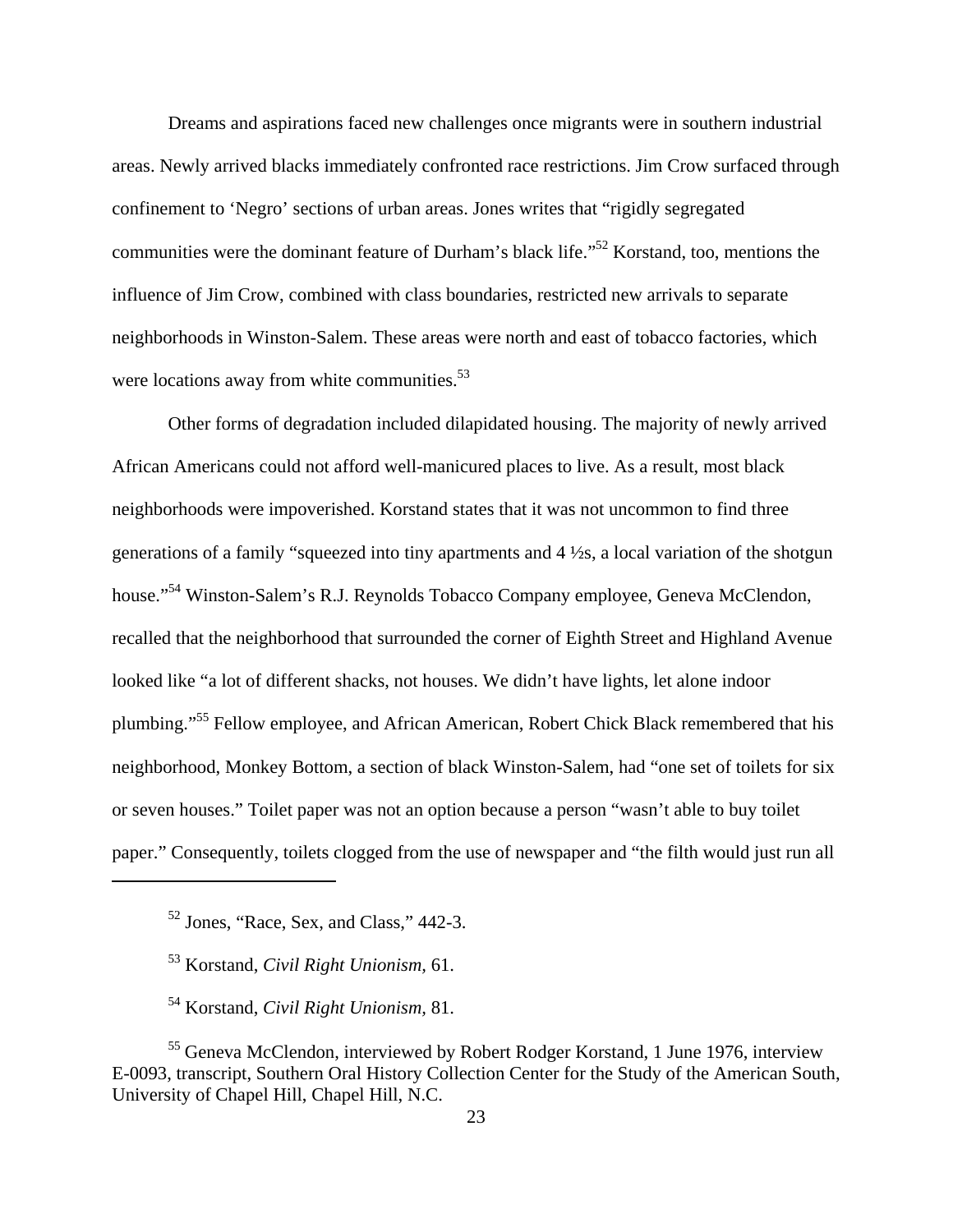Dreams and aspirations faced new challenges once migrants were in southern industrial areas. Newly arrived blacks immediately confronted race restrictions. Jim Crow surfaced through confinement to 'Negro' sections of urban areas. Jones writes that "rigidly segregated communities were the dominant feature of Durham's black life."[52] Korstand, too, mentions the influence of Jim Crow, combined with class boundaries, restricted new arrivals to separate neighborhoods in Winston-Salem. These areas were north and east of tobacco factories, which were locations away from white communities.[53]

Other forms of degradation included dilapidated housing. The majority of newly arrived African Americans could not afford well-manicured places to live. As a result, most black neighborhoods were impoverished. Korstand states that it was not uncommon to find three generations of a family "squeezed into tiny apartments and 4 ½s, a local variation of the shotgun house."[54] Winston-Salem's R.J. Reynolds Tobacco Company employee, Geneva McClendon, recalled that the neighborhood that surrounded the corner of Eighth Street and Highland Avenue looked like "a lot of different shacks, not houses. We didn't have lights, let alone indoor plumbing."[55] Fellow employee, and African American, Robert Chick Black remembered that his neighborhood, Monkey Bottom, a section of black Winston-Salem, had "one set of toilets for six or seven houses." Toilet paper was not an option because a person "wasn't able to buy toilet paper." Consequently, toilets clogged from the use of newspaper and "the filth would just run all

---

[52] Jones, "Race, Sex, and Class," 442-3.

[53] Korstand, *Civil Right Unionism*, 61.

[54] Korstand, *Civil Right Unionism*, 81.

[55] Geneva McClendon, interviewed by Robert Rodger Korstand, 1 June 1976, interview E-0093, transcript, Southern Oral History Collection Center for the Study of the American South, University of Chapel Hill, Chapel Hill, N.C.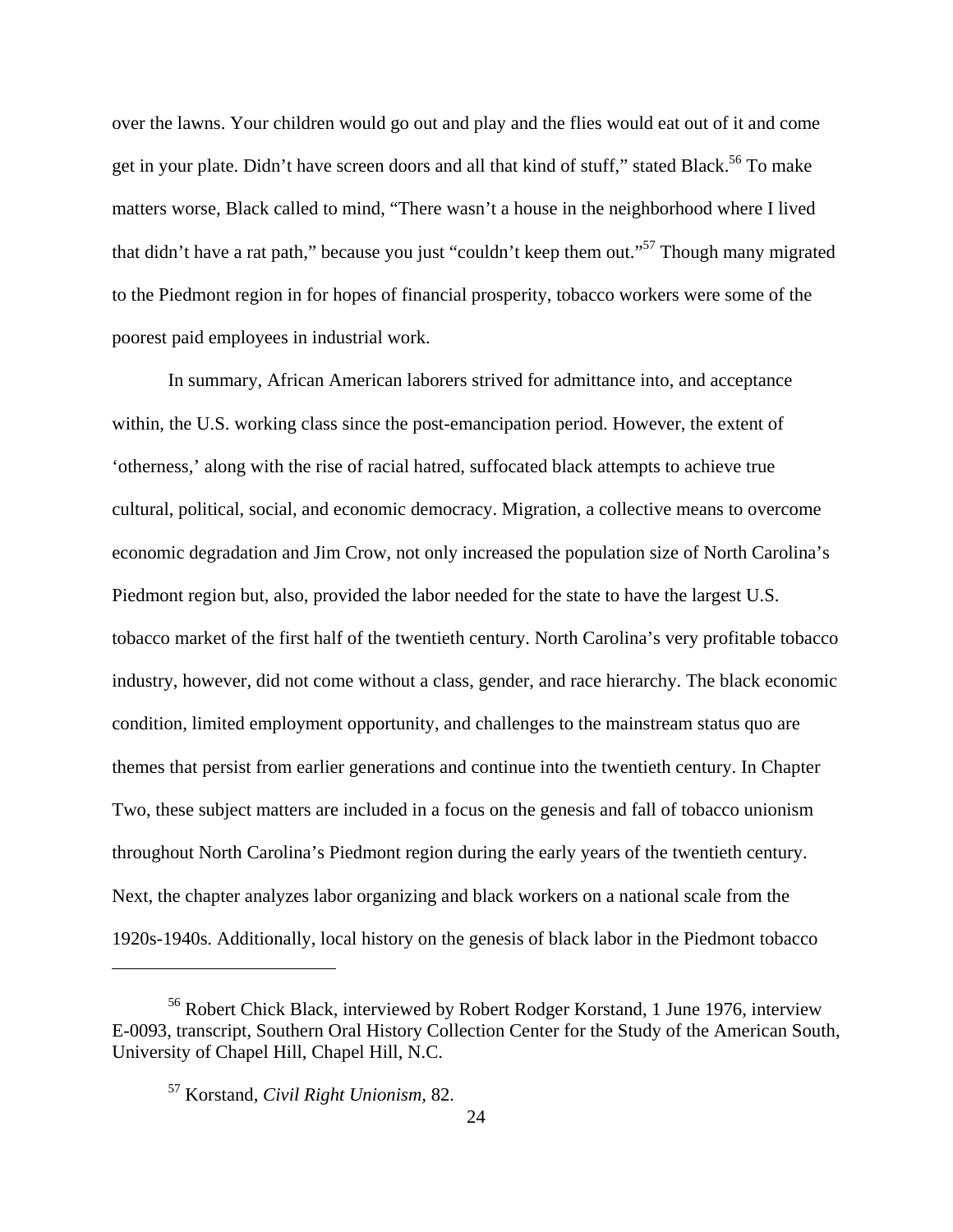over the lawns. Your children would go out and play and the flies would eat out of it and come get in your plate. Didn't have screen doors and all that kind of stuff," stated Black.[56] To make matters worse, Black called to mind, "There wasn't a house in the neighborhood where I lived that didn't have a rat path," because you just "couldn't keep them out."[57] Though many migrated to the Piedmont region in for hopes of financial prosperity, tobacco workers were some of the poorest paid employees in industrial work.

In summary, African American laborers strived for admittance into, and acceptance within, the U.S. working class since the post-emancipation period. However, the extent of 'otherness,' along with the rise of racial hatred, suffocated black attempts to achieve true cultural, political, social, and economic democracy. Migration, a collective means to overcome economic degradation and Jim Crow, not only increased the population size of North Carolina's Piedmont region but, also, provided the labor needed for the state to have the largest U.S. tobacco market of the first half of the twentieth century. North Carolina's very profitable tobacco industry, however, did not come without a class, gender, and race hierarchy. The black economic condition, limited employment opportunity, and challenges to the mainstream status quo are themes that persist from earlier generations and continue into the twentieth century. In Chapter Two, these subject matters are included in a focus on the genesis and fall of tobacco unionism throughout North Carolina's Piedmont region during the early years of the twentieth century. Next, the chapter analyzes labor organizing and black workers on a national scale from the 1920s-1940s. Additionally, local history on the genesis of black labor in the Piedmont tobacco

---

[56] Robert Chick Black, interviewed by Robert Rodger Korstand, 1 June 1976, interview E-0093, transcript, Southern Oral History Collection Center for the Study of the American South, University of Chapel Hill, Chapel Hill, N.C.

[57] Korstand, *Civil Right Unionism,* 82.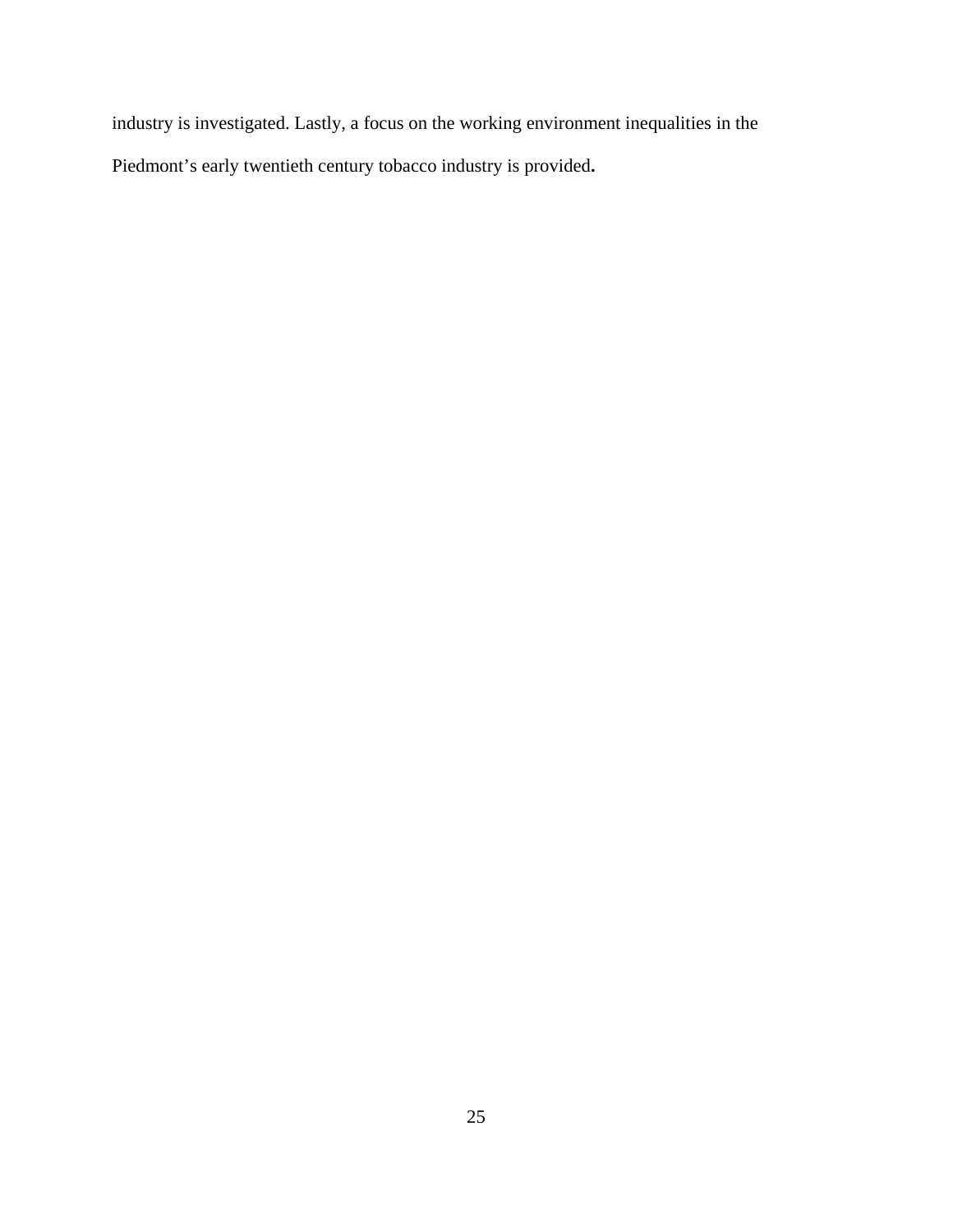industry is investigated. Lastly, a focus on the working environment inequalities in the Piedmont's early twentieth century tobacco industry is provided**.**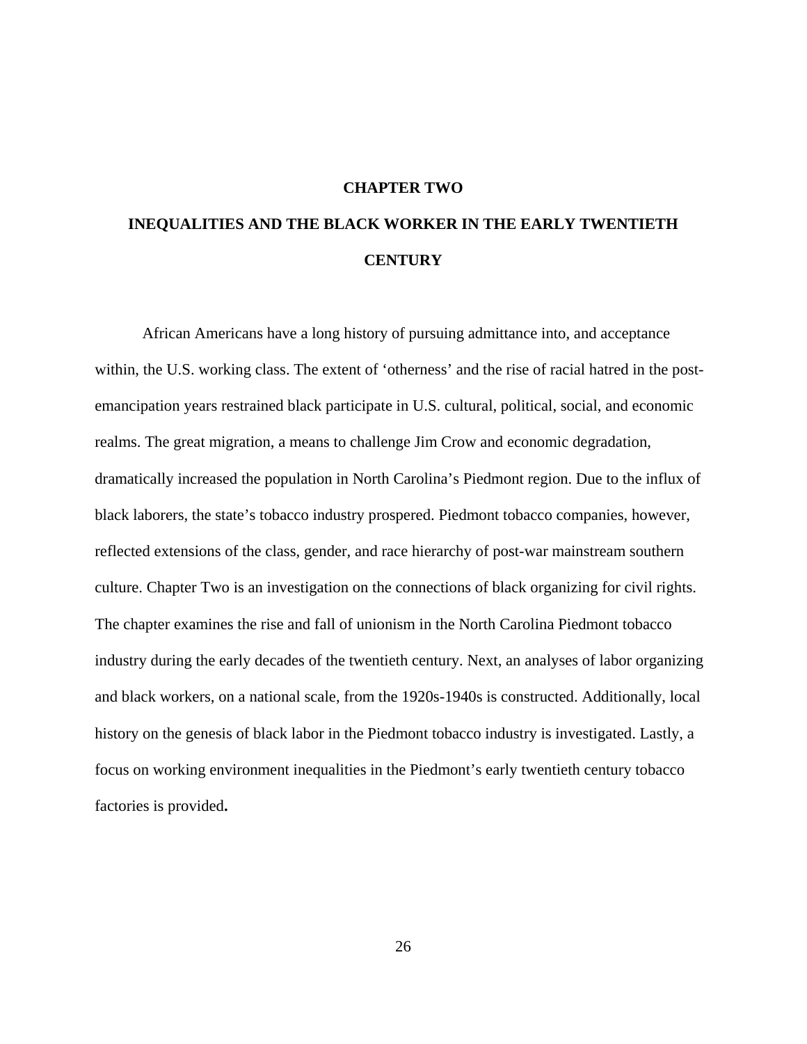# CHAPTER TWO

# INEQUALITIES AND THE BLACK WORKER IN THE EARLY TWENTIETH CENTURY

African Americans have a long history of pursuing admittance into, and acceptance within, the U.S. working class. The extent of ‘otherness’ and the rise of racial hatred in the post-emancipation years restrained black participate in U.S. cultural, political, social, and economic realms. The great migration, a means to challenge Jim Crow and economic degradation, dramatically increased the population in North Carolina’s Piedmont region. Due to the influx of black laborers, the state’s tobacco industry prospered. Piedmont tobacco companies, however, reflected extensions of the class, gender, and race hierarchy of post-war mainstream southern culture. Chapter Two is an investigation on the connections of black organizing for civil rights. The chapter examines the rise and fall of unionism in the North Carolina Piedmont tobacco industry during the early decades of the twentieth century. Next, an analyses of labor organizing and black workers, on a national scale, from the 1920s-1940s is constructed. Additionally, local history on the genesis of black labor in the Piedmont tobacco industry is investigated. Lastly, a focus on working environment inequalities in the Piedmont’s early twentieth century tobacco factories is provided**.**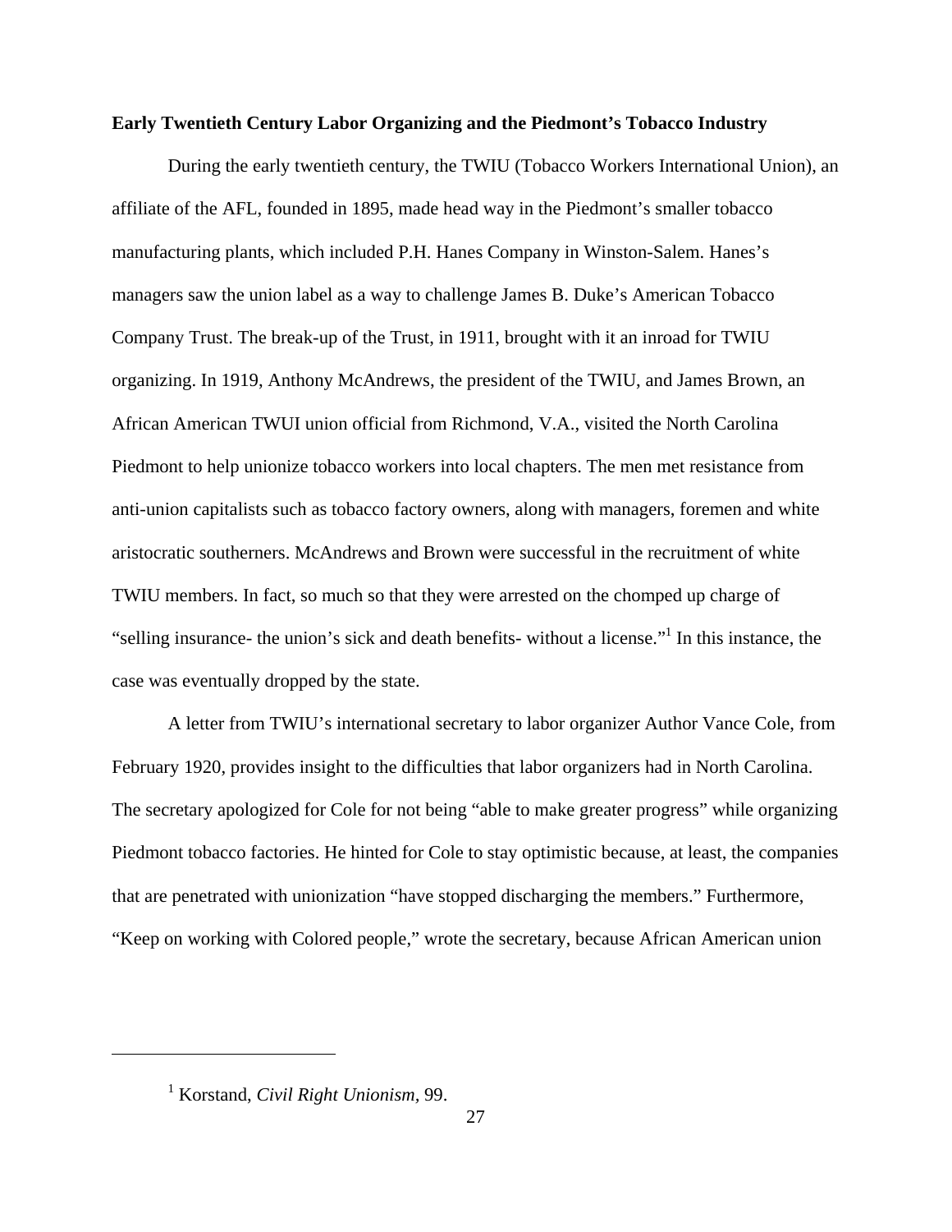**Early Twentieth Century Labor Organizing and the Piedmont's Tobacco Industry**

During the early twentieth century, the TWIU (Tobacco Workers International Union), an affiliate of the AFL, founded in 1895, made head way in the Piedmont's smaller tobacco manufacturing plants, which included P.H. Hanes Company in Winston-Salem. Hanes's managers saw the union label as a way to challenge James B. Duke's American Tobacco Company Trust. The break-up of the Trust, in 1911, brought with it an inroad for TWIU organizing. In 1919, Anthony McAndrews, the president of the TWIU, and James Brown, an African American TWUI union official from Richmond, V.A., visited the North Carolina Piedmont to help unionize tobacco workers into local chapters. The men met resistance from anti-union capitalists such as tobacco factory owners, along with managers, foremen and white aristocratic southerners. McAndrews and Brown were successful in the recruitment of white TWIU members. In fact, so much so that they were arrested on the chomped up charge of "selling insurance- the union's sick and death benefits- without a license."[1] In this instance, the case was eventually dropped by the state.

A letter from TWIU's international secretary to labor organizer Author Vance Cole, from February 1920, provides insight to the difficulties that labor organizers had in North Carolina. The secretary apologized for Cole for not being "able to make greater progress" while organizing Piedmont tobacco factories. He hinted for Cole to stay optimistic because, at least, the companies that are penetrated with unionization "have stopped discharging the members." Furthermore, "Keep on working with Colored people," wrote the secretary, because African American union

[1] Korstand, *Civil Right Unionism*, 99.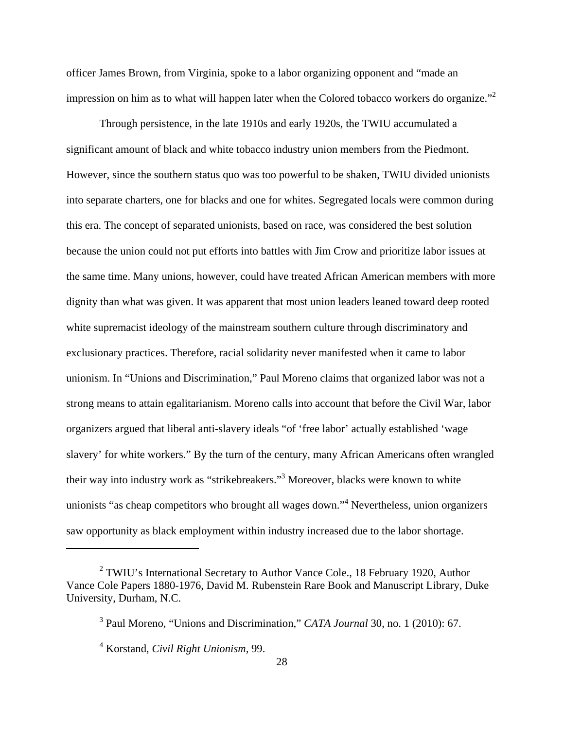officer James Brown, from Virginia, spoke to a labor organizing opponent and "made an impression on him as to what will happen later when the Colored tobacco workers do organize."[2]

Through persistence, in the late 1910s and early 1920s, the TWIU accumulated a significant amount of black and white tobacco industry union members from the Piedmont. However, since the southern status quo was too powerful to be shaken, TWIU divided unionists into separate charters, one for blacks and one for whites. Segregated locals were common during this era. The concept of separated unionists, based on race, was considered the best solution because the union could not put efforts into battles with Jim Crow and prioritize labor issues at the same time. Many unions, however, could have treated African American members with more dignity than what was given. It was apparent that most union leaders leaned toward deep rooted white supremacist ideology of the mainstream southern culture through discriminatory and exclusionary practices. Therefore, racial solidarity never manifested when it came to labor unionism. In "Unions and Discrimination," Paul Moreno claims that organized labor was not a strong means to attain egalitarianism. Moreno calls into account that before the Civil War, labor organizers argued that liberal anti-slavery ideals "of 'free labor' actually established 'wage slavery' for white workers." By the turn of the century, many African Americans often wrangled their way into industry work as "strikebreakers."[3] Moreover, blacks were known to white unionists "as cheap competitors who brought all wages down."[4] Nevertheless, union organizers saw opportunity as black employment within industry increased due to the labor shortage.

---

[2] TWIU's International Secretary to Author Vance Cole., 18 February 1920, Author Vance Cole Papers 1880-1976, David M. Rubenstein Rare Book and Manuscript Library, Duke University, Durham, N.C.

[3] Paul Moreno, "Unions and Discrimination," *CATA Journal* 30, no. 1 (2010): 67.

[4] Korstand, *Civil Right Unionism*, 99.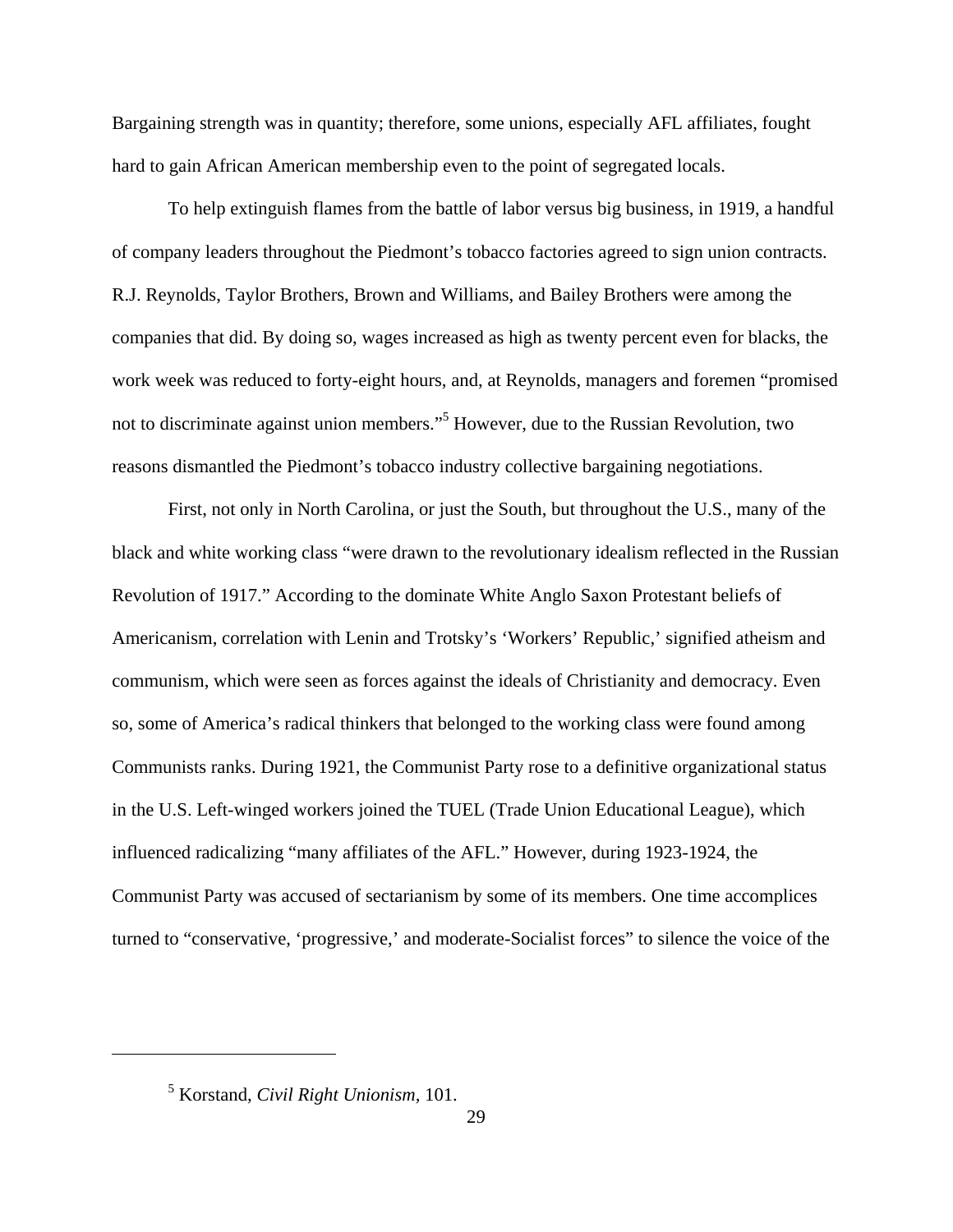Bargaining strength was in quantity; therefore, some unions, especially AFL affiliates, fought hard to gain African American membership even to the point of segregated locals.

To help extinguish flames from the battle of labor versus big business, in 1919, a handful of company leaders throughout the Piedmont's tobacco factories agreed to sign union contracts. R.J. Reynolds, Taylor Brothers, Brown and Williams, and Bailey Brothers were among the companies that did. By doing so, wages increased as high as twenty percent even for blacks, the work week was reduced to forty-eight hours, and, at Reynolds, managers and foremen "promised not to discriminate against union members."[5] However, due to the Russian Revolution, two reasons dismantled the Piedmont's tobacco industry collective bargaining negotiations.

First, not only in North Carolina, or just the South, but throughout the U.S., many of the black and white working class "were drawn to the revolutionary idealism reflected in the Russian Revolution of 1917." According to the dominate White Anglo Saxon Protestant beliefs of Americanism, correlation with Lenin and Trotsky's 'Workers' Republic,' signified atheism and communism, which were seen as forces against the ideals of Christianity and democracy. Even so, some of America's radical thinkers that belonged to the working class were found among Communists ranks. During 1921, the Communist Party rose to a definitive organizational status in the U.S. Left-winged workers joined the TUEL (Trade Union Educational League), which influenced radicalizing "many affiliates of the AFL." However, during 1923-1924, the Communist Party was accused of sectarianism by some of its members. One time accomplices turned to "conservative, 'progressive,' and moderate-Socialist forces" to silence the voice of the

---

[5] Korstand, *Civil Right Unionism*, 101.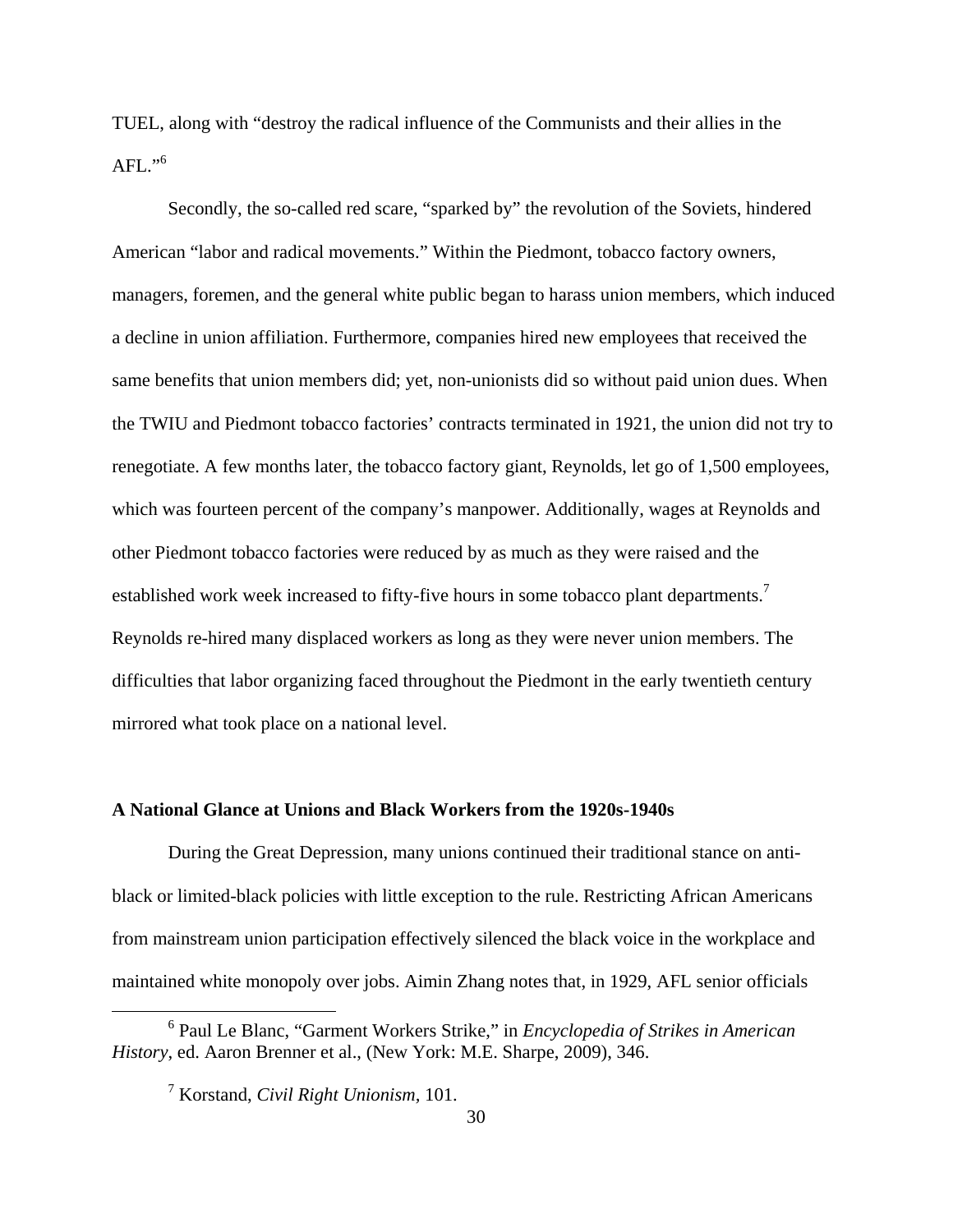TUEL, along with "destroy the radical influence of the Communists and their allies in the AFL."[6]

Secondly, the so-called red scare, "sparked by" the revolution of the Soviets, hindered American "labor and radical movements." Within the Piedmont, tobacco factory owners, managers, foremen, and the general white public began to harass union members, which induced a decline in union affiliation. Furthermore, companies hired new employees that received the same benefits that union members did; yet, non-unionists did so without paid union dues. When the TWIU and Piedmont tobacco factories' contracts terminated in 1921, the union did not try to renegotiate. A few months later, the tobacco factory giant, Reynolds, let go of 1,500 employees, which was fourteen percent of the company's manpower. Additionally, wages at Reynolds and other Piedmont tobacco factories were reduced by as much as they were raised and the established work week increased to fifty-five hours in some tobacco plant departments.[7] Reynolds re-hired many displaced workers as long as they were never union members. The difficulties that labor organizing faced throughout the Piedmont in the early twentieth century mirrored what took place on a national level.

### A National Glance at Unions and Black Workers from the 1920s-1940s

During the Great Depression, many unions continued their traditional stance on anti-black or limited-black policies with little exception to the rule. Restricting African Americans from mainstream union participation effectively silenced the black voice in the workplace and maintained white monopoly over jobs. Aimin Zhang notes that, in 1929, AFL senior officials

---

[6] Paul Le Blanc, "Garment Workers Strike," in *Encyclopedia of Strikes in American History*, ed. Aaron Brenner et al., (New York: M.E. Sharpe, 2009), 346.

[7] Korstand, *Civil Right Unionism*, 101.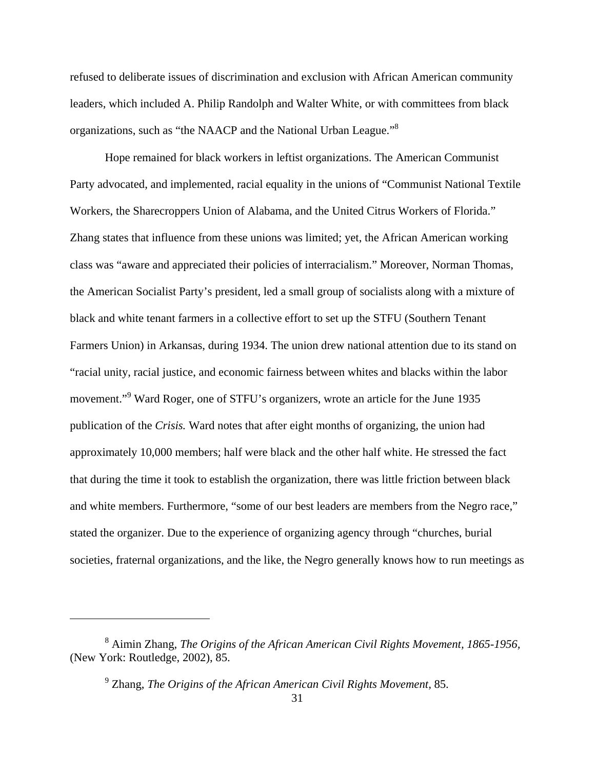refused to deliberate issues of discrimination and exclusion with African American community leaders, which included A. Philip Randolph and Walter White, or with committees from black organizations, such as "the NAACP and the National Urban League."[8]

Hope remained for black workers in leftist organizations. The American Communist Party advocated, and implemented, racial equality in the unions of "Communist National Textile Workers, the Sharecroppers Union of Alabama, and the United Citrus Workers of Florida." Zhang states that influence from these unions was limited; yet, the African American working class was "aware and appreciated their policies of interracialism." Moreover, Norman Thomas, the American Socialist Party's president, led a small group of socialists along with a mixture of black and white tenant farmers in a collective effort to set up the STFU (Southern Tenant Farmers Union) in Arkansas, during 1934. The union drew national attention due to its stand on "racial unity, racial justice, and economic fairness between whites and blacks within the labor movement."[9] Ward Roger, one of STFU's organizers, wrote an article for the June 1935 publication of the *Crisis.* Ward notes that after eight months of organizing, the union had approximately 10,000 members; half were black and the other half white. He stressed the fact that during the time it took to establish the organization, there was little friction between black and white members. Furthermore, "some of our best leaders are members from the Negro race," stated the organizer. Due to the experience of organizing agency through "churches, burial societies, fraternal organizations, and the like, the Negro generally knows how to run meetings as

---

[8] Aimin Zhang, *The Origins of the African American Civil Rights Movement, 1865-1956*, (New York: Routledge, 2002), 85.

[9] Zhang, *The Origins of the African American Civil Rights Movement,* 85.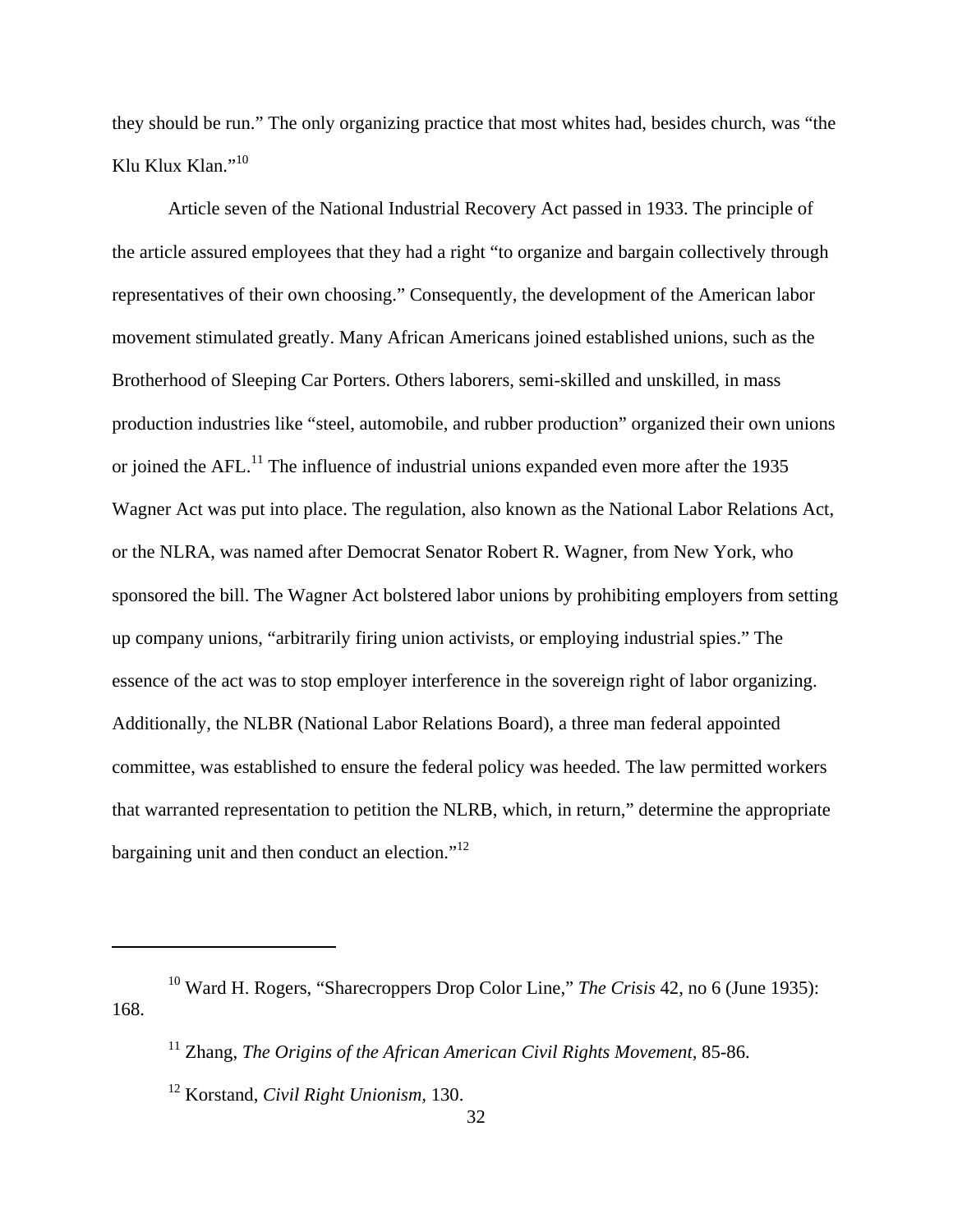they should be run." The only organizing practice that most whites had, besides church, was "the Klu Klux Klan."[10]

Article seven of the National Industrial Recovery Act passed in 1933. The principle of the article assured employees that they had a right "to organize and bargain collectively through representatives of their own choosing." Consequently, the development of the American labor movement stimulated greatly. Many African Americans joined established unions, such as the Brotherhood of Sleeping Car Porters. Others laborers, semi-skilled and unskilled, in mass production industries like "steel, automobile, and rubber production" organized their own unions or joined the AFL.[11] The influence of industrial unions expanded even more after the 1935 Wagner Act was put into place. The regulation, also known as the National Labor Relations Act, or the NLRA, was named after Democrat Senator Robert R. Wagner, from New York, who sponsored the bill. The Wagner Act bolstered labor unions by prohibiting employers from setting up company unions, "arbitrarily firing union activists, or employing industrial spies." The essence of the act was to stop employer interference in the sovereign right of labor organizing. Additionally, the NLBR (National Labor Relations Board), a three man federal appointed committee, was established to ensure the federal policy was heeded. The law permitted workers that warranted representation to petition the NLRB, which, in return," determine the appropriate bargaining unit and then conduct an election."[12]

---

[10] Ward H. Rogers, "Sharecroppers Drop Color Line," *The Crisis* 42, no 6 (June 1935): 168.

[11] Zhang, *The Origins of the African American Civil Rights Movement,* 85-86.

[12] Korstand, *Civil Right Unionism,* 130.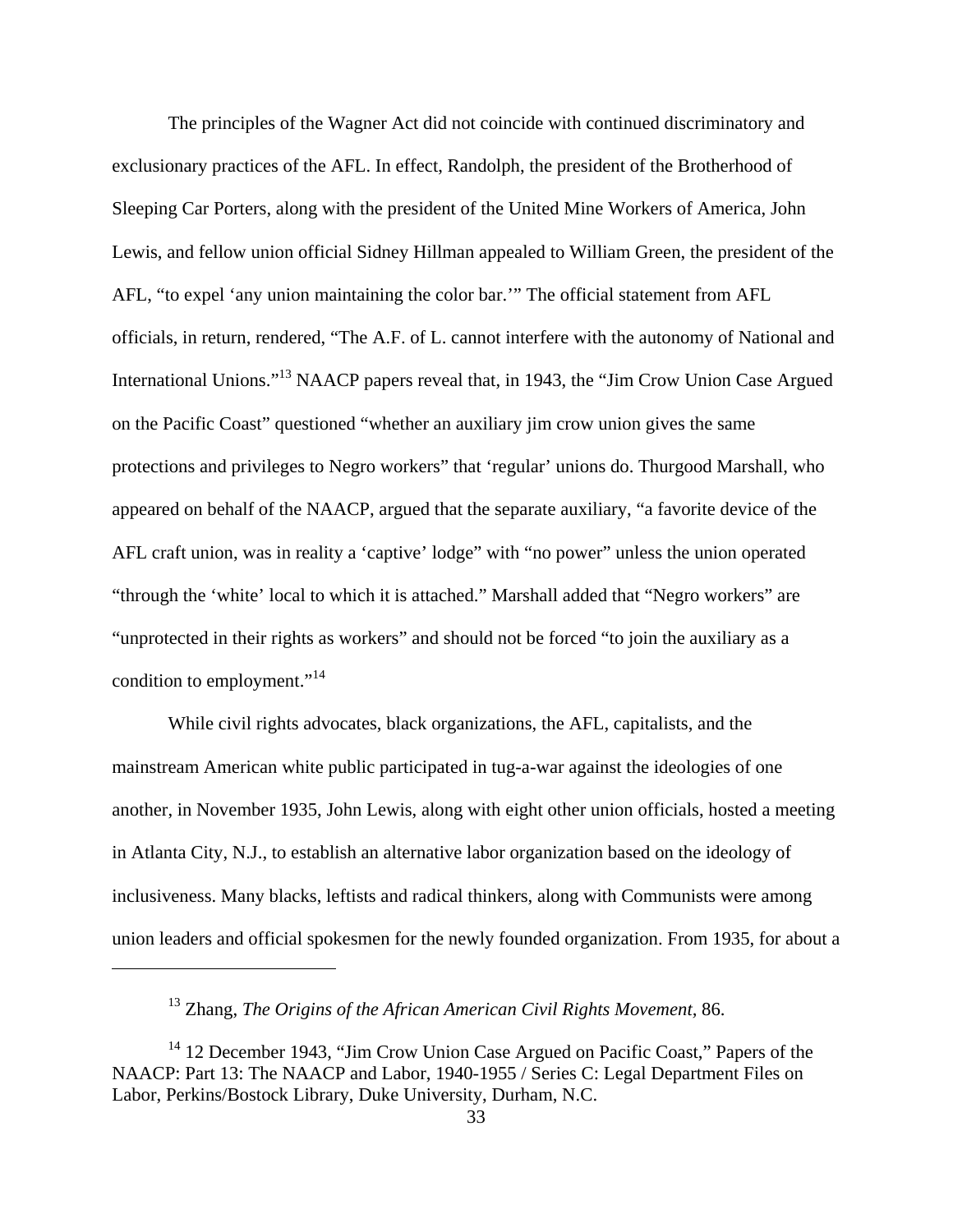The principles of the Wagner Act did not coincide with continued discriminatory and exclusionary practices of the AFL. In effect, Randolph, the president of the Brotherhood of Sleeping Car Porters, along with the president of the United Mine Workers of America, John Lewis, and fellow union official Sidney Hillman appealed to William Green, the president of the AFL, "to expel 'any union maintaining the color bar.'" The official statement from AFL officials, in return, rendered, "The A.F. of L. cannot interfere with the autonomy of National and International Unions."[13] NAACP papers reveal that, in 1943, the "Jim Crow Union Case Argued on the Pacific Coast" questioned "whether an auxiliary jim crow union gives the same protections and privileges to Negro workers" that 'regular' unions do. Thurgood Marshall, who appeared on behalf of the NAACP, argued that the separate auxiliary, "a favorite device of the AFL craft union, was in reality a 'captive' lodge" with "no power" unless the union operated "through the 'white' local to which it is attached." Marshall added that "Negro workers" are "unprotected in their rights as workers" and should not be forced "to join the auxiliary as a condition to employment."[14]

While civil rights advocates, black organizations, the AFL, capitalists, and the mainstream American white public participated in tug-a-war against the ideologies of one another, in November 1935, John Lewis, along with eight other union officials, hosted a meeting in Atlanta City, N.J., to establish an alternative labor organization based on the ideology of inclusiveness. Many blacks, leftists and radical thinkers, along with Communists were among union leaders and official spokesmen for the newly founded organization. From 1935, for about a

---

[13] Zhang, *The Origins of the African American Civil Rights Movement*, 86.

[14] 12 December 1943, "Jim Crow Union Case Argued on Pacific Coast," Papers of the NAACP: Part 13: The NAACP and Labor, 1940-1955 / Series C: Legal Department Files on Labor, Perkins/Bostock Library, Duke University, Durham, N.C.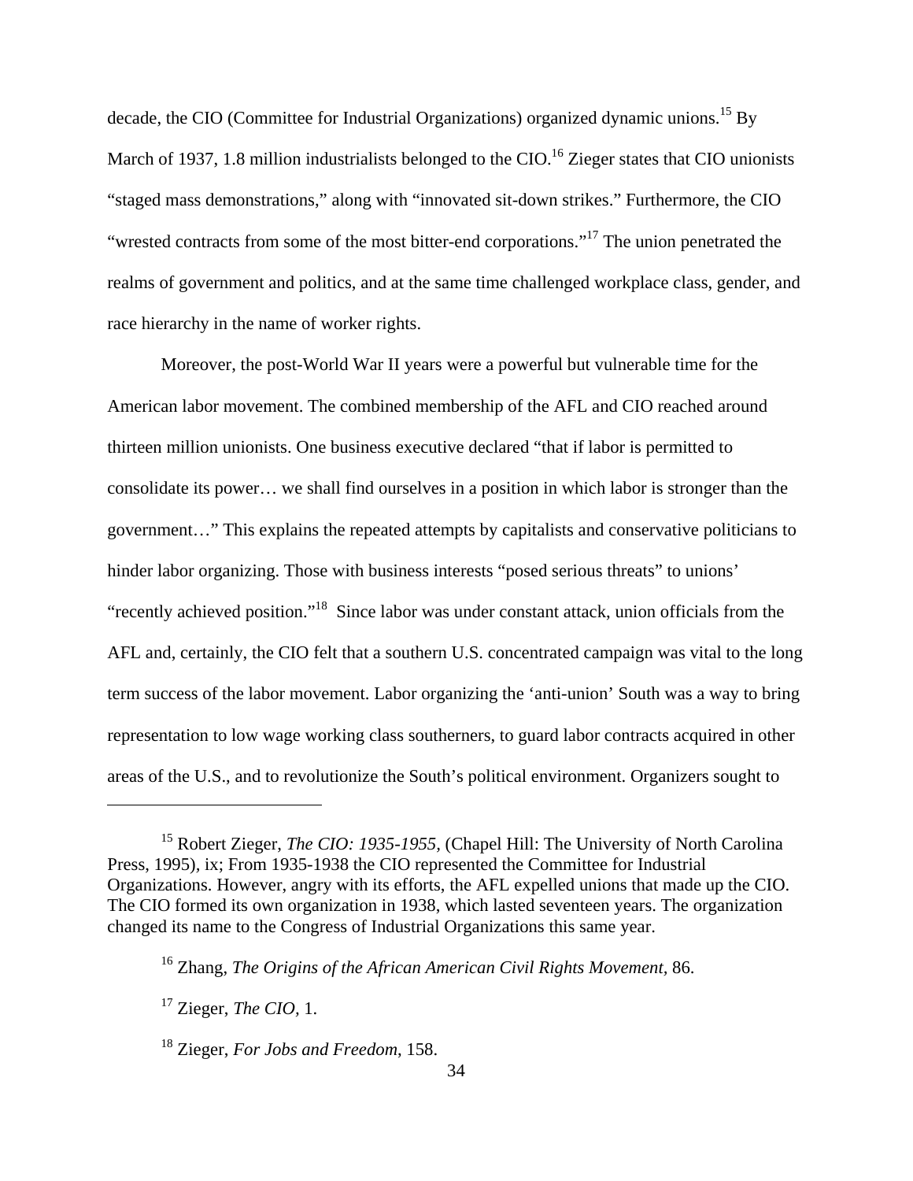decade, the CIO (Committee for Industrial Organizations) organized dynamic unions.[15] By March of 1937, 1.8 million industrialists belonged to the CIO.[16] Zieger states that CIO unionists "staged mass demonstrations," along with "innovated sit-down strikes." Furthermore, the CIO "wrested contracts from some of the most bitter-end corporations."[17] The union penetrated the realms of government and politics, and at the same time challenged workplace class, gender, and race hierarchy in the name of worker rights.

Moreover, the post-World War II years were a powerful but vulnerable time for the American labor movement. The combined membership of the AFL and CIO reached around thirteen million unionists. One business executive declared "that if labor is permitted to consolidate its power… we shall find ourselves in a position in which labor is stronger than the government…" This explains the repeated attempts by capitalists and conservative politicians to hinder labor organizing. Those with business interests "posed serious threats" to unions' "recently achieved position."[18] Since labor was under constant attack, union officials from the AFL and, certainly, the CIO felt that a southern U.S. concentrated campaign was vital to the long term success of the labor movement. Labor organizing the 'anti-union' South was a way to bring representation to low wage working class southerners, to guard labor contracts acquired in other areas of the U.S., and to revolutionize the South's political environment. Organizers sought to

---

[15] Robert Zieger, *The CIO: 1935-1955*, (Chapel Hill: The University of North Carolina Press, 1995), ix; From 1935-1938 the CIO represented the Committee for Industrial Organizations. However, angry with its efforts, the AFL expelled unions that made up the CIO. The CIO formed its own organization in 1938, which lasted seventeen years. The organization changed its name to the Congress of Industrial Organizations this same year.

[16] Zhang, *The Origins of the African American Civil Rights Movement*, 86.

[17] Zieger, *The CIO*, 1.

[18] Zieger, *For Jobs and Freedom*, 158.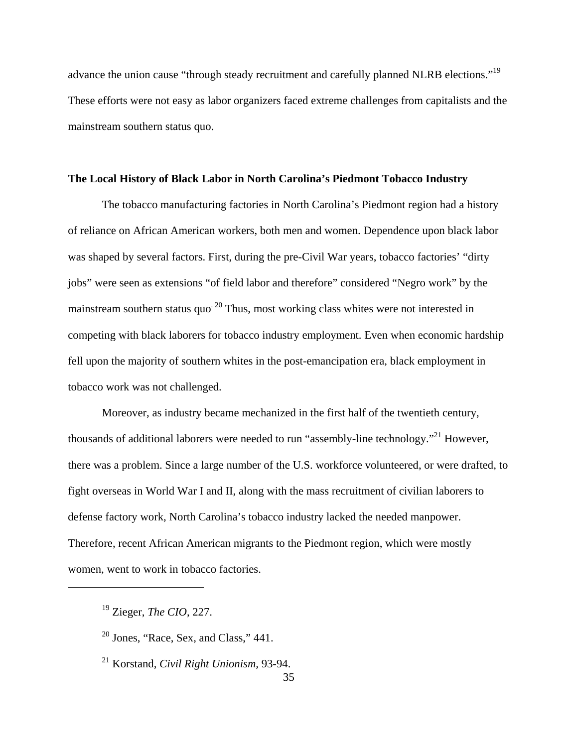advance the union cause "through steady recruitment and carefully planned NLRB elections."[19] These efforts were not easy as labor organizers faced extreme challenges from capitalists and the mainstream southern status quo.

**The Local History of Black Labor in North Carolina's Piedmont Tobacco Industry**

The tobacco manufacturing factories in North Carolina's Piedmont region had a history of reliance on African American workers, both men and women. Dependence upon black labor was shaped by several factors. First, during the pre-Civil War years, tobacco factories' "dirty jobs" were seen as extensions "of field labor and therefore" considered "Negro work" by the mainstream southern status quo.[20] Thus, most working class whites were not interested in competing with black laborers for tobacco industry employment. Even when economic hardship fell upon the majority of southern whites in the post-emancipation era, black employment in tobacco work was not challenged.

Moreover, as industry became mechanized in the first half of the twentieth century, thousands of additional laborers were needed to run "assembly-line technology."[21] However, there was a problem. Since a large number of the U.S. workforce volunteered, or were drafted, to fight overseas in World War I and II, along with the mass recruitment of civilian laborers to defense factory work, North Carolina's tobacco industry lacked the needed manpower. Therefore, recent African American migrants to the Piedmont region, which were mostly women, went to work in tobacco factories.

---

[19] Zieger, *The CIO*, 227.

[20] Jones, "Race, Sex, and Class," 441.

[21] Korstand, *Civil Right Unionism*, 93-94.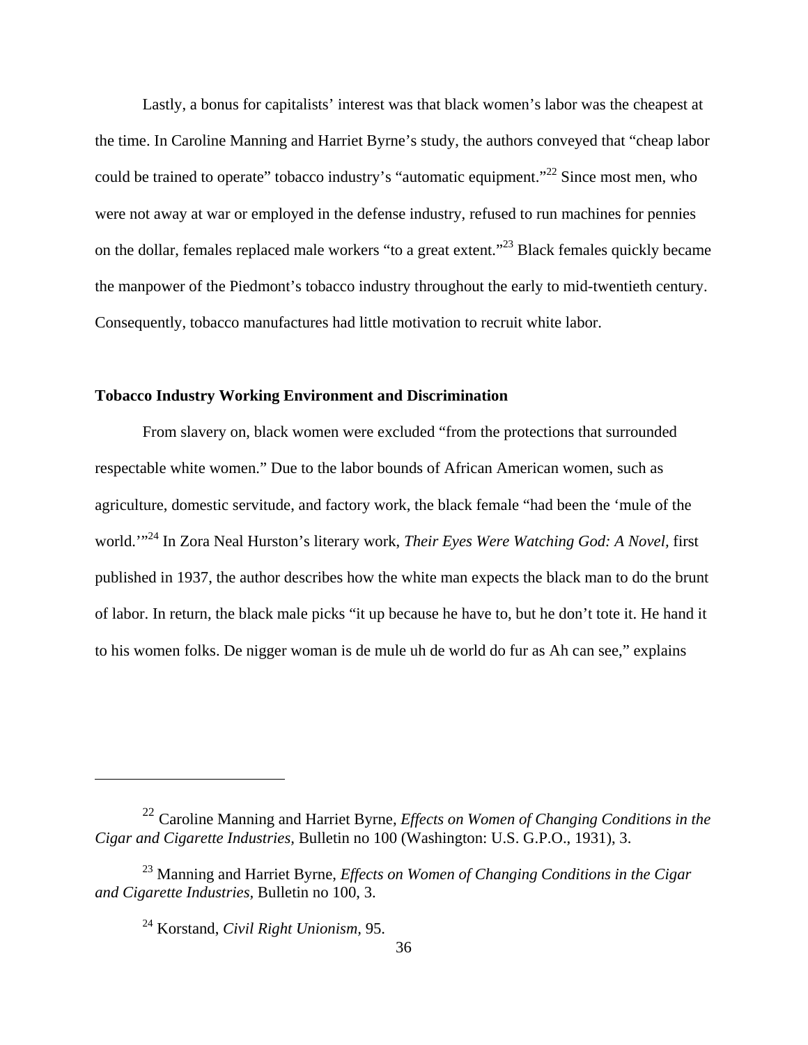Lastly, a bonus for capitalists' interest was that black women's labor was the cheapest at the time. In Caroline Manning and Harriet Byrne's study, the authors conveyed that "cheap labor could be trained to operate" tobacco industry's "automatic equipment."[22] Since most men, who were not away at war or employed in the defense industry, refused to run machines for pennies on the dollar, females replaced male workers "to a great extent."[23] Black females quickly became the manpower of the Piedmont's tobacco industry throughout the early to mid-twentieth century. Consequently, tobacco manufactures had little motivation to recruit white labor.

**Tobacco Industry Working Environment and Discrimination**

From slavery on, black women were excluded "from the protections that surrounded respectable white women." Due to the labor bounds of African American women, such as agriculture, domestic servitude, and factory work, the black female "had been the 'mule of the world.'"[24] In Zora Neal Hurston's literary work, *Their Eyes Were Watching God: A Novel,* first published in 1937, the author describes how the white man expects the black man to do the brunt of labor. In return, the black male picks "it up because he have to, but he don't tote it. He hand it to his women folks. De nigger woman is de mule uh de world do fur as Ah can see," explains

---

[22] Caroline Manning and Harriet Byrne, *Effects on Women of Changing Conditions in the Cigar and Cigarette Industries,* Bulletin no 100 (Washington: U.S. G.P.O., 1931), 3.

[23] Manning and Harriet Byrne, *Effects on Women of Changing Conditions in the Cigar and Cigarette Industries,* Bulletin no 100, 3.

[24] Korstand, *Civil Right Unionism,* 95.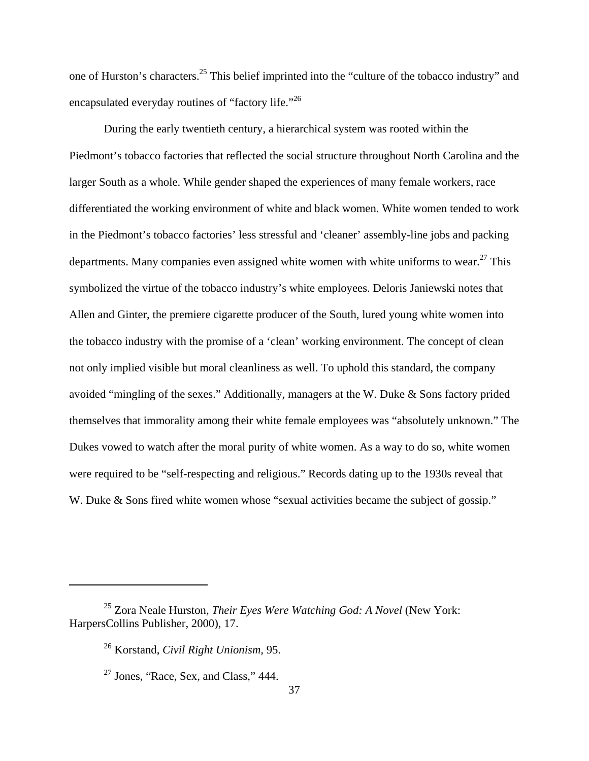one of Hurston's characters.[25] This belief imprinted into the "culture of the tobacco industry" and encapsulated everyday routines of "factory life."[26]

During the early twentieth century, a hierarchical system was rooted within the Piedmont's tobacco factories that reflected the social structure throughout North Carolina and the larger South as a whole. While gender shaped the experiences of many female workers, race differentiated the working environment of white and black women. White women tended to work in the Piedmont's tobacco factories' less stressful and 'cleaner' assembly-line jobs and packing departments. Many companies even assigned white women with white uniforms to wear.[27] This symbolized the virtue of the tobacco industry's white employees. Deloris Janiewski notes that Allen and Ginter, the premiere cigarette producer of the South, lured young white women into the tobacco industry with the promise of a 'clean' working environment. The concept of clean not only implied visible but moral cleanliness as well. To uphold this standard, the company avoided "mingling of the sexes." Additionally, managers at the W. Duke & Sons factory prided themselves that immorality among their white female employees was "absolutely unknown." The Dukes vowed to watch after the moral purity of white women. As a way to do so, white women were required to be "self-respecting and religious." Records dating up to the 1930s reveal that W. Duke & Sons fired white women whose "sexual activities became the subject of gossip."

---

[25] Zora Neale Hurston, *Their Eyes Were Watching God: A Novel* (New York: HarpersCollins Publisher, 2000), 17.

[26] Korstand, *Civil Right Unionism*, 95.

[27] Jones, "Race, Sex, and Class," 444.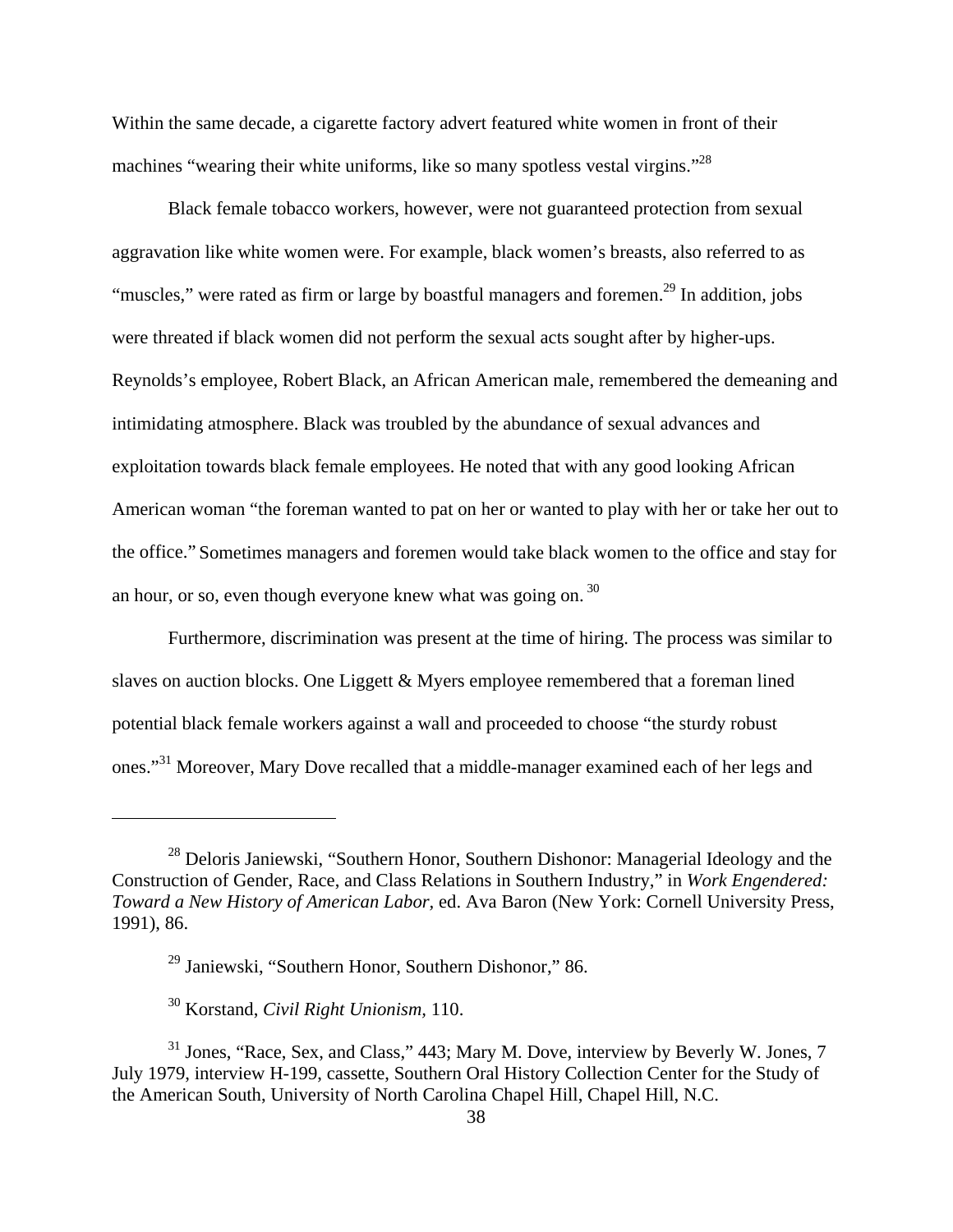Within the same decade, a cigarette factory advert featured white women in front of their machines "wearing their white uniforms, like so many spotless vestal virgins."[28]

Black female tobacco workers, however, were not guaranteed protection from sexual aggravation like white women were. For example, black women's breasts, also referred to as "muscles," were rated as firm or large by boastful managers and foremen.[29] In addition, jobs were threated if black women did not perform the sexual acts sought after by higher-ups. Reynolds's employee, Robert Black, an African American male, remembered the demeaning and intimidating atmosphere. Black was troubled by the abundance of sexual advances and exploitation towards black female employees. He noted that with any good looking African American woman "the foreman wanted to pat on her or wanted to play with her or take her out to the office." Sometimes managers and foremen would take black women to the office and stay for an hour, or so, even though everyone knew what was going on.[30]

Furthermore, discrimination was present at the time of hiring. The process was similar to slaves on auction blocks. One Liggett & Myers employee remembered that a foreman lined potential black female workers against a wall and proceeded to choose "the sturdy robust ones."[31] Moreover, Mary Dove recalled that a middle-manager examined each of her legs and

---

[28] Deloris Janiewski, "Southern Honor, Southern Dishonor: Managerial Ideology and the Construction of Gender, Race, and Class Relations in Southern Industry," in *Work Engendered: Toward a New History of American Labor,* ed. Ava Baron (New York: Cornell University Press, 1991), 86.

[29] Janiewski, "Southern Honor, Southern Dishonor," 86.

[30] Korstand, *Civil Right Unionism,* 110.

[31] Jones, "Race, Sex, and Class," 443; Mary M. Dove, interview by Beverly W. Jones, 7 July 1979, interview H-199, cassette, Southern Oral History Collection Center for the Study of the American South, University of North Carolina Chapel Hill, Chapel Hill, N.C.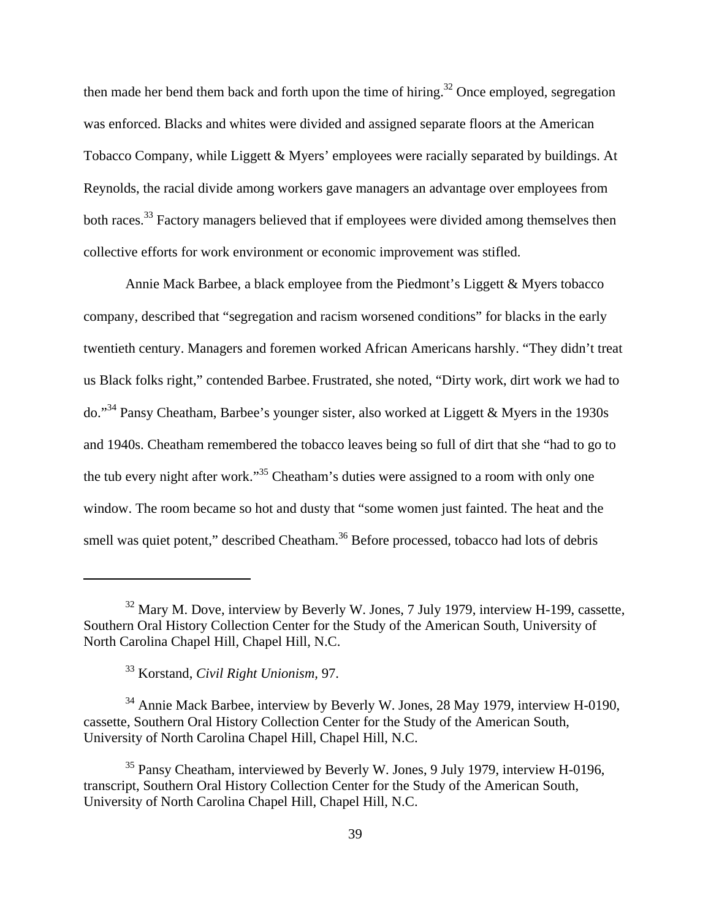then made her bend them back and forth upon the time of hiring.[32] Once employed, segregation was enforced. Blacks and whites were divided and assigned separate floors at the American Tobacco Company, while Liggett & Myers' employees were racially separated by buildings. At Reynolds, the racial divide among workers gave managers an advantage over employees from both races.[33] Factory managers believed that if employees were divided among themselves then collective efforts for work environment or economic improvement was stifled.

Annie Mack Barbee, a black employee from the Piedmont's Liggett & Myers tobacco company, described that "segregation and racism worsened conditions" for blacks in the early twentieth century. Managers and foremen worked African Americans harshly. "They didn't treat us Black folks right," contended Barbee. Frustrated, she noted, "Dirty work, dirt work we had to do."[34] Pansy Cheatham, Barbee's younger sister, also worked at Liggett & Myers in the 1930s and 1940s. Cheatham remembered the tobacco leaves being so full of dirt that she "had to go to the tub every night after work."[35] Cheatham's duties were assigned to a room with only one window. The room became so hot and dusty that "some women just fainted. The heat and the smell was quiet potent," described Cheatham.[36] Before processed, tobacco had lots of debris

---

[32] Mary M. Dove, interview by Beverly W. Jones, 7 July 1979, interview H-199, cassette, Southern Oral History Collection Center for the Study of the American South, University of North Carolina Chapel Hill, Chapel Hill, N.C.

[33] Korstand, *Civil Right Unionism*, 97.

[34] Annie Mack Barbee, interview by Beverly W. Jones, 28 May 1979, interview H-0190, cassette, Southern Oral History Collection Center for the Study of the American South, University of North Carolina Chapel Hill, Chapel Hill, N.C.

[35] Pansy Cheatham, interviewed by Beverly W. Jones, 9 July 1979, interview H-0196, transcript, Southern Oral History Collection Center for the Study of the American South, University of North Carolina Chapel Hill, Chapel Hill, N.C.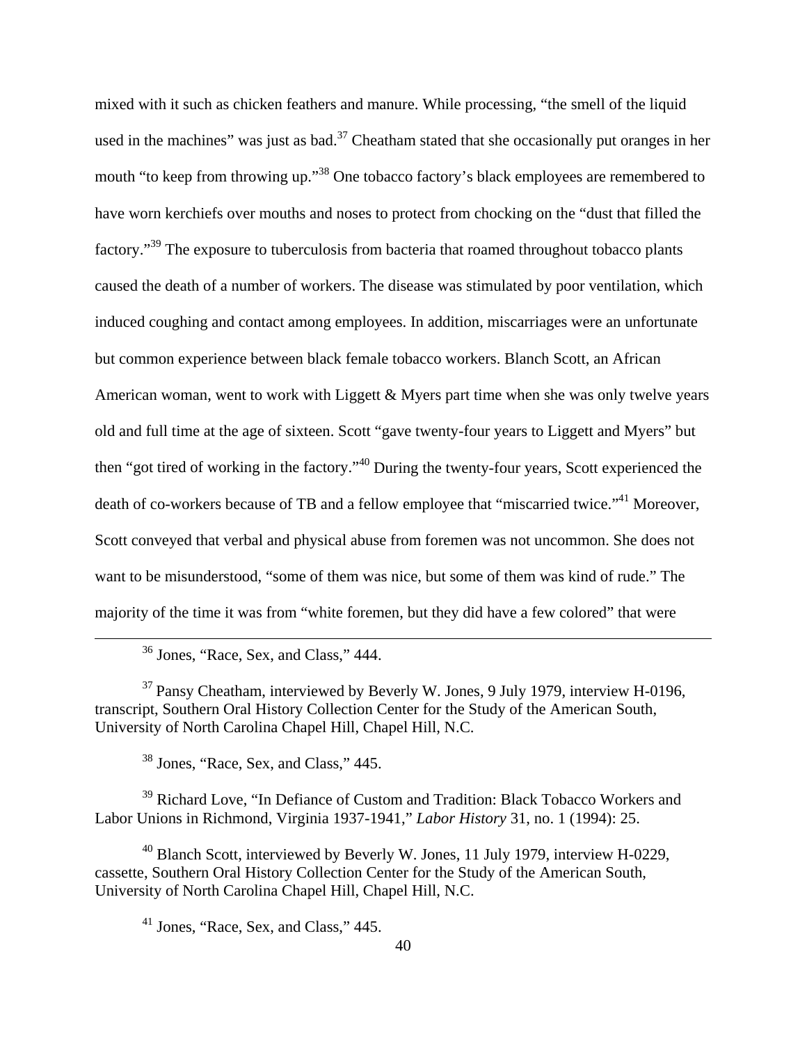mixed with it such as chicken feathers and manure. While processing, "the smell of the liquid used in the machines" was just as bad.[37] Cheatham stated that she occasionally put oranges in her mouth "to keep from throwing up."[38] One tobacco factory's black employees are remembered to have worn kerchiefs over mouths and noses to protect from chocking on the "dust that filled the factory."[39] The exposure to tuberculosis from bacteria that roamed throughout tobacco plants caused the death of a number of workers. The disease was stimulated by poor ventilation, which induced coughing and contact among employees. In addition, miscarriages were an unfortunate but common experience between black female tobacco workers. Blanch Scott, an African American woman, went to work with Liggett & Myers part time when she was only twelve years old and full time at the age of sixteen. Scott "gave twenty-four years to Liggett and Myers" but then "got tired of working in the factory."[40] During the twenty-four years, Scott experienced the death of co-workers because of TB and a fellow employee that "miscarried twice."[41] Moreover, Scott conveyed that verbal and physical abuse from foremen was not uncommon. She does not want to be misunderstood, "some of them was nice, but some of them was kind of rude." The majority of the time it was from "white foremen, but they did have a few colored" that were

---

[36] Jones, "Race, Sex, and Class," 444.

[37] Pansy Cheatham, interviewed by Beverly W. Jones, 9 July 1979, interview H-0196, transcript, Southern Oral History Collection Center for the Study of the American South, University of North Carolina Chapel Hill, Chapel Hill, N.C.

[38] Jones, "Race, Sex, and Class," 445.

[39] Richard Love, "In Defiance of Custom and Tradition: Black Tobacco Workers and Labor Unions in Richmond, Virginia 1937-1941," *Labor History* 31, no. 1 (1994): 25.

[40] Blanch Scott, interviewed by Beverly W. Jones, 11 July 1979, interview H-0229, cassette, Southern Oral History Collection Center for the Study of the American South, University of North Carolina Chapel Hill, Chapel Hill, N.C.

[41] Jones, "Race, Sex, and Class," 445.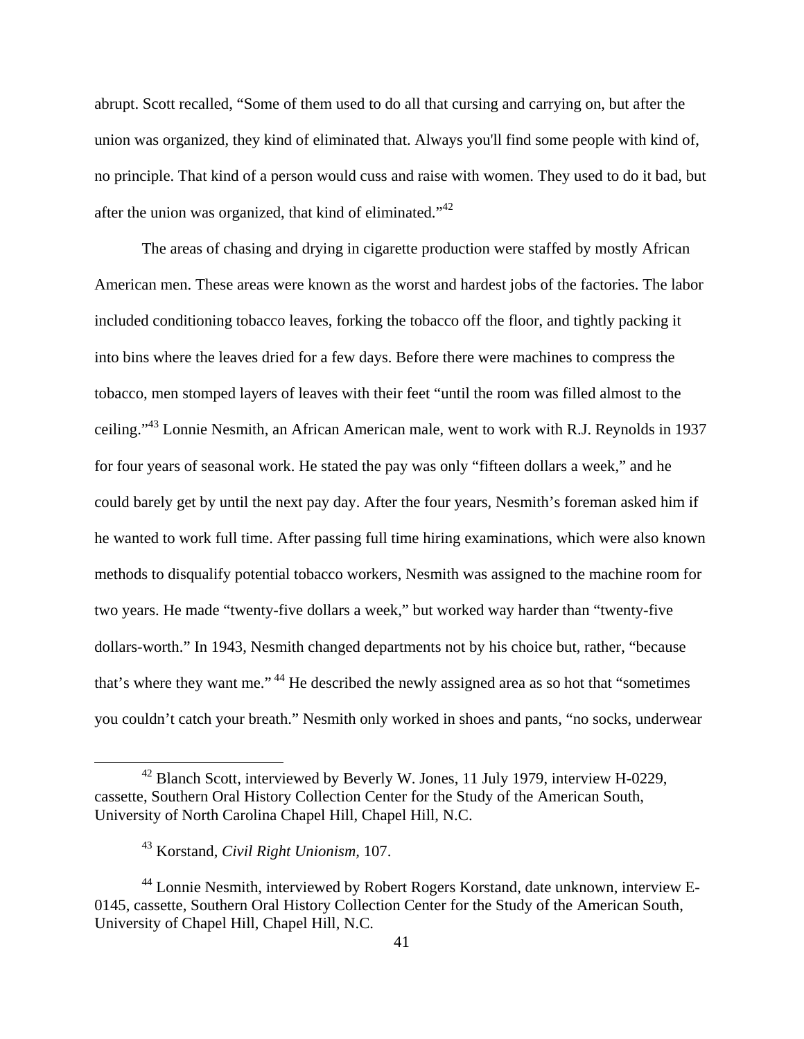abrupt. Scott recalled, "Some of them used to do all that cursing and carrying on, but after the union was organized, they kind of eliminated that. Always you'll find some people with kind of, no principle. That kind of a person would cuss and raise with women. They used to do it bad, but after the union was organized, that kind of eliminated."[42]

The areas of chasing and drying in cigarette production were staffed by mostly African American men. These areas were known as the worst and hardest jobs of the factories. The labor included conditioning tobacco leaves, forking the tobacco off the floor, and tightly packing it into bins where the leaves dried for a few days. Before there were machines to compress the tobacco, men stomped layers of leaves with their feet "until the room was filled almost to the ceiling."[43] Lonnie Nesmith, an African American male, went to work with R.J. Reynolds in 1937 for four years of seasonal work. He stated the pay was only "fifteen dollars a week," and he could barely get by until the next pay day. After the four years, Nesmith's foreman asked him if he wanted to work full time. After passing full time hiring examinations, which were also known methods to disqualify potential tobacco workers, Nesmith was assigned to the machine room for two years. He made "twenty-five dollars a week," but worked way harder than "twenty-five dollars-worth." In 1943, Nesmith changed departments not by his choice but, rather, "because that's where they want me."[44] He described the newly assigned area as so hot that "sometimes you couldn't catch your breath." Nesmith only worked in shoes and pants, "no socks, underwear

---

[42] Blanch Scott, interviewed by Beverly W. Jones, 11 July 1979, interview H-0229, cassette, Southern Oral History Collection Center for the Study of the American South, University of North Carolina Chapel Hill, Chapel Hill, N.C.

[43] Korstand, *Civil Right Unionism*, 107.

[44] Lonnie Nesmith, interviewed by Robert Rogers Korstand, date unknown, interview E-0145, cassette, Southern Oral History Collection Center for the Study of the American South, University of Chapel Hill, Chapel Hill, N.C.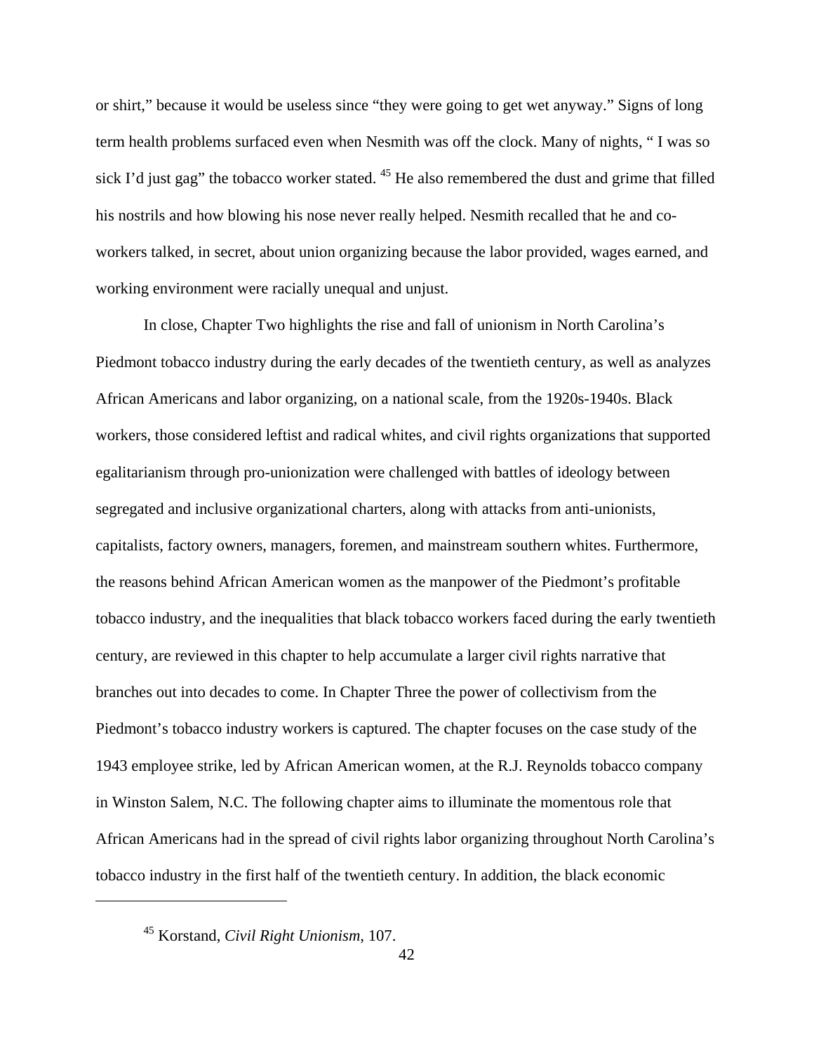or shirt," because it would be useless since "they were going to get wet anyway." Signs of long term health problems surfaced even when Nesmith was off the clock. Many of nights, " I was so sick I'd just gag" the tobacco worker stated. [45] He also remembered the dust and grime that filled his nostrils and how blowing his nose never really helped. Nesmith recalled that he and co-workers talked, in secret, about union organizing because the labor provided, wages earned, and working environment were racially unequal and unjust.

In close, Chapter Two highlights the rise and fall of unionism in North Carolina's Piedmont tobacco industry during the early decades of the twentieth century, as well as analyzes African Americans and labor organizing, on a national scale, from the 1920s-1940s. Black workers, those considered leftist and radical whites, and civil rights organizations that supported egalitarianism through pro-unionization were challenged with battles of ideology between segregated and inclusive organizational charters, along with attacks from anti-unionists, capitalists, factory owners, managers, foremen, and mainstream southern whites. Furthermore, the reasons behind African American women as the manpower of the Piedmont's profitable tobacco industry, and the inequalities that black tobacco workers faced during the early twentieth century, are reviewed in this chapter to help accumulate a larger civil rights narrative that branches out into decades to come. In Chapter Three the power of collectivism from the Piedmont's tobacco industry workers is captured. The chapter focuses on the case study of the 1943 employee strike, led by African American women, at the R.J. Reynolds tobacco company in Winston Salem, N.C. The following chapter aims to illuminate the momentous role that African Americans had in the spread of civil rights labor organizing throughout North Carolina's tobacco industry in the first half of the twentieth century. In addition, the black economic

---

[45] Korstand, *Civil Right Unionism*, 107.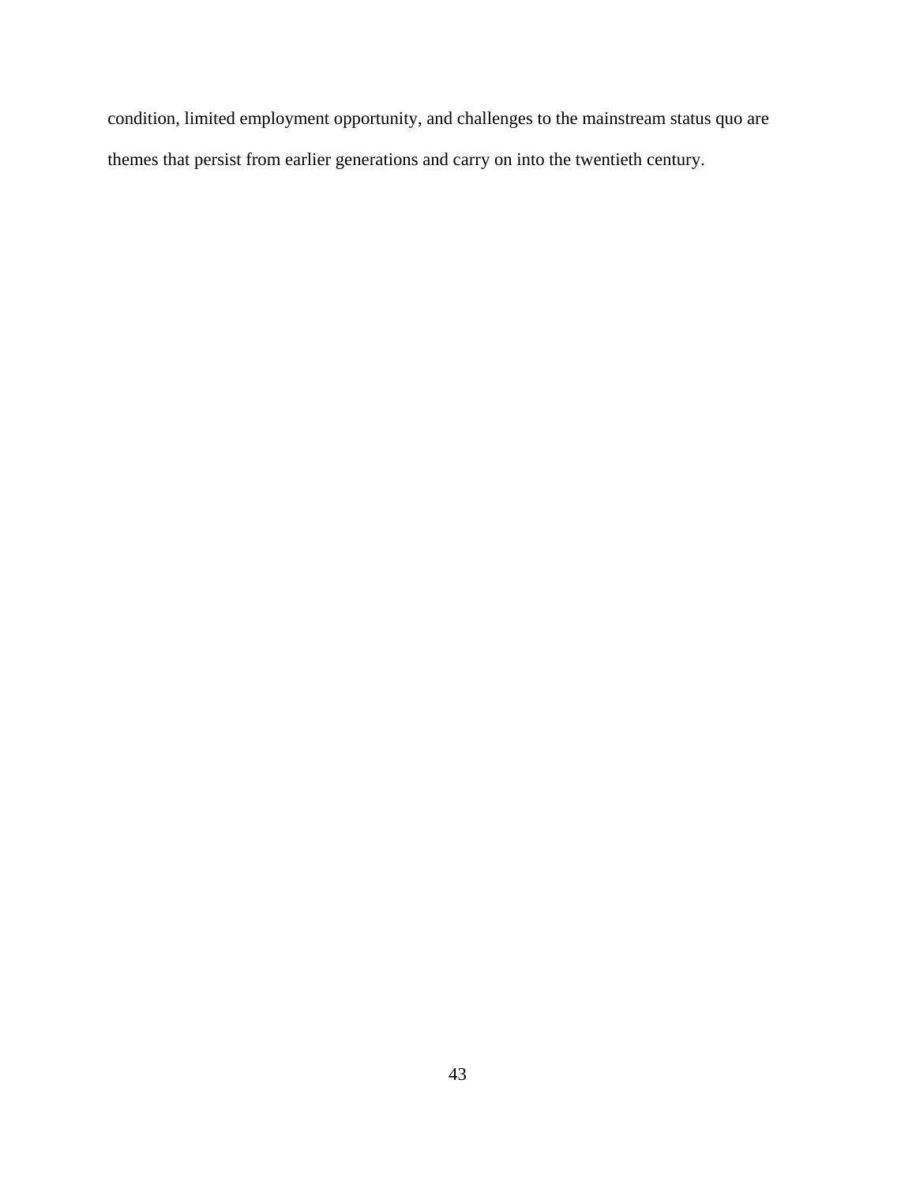condition, limited employment opportunity, and challenges to the mainstream status quo are themes that persist from earlier generations and carry on into the twentieth century.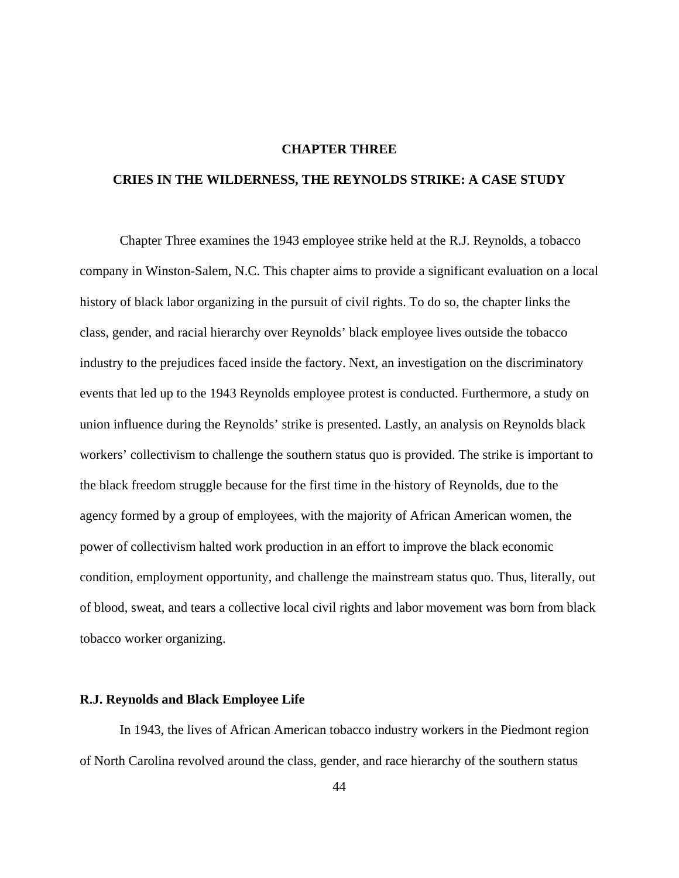# CHAPTER THREE

# CRIES IN THE WILDERNESS, THE REYNOLDS STRIKE: A CASE STUDY

Chapter Three examines the 1943 employee strike held at the R.J. Reynolds, a tobacco company in Winston-Salem, N.C. This chapter aims to provide a significant evaluation on a local history of black labor organizing in the pursuit of civil rights. To do so, the chapter links the class, gender, and racial hierarchy over Reynolds' black employee lives outside the tobacco industry to the prejudices faced inside the factory. Next, an investigation on the discriminatory events that led up to the 1943 Reynolds employee protest is conducted. Furthermore, a study on union influence during the Reynolds' strike is presented. Lastly, an analysis on Reynolds black workers' collectivism to challenge the southern status quo is provided. The strike is important to the black freedom struggle because for the first time in the history of Reynolds, due to the agency formed by a group of employees, with the majority of African American women, the power of collectivism halted work production in an effort to improve the black economic condition, employment opportunity, and challenge the mainstream status quo. Thus, literally, out of blood, sweat, and tears a collective local civil rights and labor movement was born from black tobacco worker organizing.

## R.J. Reynolds and Black Employee Life

In 1943, the lives of African American tobacco industry workers in the Piedmont region of North Carolina revolved around the class, gender, and race hierarchy of the southern status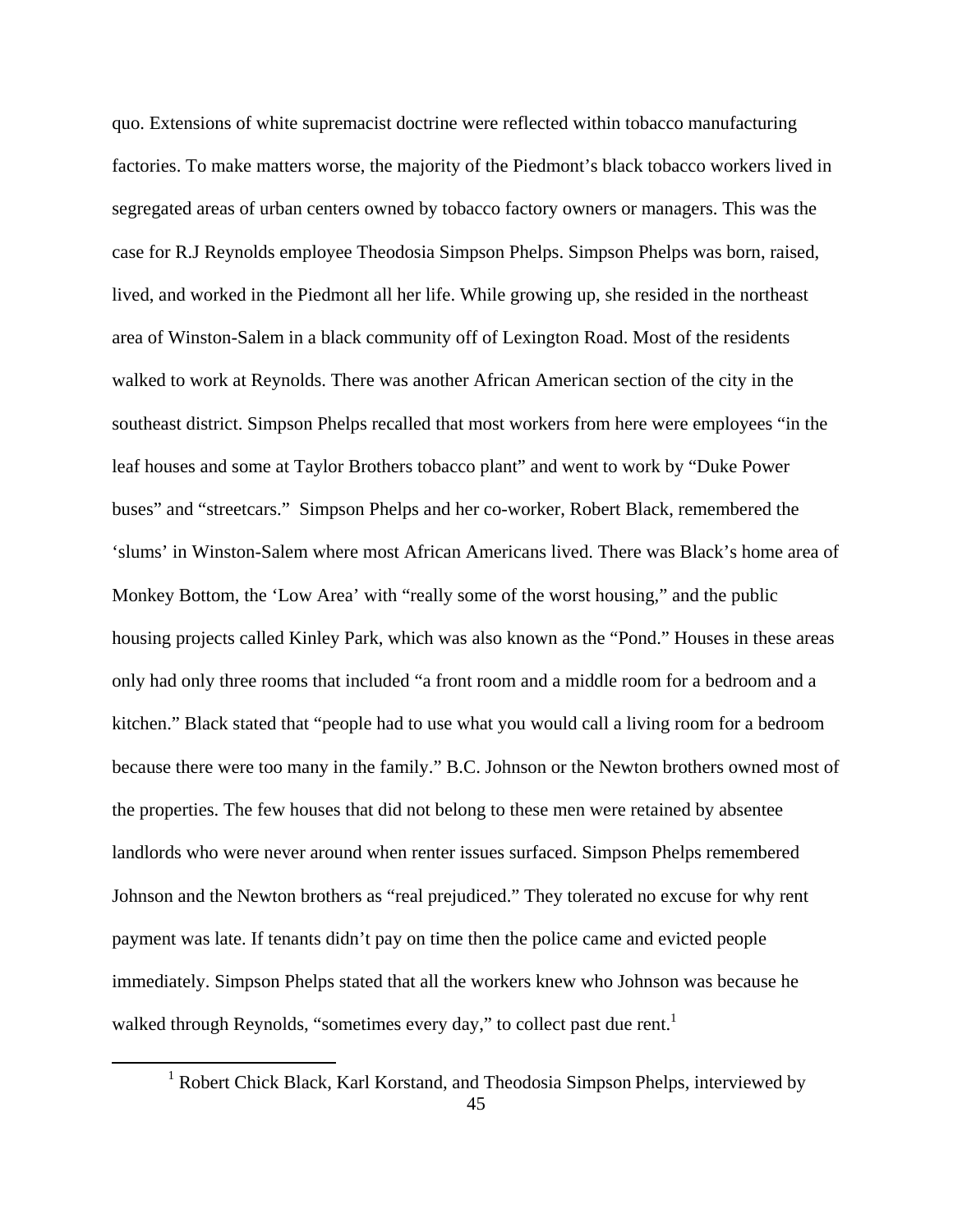quo. Extensions of white supremacist doctrine were reflected within tobacco manufacturing factories. To make matters worse, the majority of the Piedmont's black tobacco workers lived in segregated areas of urban centers owned by tobacco factory owners or managers. This was the case for R.J Reynolds employee Theodosia Simpson Phelps. Simpson Phelps was born, raised, lived, and worked in the Piedmont all her life. While growing up, she resided in the northeast area of Winston-Salem in a black community off of Lexington Road. Most of the residents walked to work at Reynolds. There was another African American section of the city in the southeast district. Simpson Phelps recalled that most workers from here were employees "in the leaf houses and some at Taylor Brothers tobacco plant" and went to work by "Duke Power buses" and "streetcars." Simpson Phelps and her co-worker, Robert Black, remembered the 'slums' in Winston-Salem where most African Americans lived. There was Black's home area of Monkey Bottom, the 'Low Area' with "really some of the worst housing," and the public housing projects called Kinley Park, which was also known as the "Pond." Houses in these areas only had only three rooms that included "a front room and a middle room for a bedroom and a kitchen." Black stated that "people had to use what you would call a living room for a bedroom because there were too many in the family." B.C. Johnson or the Newton brothers owned most of the properties. The few houses that did not belong to these men were retained by absentee landlords who were never around when renter issues surfaced. Simpson Phelps remembered Johnson and the Newton brothers as "real prejudiced." They tolerated no excuse for why rent payment was late. If tenants didn't pay on time then the police came and evicted people immediately. Simpson Phelps stated that all the workers knew who Johnson was because he walked through Reynolds, "sometimes every day," to collect past due rent.[1]

[1] Robert Chick Black, Karl Korstand, and Theodosia Simpson Phelps, interviewed by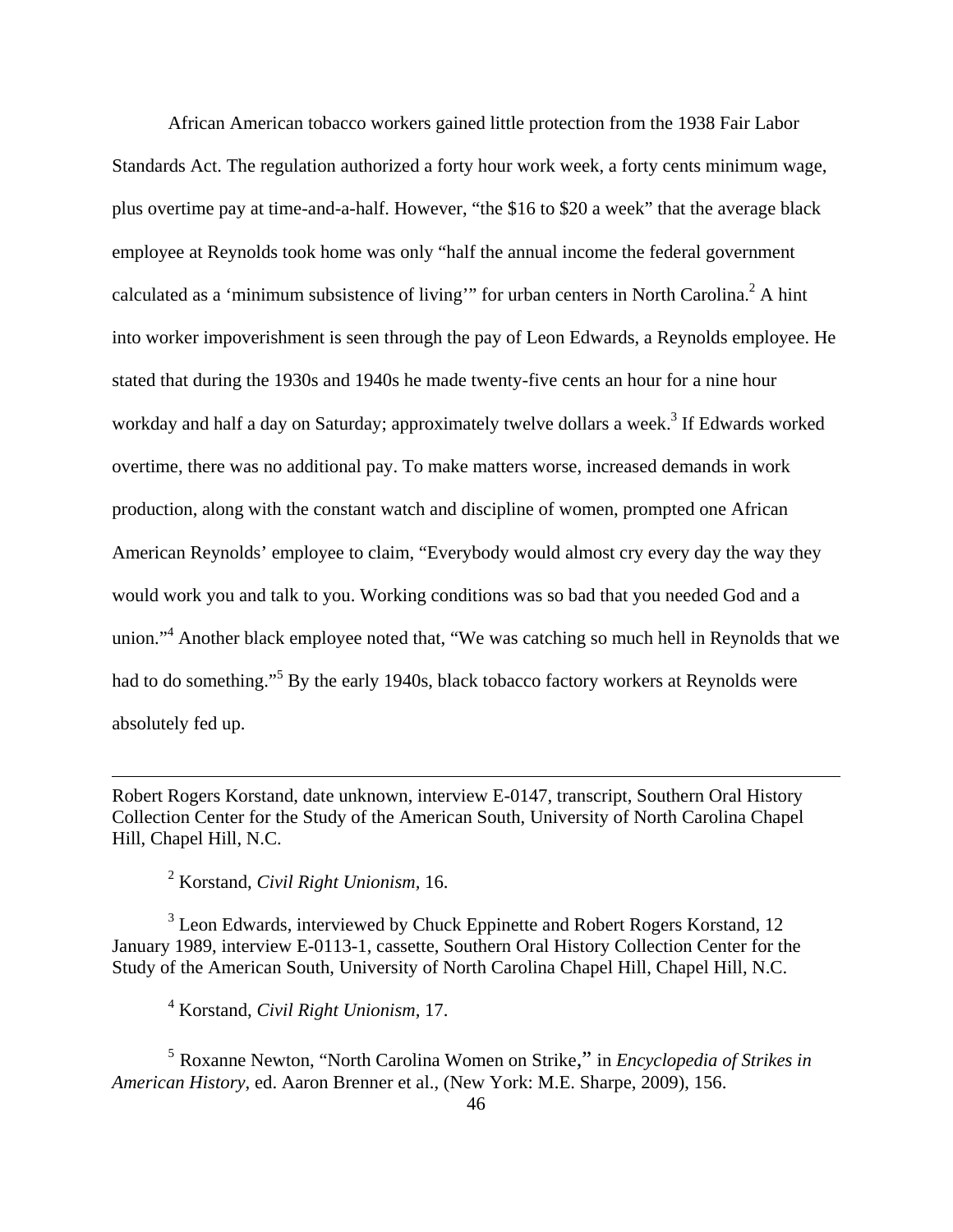African American tobacco workers gained little protection from the 1938 Fair Labor Standards Act. The regulation authorized a forty hour work week, a forty cents minimum wage, plus overtime pay at time-and-a-half. However, "the $16 to $20 a week" that the average black employee at Reynolds took home was only "half the annual income the federal government calculated as a 'minimum subsistence of living'" for urban centers in North Carolina.[2] A hint into worker impoverishment is seen through the pay of Leon Edwards, a Reynolds employee. He stated that during the 1930s and 1940s he made twenty-five cents an hour for a nine hour workday and half a day on Saturday; approximately twelve dollars a week.[3] If Edwards worked overtime, there was no additional pay. To make matters worse, increased demands in work production, along with the constant watch and discipline of women, prompted one African American Reynolds' employee to claim, "Everybody would almost cry every day the way they would work you and talk to you. Working conditions was so bad that you needed God and a union."[4] Another black employee noted that, "We was catching so much hell in Reynolds that we had to do something."[5] By the early 1940s, black tobacco factory workers at Reynolds were absolutely fed up.

---

Robert Rogers Korstand, date unknown, interview E-0147, transcript, Southern Oral History Collection Center for the Study of the American South, University of North Carolina Chapel Hill, Chapel Hill, N.C.

[2] Korstand, *Civil Right Unionism*, 16.

[3] Leon Edwards, interviewed by Chuck Eppinette and Robert Rogers Korstand, 12 January 1989, interview E-0113-1, cassette, Southern Oral History Collection Center for the Study of the American South, University of North Carolina Chapel Hill, Chapel Hill, N.C.

[4] Korstand, *Civil Right Unionism*, 17.

[5] Roxanne Newton, "North Carolina Women on Strike," in *Encyclopedia of Strikes in American History*, ed. Aaron Brenner et al., (New York: M.E. Sharpe, 2009), 156.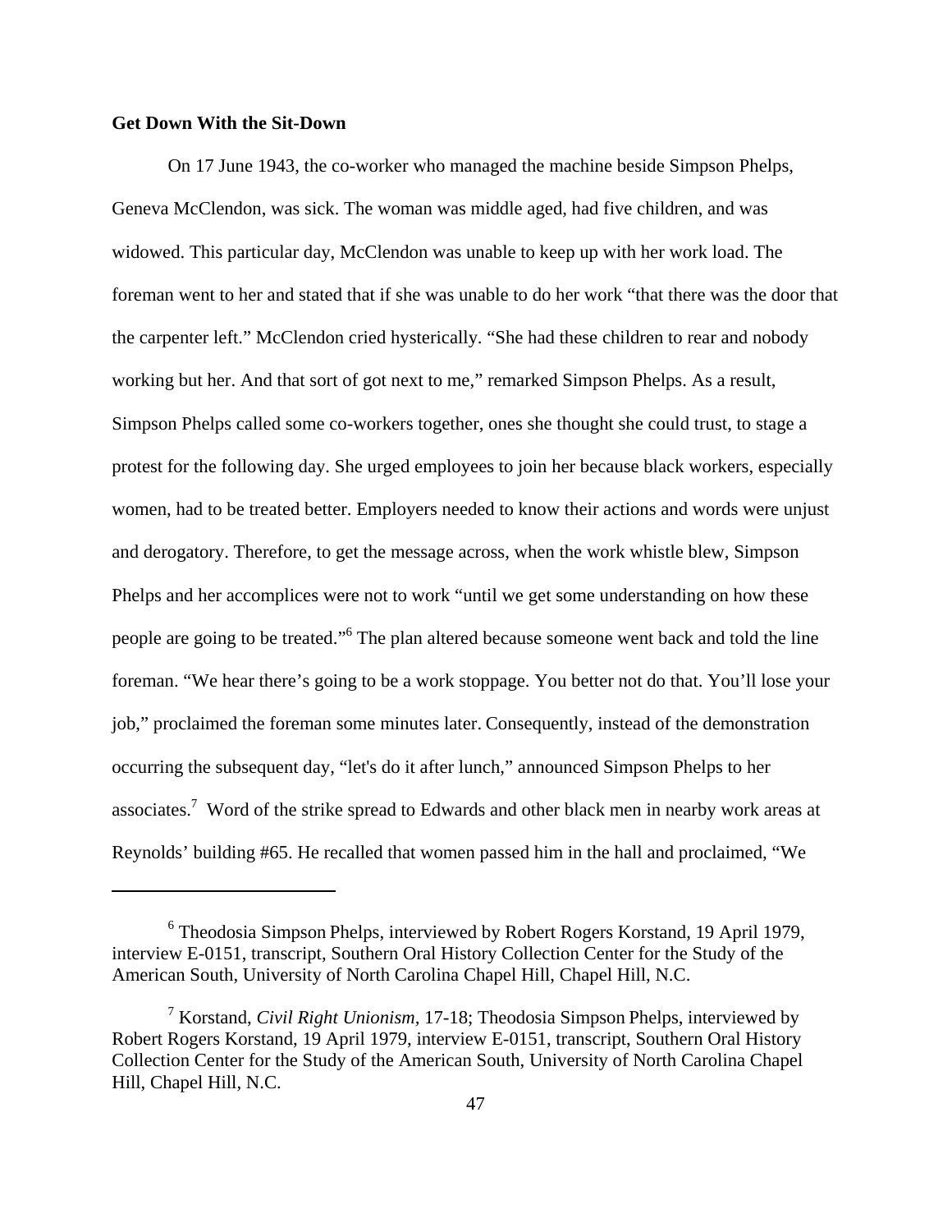**Get Down With the Sit-Down**

On 17 June 1943, the co-worker who managed the machine beside Simpson Phelps, Geneva McClendon, was sick. The woman was middle aged, had five children, and was widowed. This particular day, McClendon was unable to keep up with her work load. The foreman went to her and stated that if she was unable to do her work "that there was the door that the carpenter left." McClendon cried hysterically. "She had these children to rear and nobody working but her. And that sort of got next to me," remarked Simpson Phelps. As a result, Simpson Phelps called some co-workers together, ones she thought she could trust, to stage a protest for the following day. She urged employees to join her because black workers, especially women, had to be treated better. Employers needed to know their actions and words were unjust and derogatory. Therefore, to get the message across, when the work whistle blew, Simpson Phelps and her accomplices were not to work "until we get some understanding on how these people are going to be treated."[6] The plan altered because someone went back and told the line foreman. "We hear there's going to be a work stoppage. You better not do that. You'll lose your job," proclaimed the foreman some minutes later. Consequently, instead of the demonstration occurring the subsequent day, "let's do it after lunch," announced Simpson Phelps to her associates.[7] Word of the strike spread to Edwards and other black men in nearby work areas at Reynolds' building #65. He recalled that women passed him in the hall and proclaimed, "We

---

[6] Theodosia Simpson Phelps, interviewed by Robert Rogers Korstand, 19 April 1979, interview E-0151, transcript, Southern Oral History Collection Center for the Study of the American South, University of North Carolina Chapel Hill, Chapel Hill, N.C.

[7] Korstand, *Civil Right Unionism*, 17-18; Theodosia Simpson Phelps, interviewed by Robert Rogers Korstand, 19 April 1979, interview E-0151, transcript, Southern Oral History Collection Center for the Study of the American South, University of North Carolina Chapel Hill, Chapel Hill, N.C.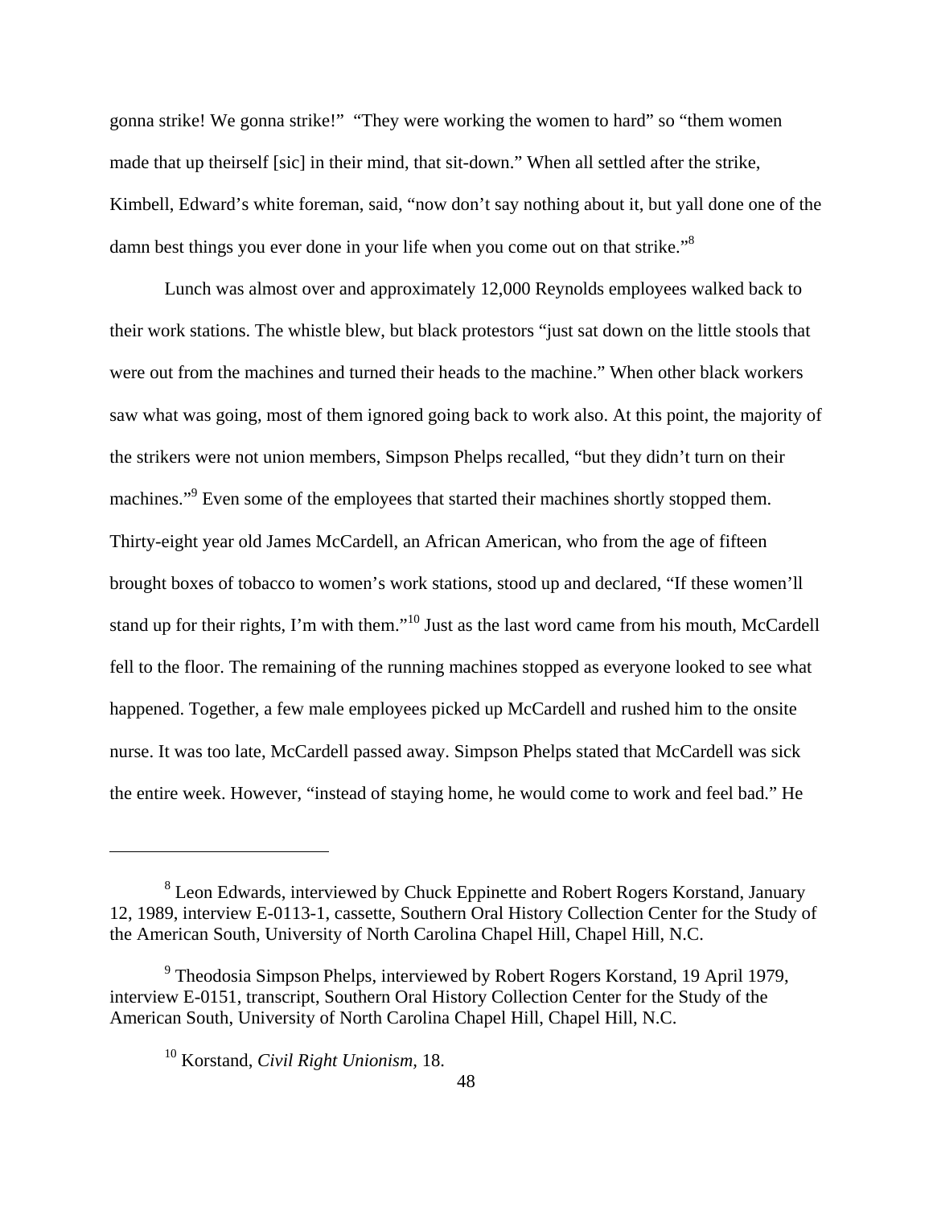gonna strike! We gonna strike!" "They were working the women to hard" so "them women made that up theirself [sic] in their mind, that sit-down." When all settled after the strike, Kimbell, Edward's white foreman, said, "now don't say nothing about it, but yall done one of the damn best things you ever done in your life when you come out on that strike."[8]

Lunch was almost over and approximately 12,000 Reynolds employees walked back to their work stations. The whistle blew, but black protestors "just sat down on the little stools that were out from the machines and turned their heads to the machine." When other black workers saw what was going, most of them ignored going back to work also. At this point, the majority of the strikers were not union members, Simpson Phelps recalled, "but they didn't turn on their machines."[9] Even some of the employees that started their machines shortly stopped them. Thirty-eight year old James McCardell, an African American, who from the age of fifteen brought boxes of tobacco to women's work stations, stood up and declared, "If these women'll stand up for their rights, I'm with them."[10] Just as the last word came from his mouth, McCardell fell to the floor. The remaining of the running machines stopped as everyone looked to see what happened. Together, a few male employees picked up McCardell and rushed him to the onsite nurse. It was too late, McCardell passed away. Simpson Phelps stated that McCardell was sick the entire week. However, "instead of staying home, he would come to work and feel bad." He

---

[8] Leon Edwards, interviewed by Chuck Eppinette and Robert Rogers Korstand, January 12, 1989, interview E-0113-1, cassette, Southern Oral History Collection Center for the Study of the American South, University of North Carolina Chapel Hill, Chapel Hill, N.C.

[9] Theodosia Simpson Phelps, interviewed by Robert Rogers Korstand, 19 April 1979, interview E-0151, transcript, Southern Oral History Collection Center for the Study of the American South, University of North Carolina Chapel Hill, Chapel Hill, N.C.

[10] Korstand, *Civil Right Unionism,* 18.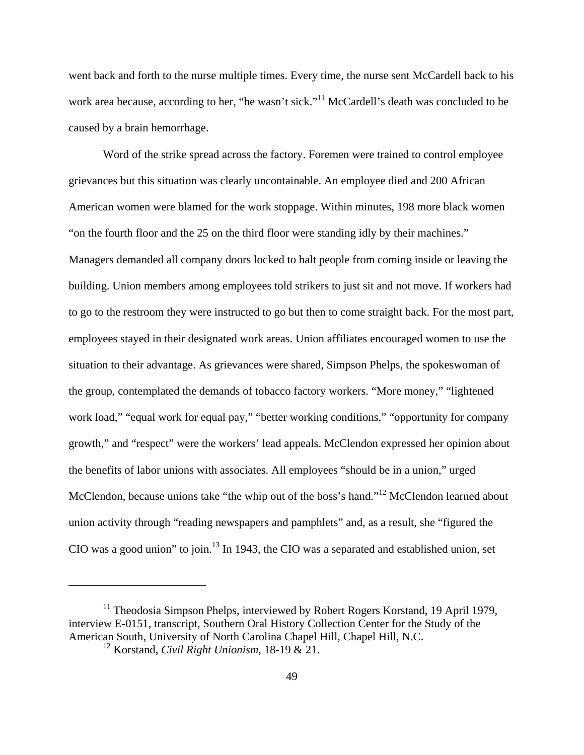went back and forth to the nurse multiple times. Every time, the nurse sent McCardell back to his work area because, according to her, "he wasn't sick."[11] McCardell's death was concluded to be caused by a brain hemorrhage.

Word of the strike spread across the factory. Foremen were trained to control employee grievances but this situation was clearly uncontainable. An employee died and 200 African American women were blamed for the work stoppage. Within minutes, 198 more black women "on the fourth floor and the 25 on the third floor were standing idly by their machines." Managers demanded all company doors locked to halt people from coming inside or leaving the building. Union members among employees told strikers to just sit and not move. If workers had to go to the restroom they were instructed to go but then to come straight back. For the most part, employees stayed in their designated work areas. Union affiliates encouraged women to use the situation to their advantage. As grievances were shared, Simpson Phelps, the spokeswoman of the group, contemplated the demands of tobacco factory workers. "More money," "lightened work load," "equal work for equal pay," "better working conditions," "opportunity for company growth," and "respect" were the workers' lead appeals. McClendon expressed her opinion about the benefits of labor unions with associates. All employees "should be in a union," urged McClendon, because unions take "the whip out of the boss's hand."[12] McClendon learned about union activity through "reading newspapers and pamphlets" and, as a result, she "figured the CIO was a good union" to join.[13] In 1943, the CIO was a separated and established union, set

---

[11] Theodosia Simpson Phelps, interviewed by Robert Rogers Korstand, 19 April 1979, interview E-0151, transcript, Southern Oral History Collection Center for the Study of the American South, University of North Carolina Chapel Hill, Chapel Hill, N.C.

[12] Korstand, *Civil Right Unionism,* 18-19 & 21.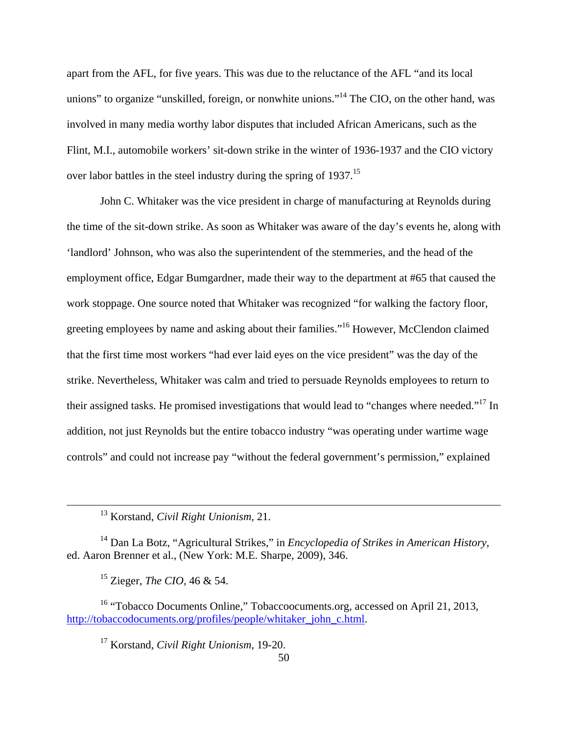apart from the AFL, for five years. This was due to the reluctance of the AFL "and its local unions" to organize "unskilled, foreign, or nonwhite unions."[14] The CIO, on the other hand, was involved in many media worthy labor disputes that included African Americans, such as the Flint, M.I., automobile workers' sit-down strike in the winter of 1936-1937 and the CIO victory over labor battles in the steel industry during the spring of 1937.[15]

John C. Whitaker was the vice president in charge of manufacturing at Reynolds during the time of the sit-down strike. As soon as Whitaker was aware of the day's events he, along with 'landlord' Johnson, who was also the superintendent of the stemmeries, and the head of the employment office, Edgar Bumgardner, made their way to the department at #65 that caused the work stoppage. One source noted that Whitaker was recognized "for walking the factory floor, greeting employees by name and asking about their families."[16] However, McClendon claimed that the first time most workers "had ever laid eyes on the vice president" was the day of the strike. Nevertheless, Whitaker was calm and tried to persuade Reynolds employees to return to their assigned tasks. He promised investigations that would lead to "changes where needed."[17] In addition, not just Reynolds but the entire tobacco industry "was operating under wartime wage controls" and could not increase pay "without the federal government's permission," explained

---

[13] Korstand, *Civil Right Unionism*, 21.

[14] Dan La Botz, "Agricultural Strikes," in *Encyclopedia of Strikes in American History*, ed. Aaron Brenner et al., (New York: M.E. Sharpe, 2009), 346.

[15] Zieger, *The CIO*, 46 & 54.

[16] "Tobacco Documents Online," Tobaccoocuments.org, accessed on April 21, 2013, http://tobaccodocuments.org/profiles/people/whitaker_john_c.html.

[17] Korstand, *Civil Right Unionism*, 19-20.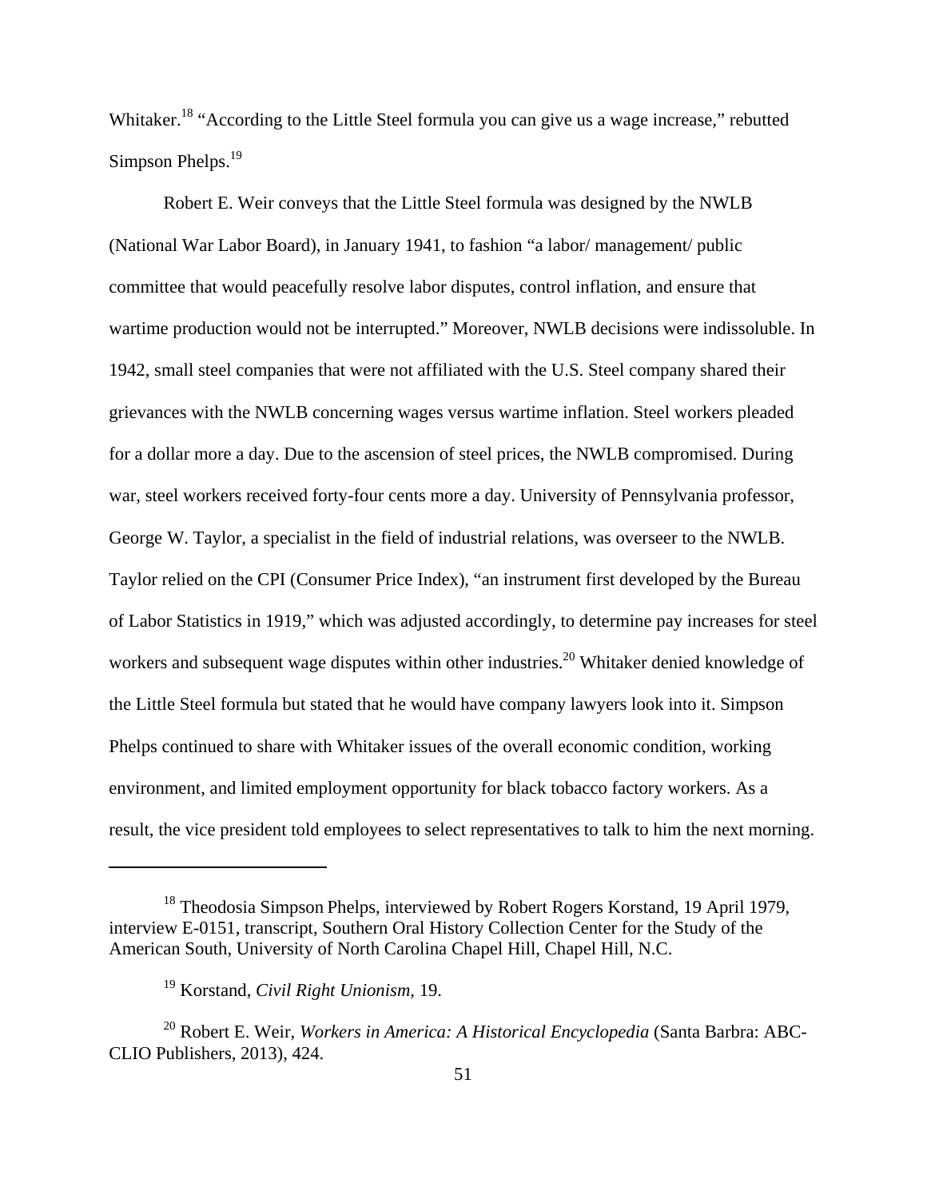Whitaker.[18] "According to the Little Steel formula you can give us a wage increase," rebutted Simpson Phelps.[19]

Robert E. Weir conveys that the Little Steel formula was designed by the NWLB (National War Labor Board), in January 1941, to fashion "a labor/ management/ public committee that would peacefully resolve labor disputes, control inflation, and ensure that wartime production would not be interrupted." Moreover, NWLB decisions were indissoluble. In 1942, small steel companies that were not affiliated with the U.S. Steel company shared their grievances with the NWLB concerning wages versus wartime inflation. Steel workers pleaded for a dollar more a day. Due to the ascension of steel prices, the NWLB compromised. During war, steel workers received forty-four cents more a day. University of Pennsylvania professor, George W. Taylor, a specialist in the field of industrial relations, was overseer to the NWLB. Taylor relied on the CPI (Consumer Price Index), "an instrument first developed by the Bureau of Labor Statistics in 1919," which was adjusted accordingly, to determine pay increases for steel workers and subsequent wage disputes within other industries.[20] Whitaker denied knowledge of the Little Steel formula but stated that he would have company lawyers look into it. Simpson Phelps continued to share with Whitaker issues of the overall economic condition, working environment, and limited employment opportunity for black tobacco factory workers. As a result, the vice president told employees to select representatives to talk to him the next morning.

---

[18] Theodosia Simpson Phelps, interviewed by Robert Rogers Korstand, 19 April 1979, interview E-0151, transcript, Southern Oral History Collection Center for the Study of the American South, University of North Carolina Chapel Hill, Chapel Hill, N.C.

[19] Korstand, *Civil Right Unionism*, 19.

[20] Robert E. Weir, *Workers in America: A Historical Encyclopedia* (Santa Barbra: ABC-CLIO Publishers, 2013), 424.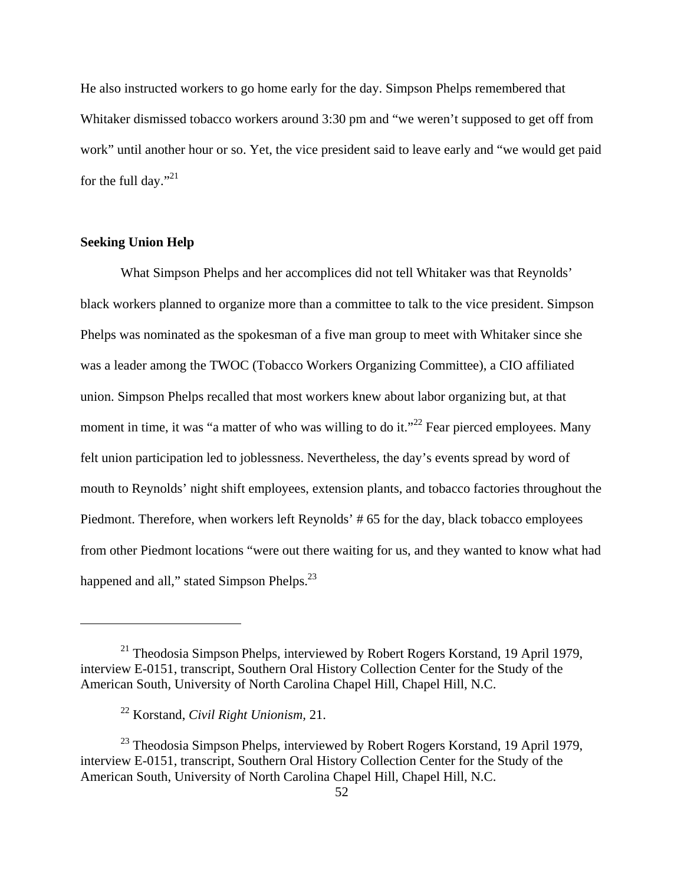He also instructed workers to go home early for the day. Simpson Phelps remembered that Whitaker dismissed tobacco workers around 3:30 pm and "we weren't supposed to get off from work" until another hour or so. Yet, the vice president said to leave early and "we would get paid for the full day."[21]

### Seeking Union Help

What Simpson Phelps and her accomplices did not tell Whitaker was that Reynolds' black workers planned to organize more than a committee to talk to the vice president. Simpson Phelps was nominated as the spokesman of a five man group to meet with Whitaker since she was a leader among the TWOC (Tobacco Workers Organizing Committee), a CIO affiliated union. Simpson Phelps recalled that most workers knew about labor organizing but, at that moment in time, it was "a matter of who was willing to do it."[22] Fear pierced employees. Many felt union participation led to joblessness. Nevertheless, the day's events spread by word of mouth to Reynolds' night shift employees, extension plants, and tobacco factories throughout the Piedmont. Therefore, when workers left Reynolds' # 65 for the day, black tobacco employees from other Piedmont locations "were out there waiting for us, and they wanted to know what had happened and all," stated Simpson Phelps.[23]

---

[21] Theodosia Simpson Phelps, interviewed by Robert Rogers Korstand, 19 April 1979, interview E-0151, transcript, Southern Oral History Collection Center for the Study of the American South, University of North Carolina Chapel Hill, Chapel Hill, N.C.

[22] Korstand, *Civil Right Unionism*, 21.

[23] Theodosia Simpson Phelps, interviewed by Robert Rogers Korstand, 19 April 1979, interview E-0151, transcript, Southern Oral History Collection Center for the Study of the American South, University of North Carolina Chapel Hill, Chapel Hill, N.C.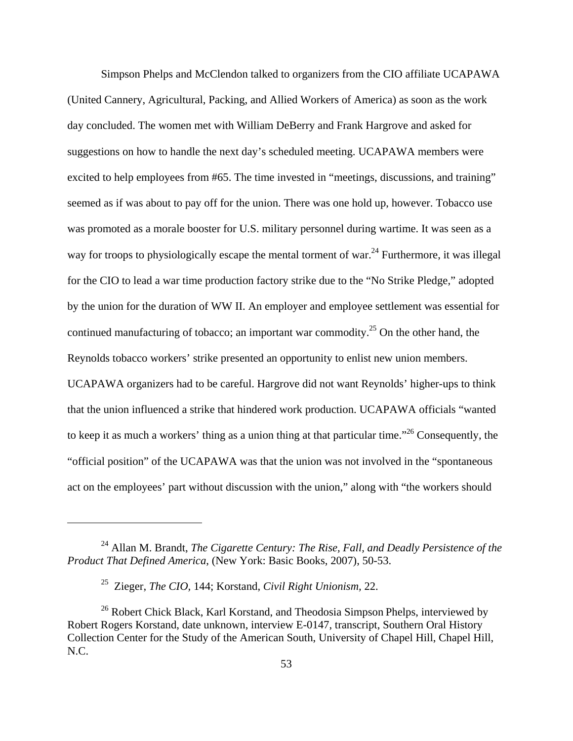Simpson Phelps and McClendon talked to organizers from the CIO affiliate UCAPAWA (United Cannery, Agricultural, Packing, and Allied Workers of America) as soon as the work day concluded. The women met with William DeBerry and Frank Hargrove and asked for suggestions on how to handle the next day's scheduled meeting. UCAPAWA members were excited to help employees from #65. The time invested in "meetings, discussions, and training" seemed as if was about to pay off for the union. There was one hold up, however. Tobacco use was promoted as a morale booster for U.S. military personnel during wartime. It was seen as a way for troops to physiologically escape the mental torment of war.[24] Furthermore, it was illegal for the CIO to lead a war time production factory strike due to the "No Strike Pledge," adopted by the union for the duration of WW II. An employer and employee settlement was essential for continued manufacturing of tobacco; an important war commodity.[25] On the other hand, the Reynolds tobacco workers' strike presented an opportunity to enlist new union members. UCAPAWA organizers had to be careful. Hargrove did not want Reynolds' higher-ups to think that the union influenced a strike that hindered work production. UCAPAWA officials "wanted to keep it as much a workers' thing as a union thing at that particular time."[26] Consequently, the "official position" of the UCAPAWA was that the union was not involved in the "spontaneous act on the employees' part without discussion with the union," along with "the workers should

---

[24] Allan M. Brandt, *The Cigarette Century: The Rise, Fall, and Deadly Persistence of the Product That Defined America*, (New York: Basic Books, 2007), 50-53.

[25] Zieger, *The CIO*, 144; Korstand, *Civil Right Unionism*, 22.

[26] Robert Chick Black, Karl Korstand, and Theodosia Simpson Phelps, interviewed by Robert Rogers Korstand, date unknown, interview E-0147, transcript, Southern Oral History Collection Center for the Study of the American South, University of Chapel Hill, Chapel Hill, N.C.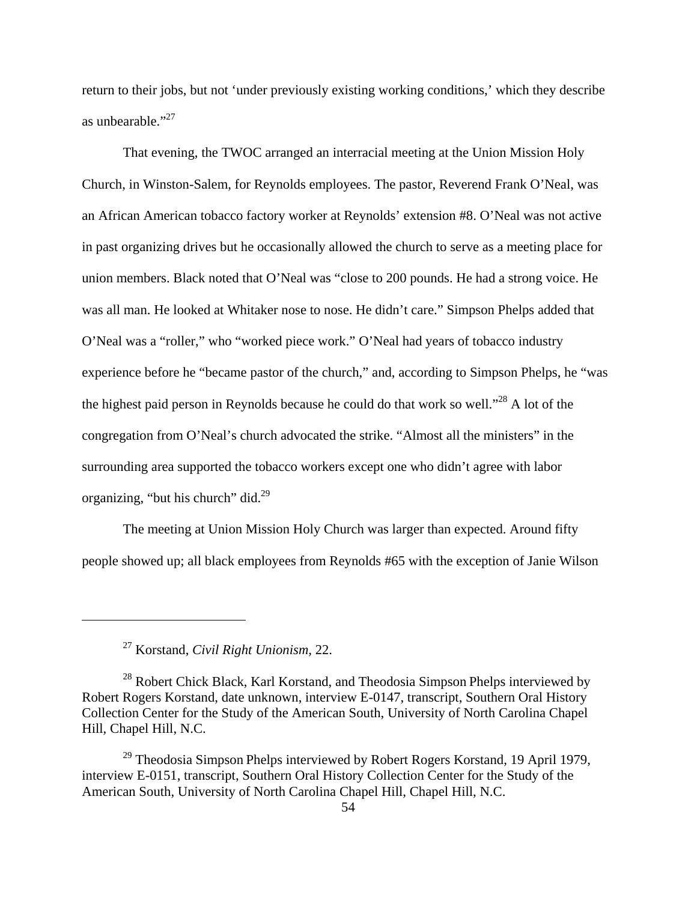return to their jobs, but not 'under previously existing working conditions,' which they describe as unbearable."[27]

That evening, the TWOC arranged an interracial meeting at the Union Mission Holy Church, in Winston-Salem, for Reynolds employees. The pastor, Reverend Frank O'Neal, was an African American tobacco factory worker at Reynolds' extension #8. O'Neal was not active in past organizing drives but he occasionally allowed the church to serve as a meeting place for union members. Black noted that O'Neal was "close to 200 pounds. He had a strong voice. He was all man. He looked at Whitaker nose to nose. He didn't care." Simpson Phelps added that O'Neal was a "roller," who "worked piece work." O'Neal had years of tobacco industry experience before he "became pastor of the church," and, according to Simpson Phelps, he "was the highest paid person in Reynolds because he could do that work so well."[28] A lot of the congregation from O'Neal's church advocated the strike. "Almost all the ministers" in the surrounding area supported the tobacco workers except one who didn't agree with labor organizing, "but his church" did.[29]

The meeting at Union Mission Holy Church was larger than expected. Around fifty people showed up; all black employees from Reynolds #65 with the exception of Janie Wilson

---

[27] Korstand, *Civil Right Unionism*, 22.

[28] Robert Chick Black, Karl Korstand, and Theodosia Simpson Phelps interviewed by Robert Rogers Korstand, date unknown, interview E-0147, transcript, Southern Oral History Collection Center for the Study of the American South, University of North Carolina Chapel Hill, Chapel Hill, N.C.

[29] Theodosia Simpson Phelps interviewed by Robert Rogers Korstand, 19 April 1979, interview E-0151, transcript, Southern Oral History Collection Center for the Study of the American South, University of North Carolina Chapel Hill, Chapel Hill, N.C.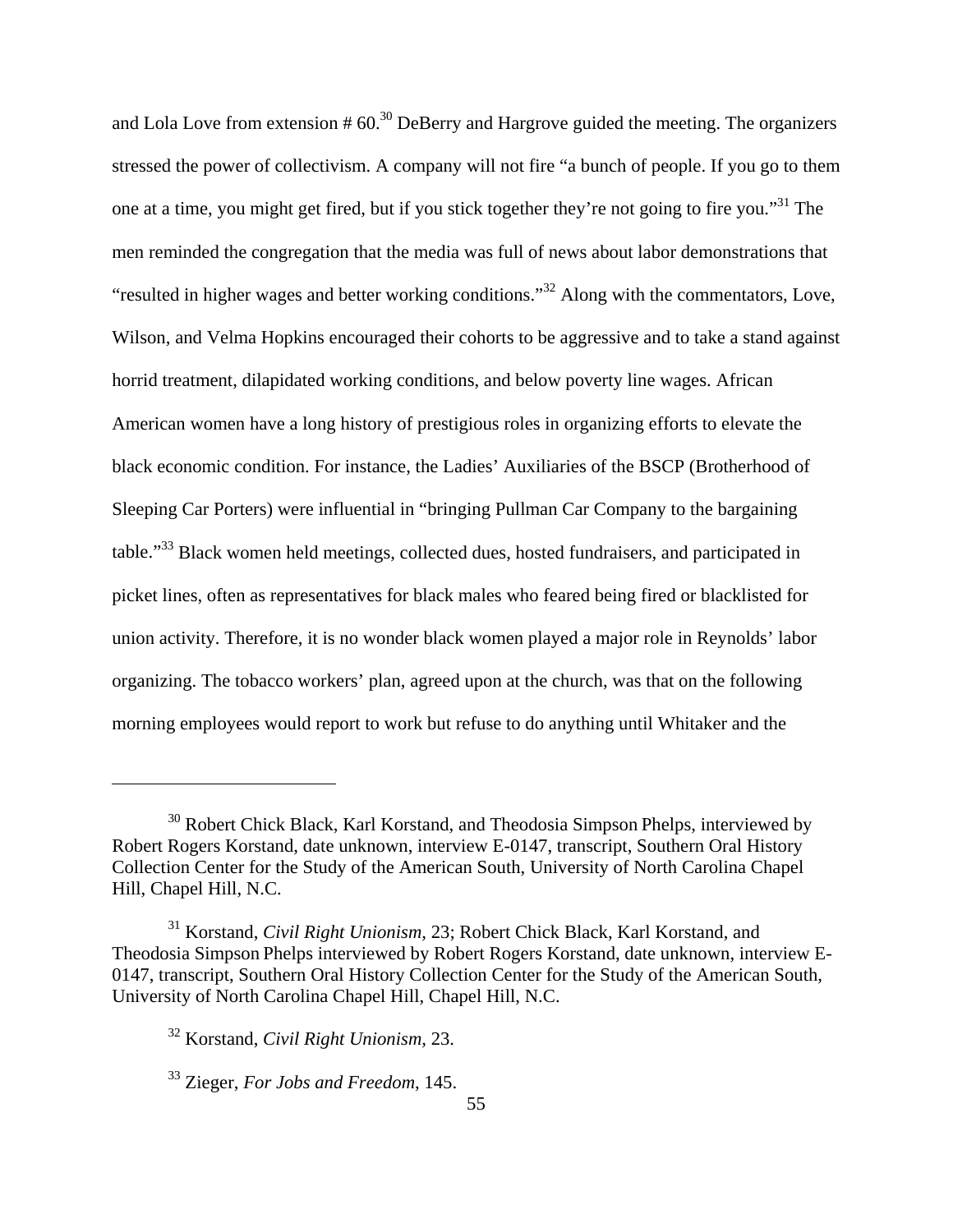and Lola Love from extension # 60.[30] DeBerry and Hargrove guided the meeting. The organizers stressed the power of collectivism. A company will not fire "a bunch of people. If you go to them one at a time, you might get fired, but if you stick together they're not going to fire you."[31] The men reminded the congregation that the media was full of news about labor demonstrations that "resulted in higher wages and better working conditions."[32] Along with the commentators, Love, Wilson, and Velma Hopkins encouraged their cohorts to be aggressive and to take a stand against horrid treatment, dilapidated working conditions, and below poverty line wages. African American women have a long history of prestigious roles in organizing efforts to elevate the black economic condition. For instance, the Ladies' Auxiliaries of the BSCP (Brotherhood of Sleeping Car Porters) were influential in "bringing Pullman Car Company to the bargaining table."[33] Black women held meetings, collected dues, hosted fundraisers, and participated in picket lines, often as representatives for black males who feared being fired or blacklisted for union activity. Therefore, it is no wonder black women played a major role in Reynolds' labor organizing. The tobacco workers' plan, agreed upon at the church, was that on the following morning employees would report to work but refuse to do anything until Whitaker and the

---

[30] Robert Chick Black, Karl Korstand, and Theodosia Simpson Phelps, interviewed by Robert Rogers Korstand, date unknown, interview E-0147, transcript, Southern Oral History Collection Center for the Study of the American South, University of North Carolina Chapel Hill, Chapel Hill, N.C.

[31] Korstand, *Civil Right Unionism*, 23; Robert Chick Black, Karl Korstand, and Theodosia Simpson Phelps interviewed by Robert Rogers Korstand, date unknown, interview E-0147, transcript, Southern Oral History Collection Center for the Study of the American South, University of North Carolina Chapel Hill, Chapel Hill, N.C.

[32] Korstand, *Civil Right Unionism*, 23.

[33] Zieger, *For Jobs and Freedom*, 145.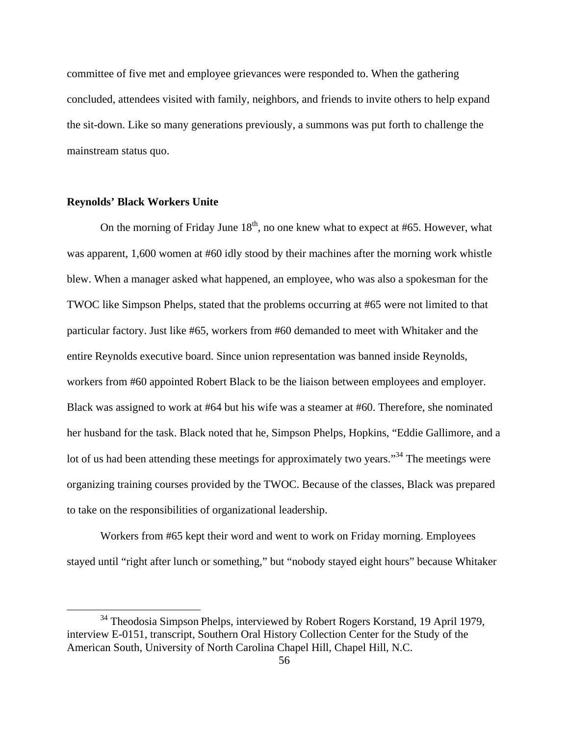committee of five met and employee grievances were responded to. When the gathering concluded, attendees visited with family, neighbors, and friends to invite others to help expand the sit-down. Like so many generations previously, a summons was put forth to challenge the mainstream status quo.

### Reynolds' Black Workers Unite

On the morning of Friday June 18th, no one knew what to expect at #65. However, what was apparent, 1,600 women at #60 idly stood by their machines after the morning work whistle blew. When a manager asked what happened, an employee, who was also a spokesman for the TWOC like Simpson Phelps, stated that the problems occurring at #65 were not limited to that particular factory. Just like #65, workers from #60 demanded to meet with Whitaker and the entire Reynolds executive board. Since union representation was banned inside Reynolds, workers from #60 appointed Robert Black to be the liaison between employees and employer. Black was assigned to work at #64 but his wife was a steamer at #60. Therefore, she nominated her husband for the task. Black noted that he, Simpson Phelps, Hopkins, "Eddie Gallimore, and a lot of us had been attending these meetings for approximately two years."[34] The meetings were organizing training courses provided by the TWOC. Because of the classes, Black was prepared to take on the responsibilities of organizational leadership.

Workers from #65 kept their word and went to work on Friday morning. Employees stayed until "right after lunch or something," but "nobody stayed eight hours" because Whitaker

[34] Theodosia Simpson Phelps, interviewed by Robert Rogers Korstand, 19 April 1979, interview E-0151, transcript, Southern Oral History Collection Center for the Study of the American South, University of North Carolina Chapel Hill, Chapel Hill, N.C.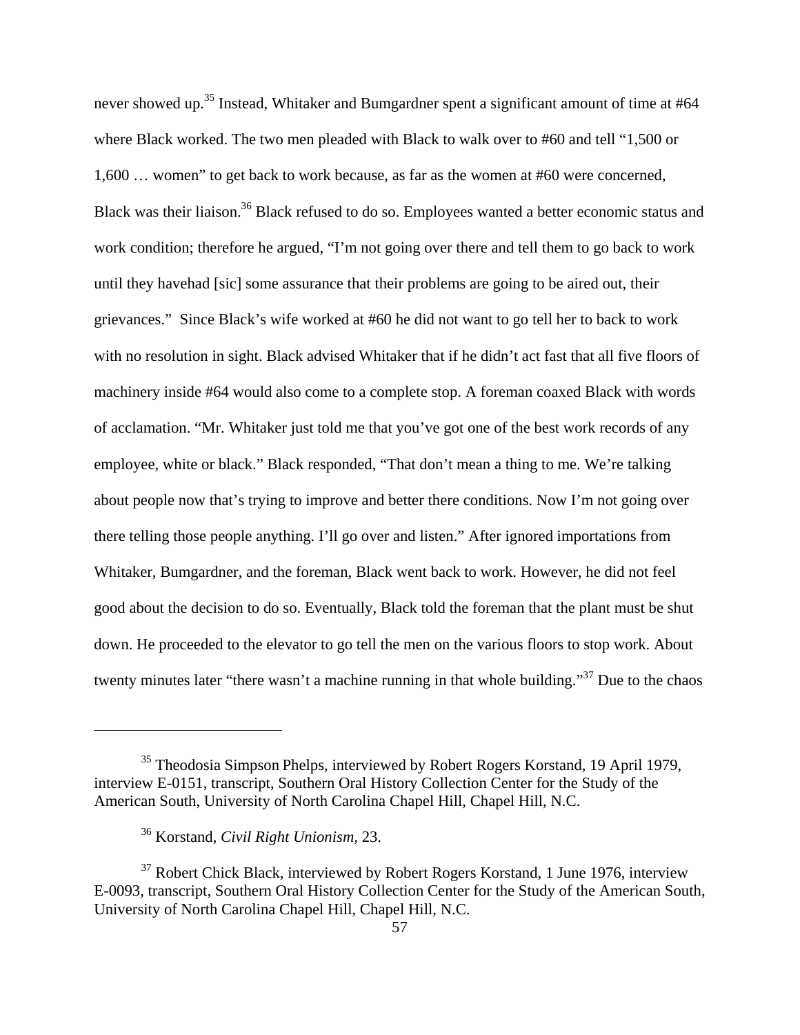never showed up.[35] Instead, Whitaker and Bumgardner spent a significant amount of time at #64 where Black worked. The two men pleaded with Black to walk over to #60 and tell "1,500 or 1,600 … women" to get back to work because, as far as the women at #60 were concerned, Black was their liaison.[36] Black refused to do so. Employees wanted a better economic status and work condition; therefore he argued, "I'm not going over there and tell them to go back to work until they havehad [sic] some assurance that their problems are going to be aired out, their grievances." Since Black's wife worked at #60 he did not want to go tell her to back to work with no resolution in sight. Black advised Whitaker that if he didn't act fast that all five floors of machinery inside #64 would also come to a complete stop. A foreman coaxed Black with words of acclamation. "Mr. Whitaker just told me that you've got one of the best work records of any employee, white or black." Black responded, "That don't mean a thing to me. We're talking about people now that's trying to improve and better there conditions. Now I'm not going over there telling those people anything. I'll go over and listen." After ignored importations from Whitaker, Bumgardner, and the foreman, Black went back to work. However, he did not feel good about the decision to do so. Eventually, Black told the foreman that the plant must be shut down. He proceeded to the elevator to go tell the men on the various floors to stop work. About twenty minutes later "there wasn't a machine running in that whole building."[37] Due to the chaos

---

[35] Theodosia Simpson Phelps, interviewed by Robert Rogers Korstand, 19 April 1979, interview E-0151, transcript, Southern Oral History Collection Center for the Study of the American South, University of North Carolina Chapel Hill, Chapel Hill, N.C.

[36] Korstand, *Civil Right Unionism*, 23.

[37] Robert Chick Black, interviewed by Robert Rogers Korstand, 1 June 1976, interview E-0093, transcript, Southern Oral History Collection Center for the Study of the American South, University of North Carolina Chapel Hill, Chapel Hill, N.C.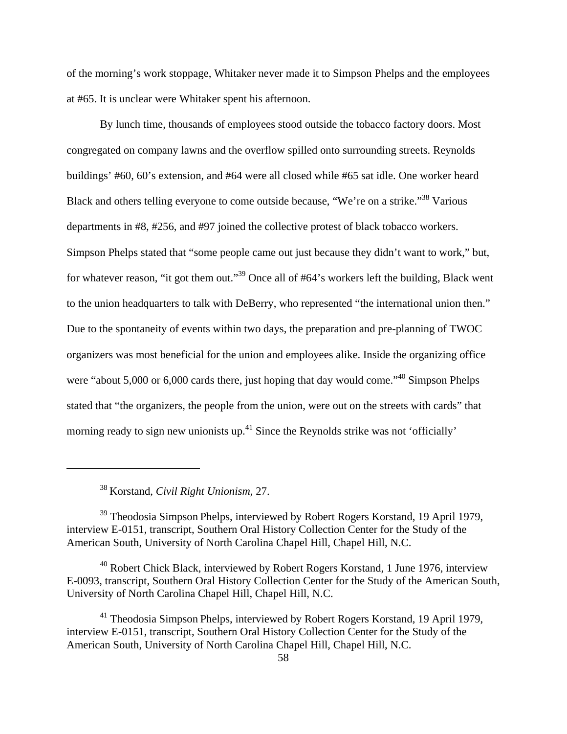of the morning's work stoppage, Whitaker never made it to Simpson Phelps and the employees at #65. It is unclear were Whitaker spent his afternoon.

By lunch time, thousands of employees stood outside the tobacco factory doors. Most congregated on company lawns and the overflow spilled onto surrounding streets. Reynolds buildings' #60, 60's extension, and #64 were all closed while #65 sat idle. One worker heard Black and others telling everyone to come outside because, "We're on a strike."[38] Various departments in #8, #256, and #97 joined the collective protest of black tobacco workers. Simpson Phelps stated that "some people came out just because they didn't want to work," but, for whatever reason, "it got them out."[39] Once all of #64's workers left the building, Black went to the union headquarters to talk with DeBerry, who represented "the international union then." Due to the spontaneity of events within two days, the preparation and pre-planning of TWOC organizers was most beneficial for the union and employees alike. Inside the organizing office were "about 5,000 or 6,000 cards there, just hoping that day would come."[40] Simpson Phelps stated that "the organizers, the people from the union, were out on the streets with cards" that morning ready to sign new unionists up.[41] Since the Reynolds strike was not 'officially'

---

[38] Korstand, *Civil Right Unionism*, 27.

[39] Theodosia Simpson Phelps, interviewed by Robert Rogers Korstand, 19 April 1979, interview E-0151, transcript, Southern Oral History Collection Center for the Study of the American South, University of North Carolina Chapel Hill, Chapel Hill, N.C.

[40] Robert Chick Black, interviewed by Robert Rogers Korstand, 1 June 1976, interview E-0093, transcript, Southern Oral History Collection Center for the Study of the American South, University of North Carolina Chapel Hill, Chapel Hill, N.C.

[41] Theodosia Simpson Phelps, interviewed by Robert Rogers Korstand, 19 April 1979, interview E-0151, transcript, Southern Oral History Collection Center for the Study of the American South, University of North Carolina Chapel Hill, Chapel Hill, N.C.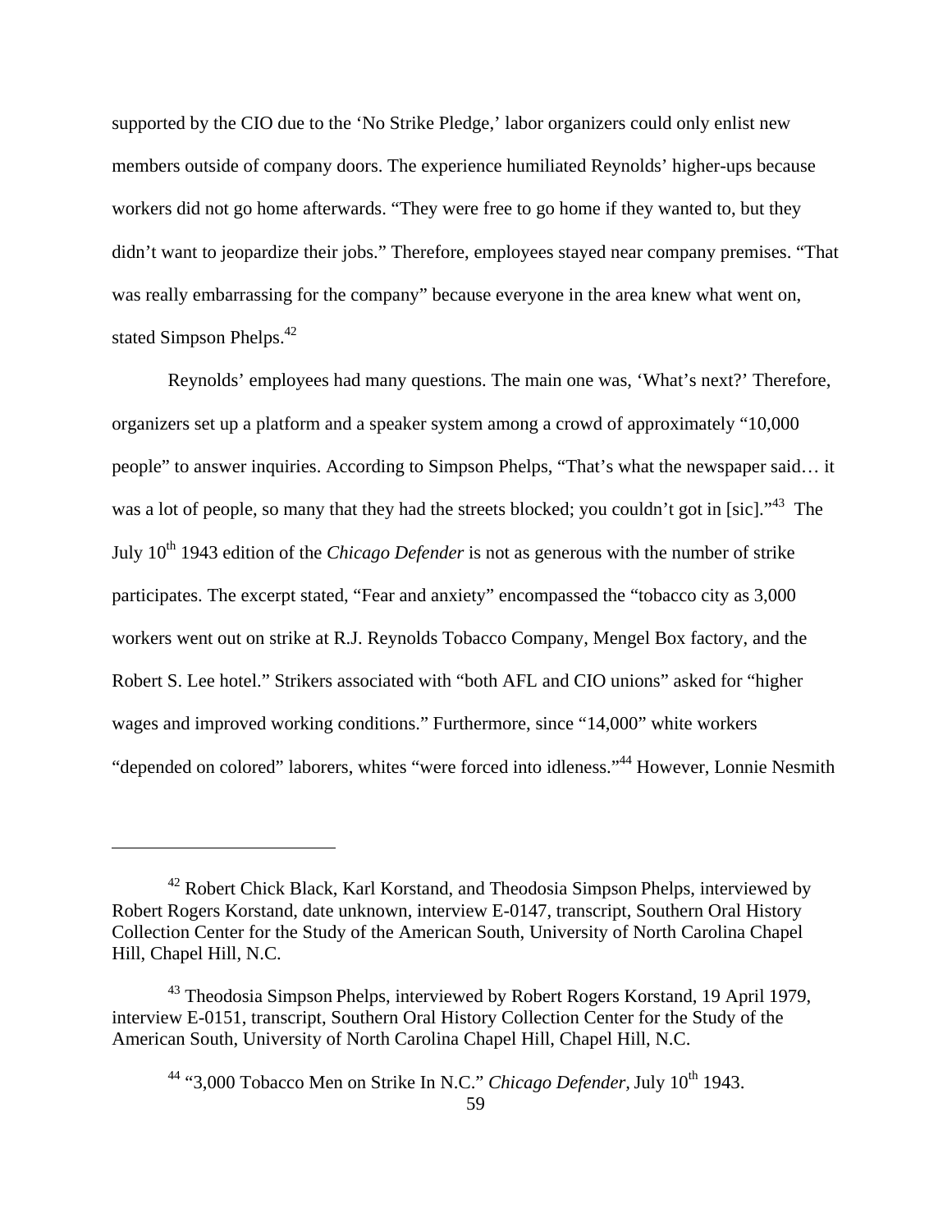supported by the CIO due to the 'No Strike Pledge,' labor organizers could only enlist new members outside of company doors. The experience humiliated Reynolds' higher-ups because workers did not go home afterwards. "They were free to go home if they wanted to, but they didn't want to jeopardize their jobs." Therefore, employees stayed near company premises. "That was really embarrassing for the company" because everyone in the area knew what went on, stated Simpson Phelps.[42]

Reynolds' employees had many questions. The main one was, 'What's next?' Therefore, organizers set up a platform and a speaker system among a crowd of approximately "10,000 people" to answer inquiries. According to Simpson Phelps, "That's what the newspaper said… it was a lot of people, so many that they had the streets blocked; you couldn't get in [sic]."[43] The July 10th 1943 edition of the *Chicago Defender* is not as generous with the number of strike participates. The excerpt stated, "Fear and anxiety" encompassed the "tobacco city as 3,000 workers went out on strike at R.J. Reynolds Tobacco Company, Mengel Box factory, and the Robert S. Lee hotel." Strikers associated with "both AFL and CIO unions" asked for "higher wages and improved working conditions." Furthermore, since "14,000" white workers "depended on colored" laborers, whites "were forced into idleness."[44] However, Lonnie Nesmith

---

[42] Robert Chick Black, Karl Korstand, and Theodosia Simpson Phelps, interviewed by Robert Rogers Korstand, date unknown, interview E-0147, transcript, Southern Oral History Collection Center for the Study of the American South, University of North Carolina Chapel Hill, Chapel Hill, N.C.

[43] Theodosia Simpson Phelps, interviewed by Robert Rogers Korstand, 19 April 1979, interview E-0151, transcript, Southern Oral History Collection Center for the Study of the American South, University of North Carolina Chapel Hill, Chapel Hill, N.C.

[44] "3,000 Tobacco Men on Strike In N.C." *Chicago Defender*, July 10th 1943.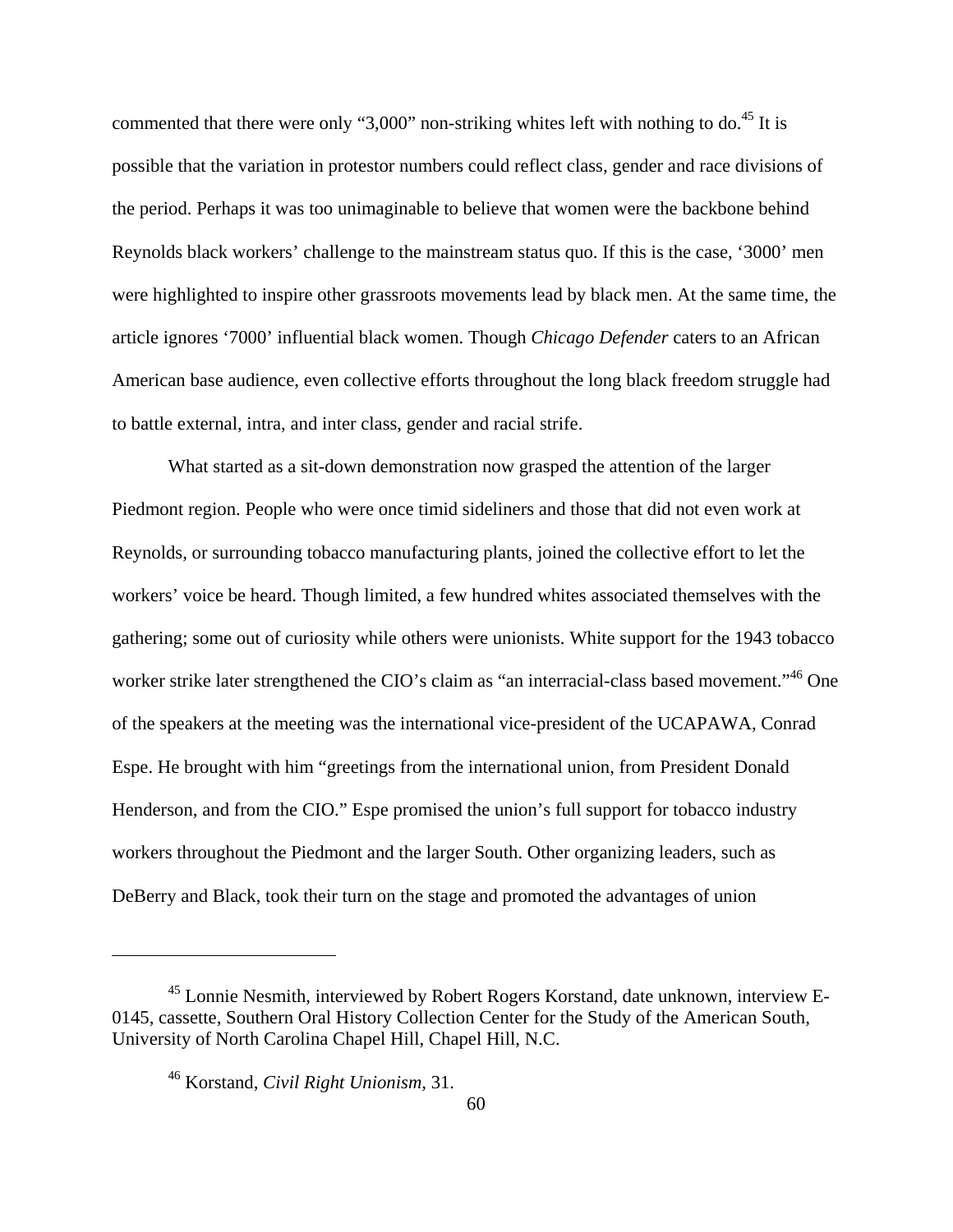commented that there were only "3,000" non-striking whites left with nothing to do.[45] It is possible that the variation in protestor numbers could reflect class, gender and race divisions of the period. Perhaps it was too unimaginable to believe that women were the backbone behind Reynolds black workers' challenge to the mainstream status quo. If this is the case, '3000' men were highlighted to inspire other grassroots movements lead by black men. At the same time, the article ignores '7000' influential black women. Though *Chicago Defender* caters to an African American base audience, even collective efforts throughout the long black freedom struggle had to battle external, intra, and inter class, gender and racial strife.

What started as a sit-down demonstration now grasped the attention of the larger Piedmont region. People who were once timid sideliners and those that did not even work at Reynolds, or surrounding tobacco manufacturing plants, joined the collective effort to let the workers' voice be heard. Though limited, a few hundred whites associated themselves with the gathering; some out of curiosity while others were unionists. White support for the 1943 tobacco worker strike later strengthened the CIO's claim as "an interracial-class based movement."[46] One of the speakers at the meeting was the international vice-president of the UCAPAWA, Conrad Espe. He brought with him "greetings from the international union, from President Donald Henderson, and from the CIO." Espe promised the union's full support for tobacco industry workers throughout the Piedmont and the larger South. Other organizing leaders, such as DeBerry and Black, took their turn on the stage and promoted the advantages of union

---

[45] Lonnie Nesmith, interviewed by Robert Rogers Korstand, date unknown, interview E-0145, cassette, Southern Oral History Collection Center for the Study of the American South, University of North Carolina Chapel Hill, Chapel Hill, N.C.

[46] Korstand, *Civil Right Unionism,* 31.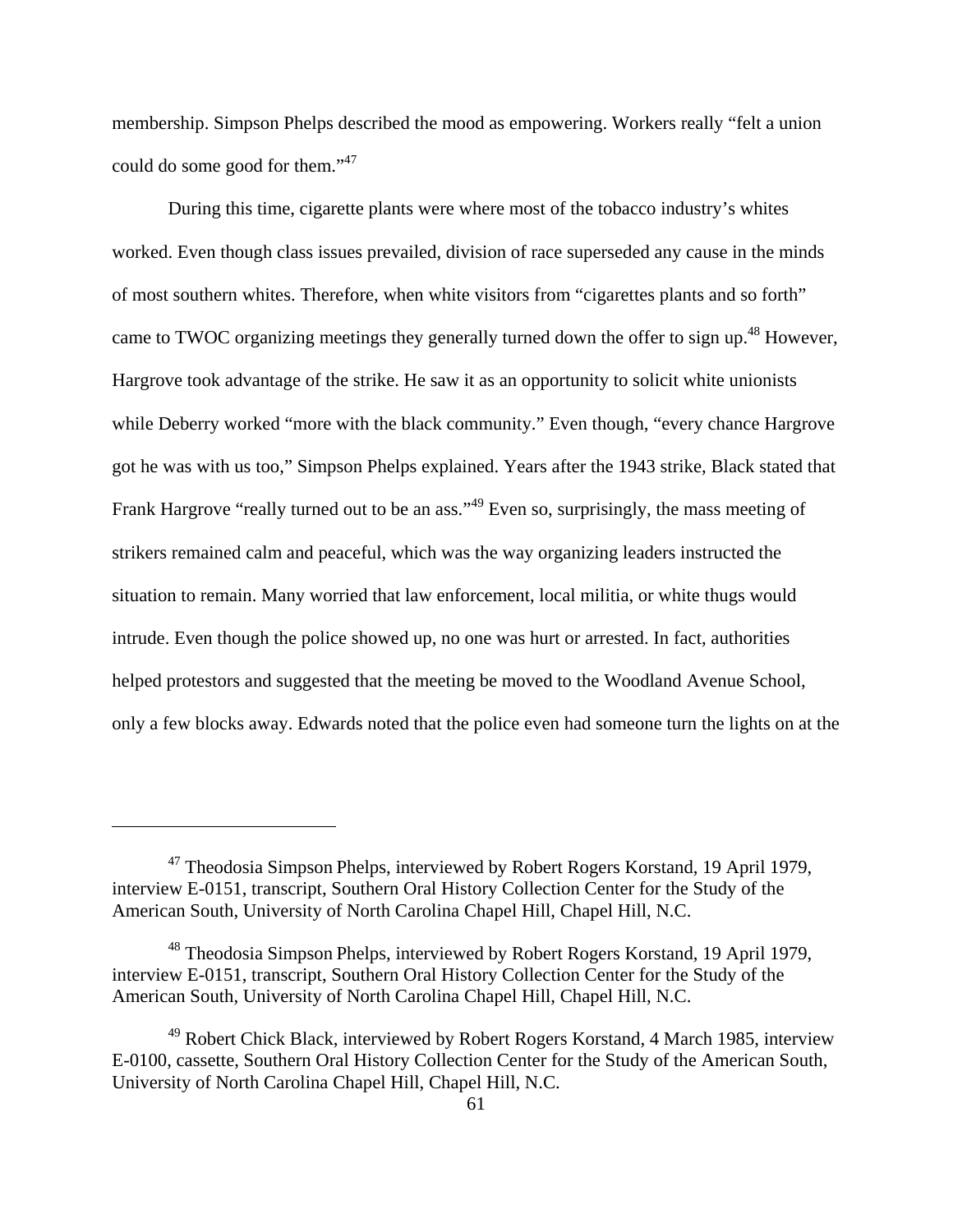membership. Simpson Phelps described the mood as empowering. Workers really "felt a union could do some good for them."[47]

During this time, cigarette plants were where most of the tobacco industry's whites worked. Even though class issues prevailed, division of race superseded any cause in the minds of most southern whites. Therefore, when white visitors from "cigarettes plants and so forth" came to TWOC organizing meetings they generally turned down the offer to sign up.[48] However, Hargrove took advantage of the strike. He saw it as an opportunity to solicit white unionists while Deberry worked "more with the black community." Even though, "every chance Hargrove got he was with us too," Simpson Phelps explained. Years after the 1943 strike, Black stated that Frank Hargrove "really turned out to be an ass."[49] Even so, surprisingly, the mass meeting of strikers remained calm and peaceful, which was the way organizing leaders instructed the situation to remain. Many worried that law enforcement, local militia, or white thugs would intrude. Even though the police showed up, no one was hurt or arrested. In fact, authorities helped protestors and suggested that the meeting be moved to the Woodland Avenue School, only a few blocks away. Edwards noted that the police even had someone turn the lights on at the

---

[47] Theodosia Simpson Phelps, interviewed by Robert Rogers Korstand, 19 April 1979, interview E-0151, transcript, Southern Oral History Collection Center for the Study of the American South, University of North Carolina Chapel Hill, Chapel Hill, N.C.

[48] Theodosia Simpson Phelps, interviewed by Robert Rogers Korstand, 19 April 1979, interview E-0151, transcript, Southern Oral History Collection Center for the Study of the American South, University of North Carolina Chapel Hill, Chapel Hill, N.C.

[49] Robert Chick Black, interviewed by Robert Rogers Korstand, 4 March 1985, interview E-0100, cassette, Southern Oral History Collection Center for the Study of the American South, University of North Carolina Chapel Hill, Chapel Hill, N.C.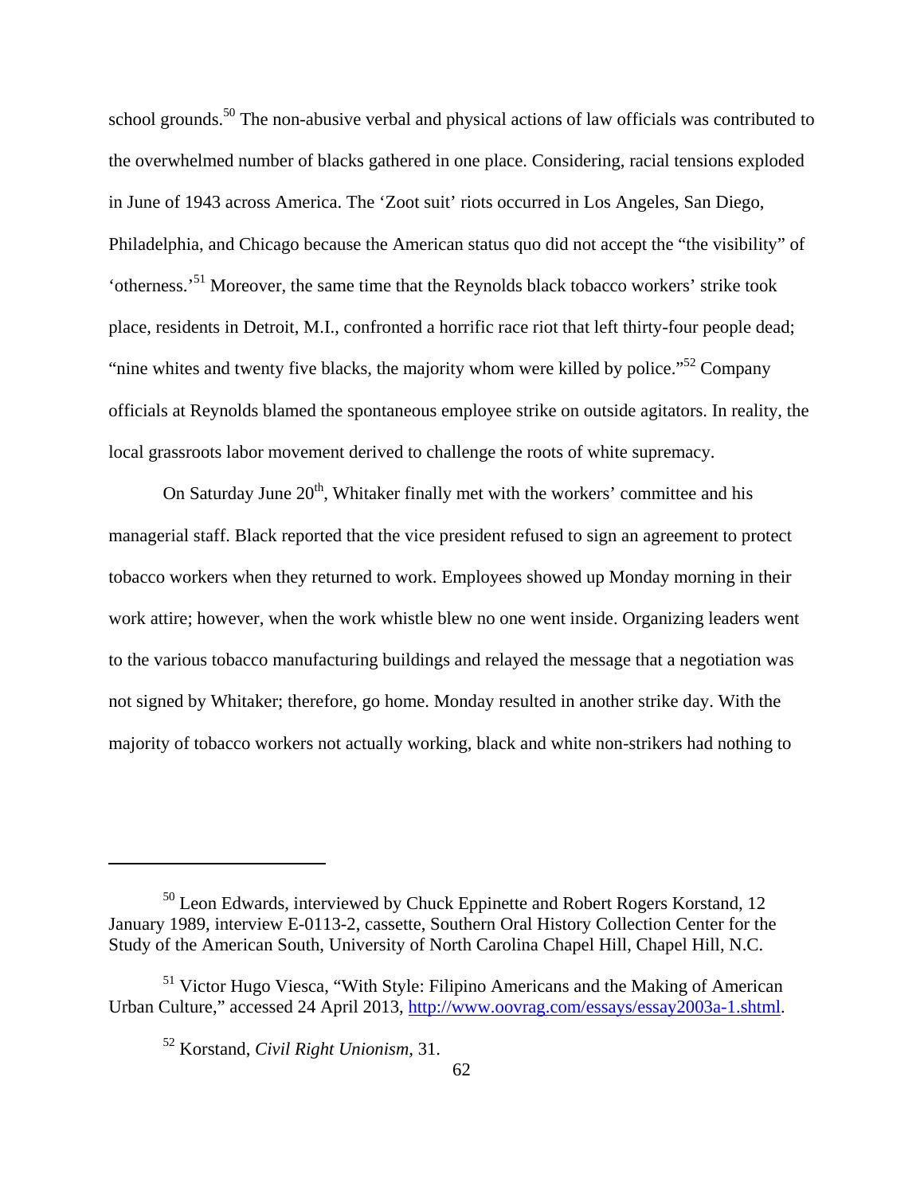school grounds.[50] The non-abusive verbal and physical actions of law officials was contributed to the overwhelmed number of blacks gathered in one place. Considering, racial tensions exploded in June of 1943 across America. The 'Zoot suit' riots occurred in Los Angeles, San Diego, Philadelphia, and Chicago because the American status quo did not accept the "the visibility" of 'otherness.'[51] Moreover, the same time that the Reynolds black tobacco workers' strike took place, residents in Detroit, M.I., confronted a horrific race riot that left thirty-four people dead; "nine whites and twenty five blacks, the majority whom were killed by police."[52] Company officials at Reynolds blamed the spontaneous employee strike on outside agitators. In reality, the local grassroots labor movement derived to challenge the roots of white supremacy.

On Saturday June 20th, Whitaker finally met with the workers' committee and his managerial staff. Black reported that the vice president refused to sign an agreement to protect tobacco workers when they returned to work. Employees showed up Monday morning in their work attire; however, when the work whistle blew no one went inside. Organizing leaders went to the various tobacco manufacturing buildings and relayed the message that a negotiation was not signed by Whitaker; therefore, go home. Monday resulted in another strike day. With the majority of tobacco workers not actually working, black and white non-strikers had nothing to

---

[50] Leon Edwards, interviewed by Chuck Eppinette and Robert Rogers Korstand, 12 January 1989, interview E-0113-2, cassette, Southern Oral History Collection Center for the Study of the American South, University of North Carolina Chapel Hill, Chapel Hill, N.C.

[51] Victor Hugo Viesca, "With Style: Filipino Americans and the Making of American Urban Culture," accessed 24 April 2013, http://www.oovrag.com/essays/essay2003a-1.shtml.

[52] Korstand, *Civil Right Unionism,* 31.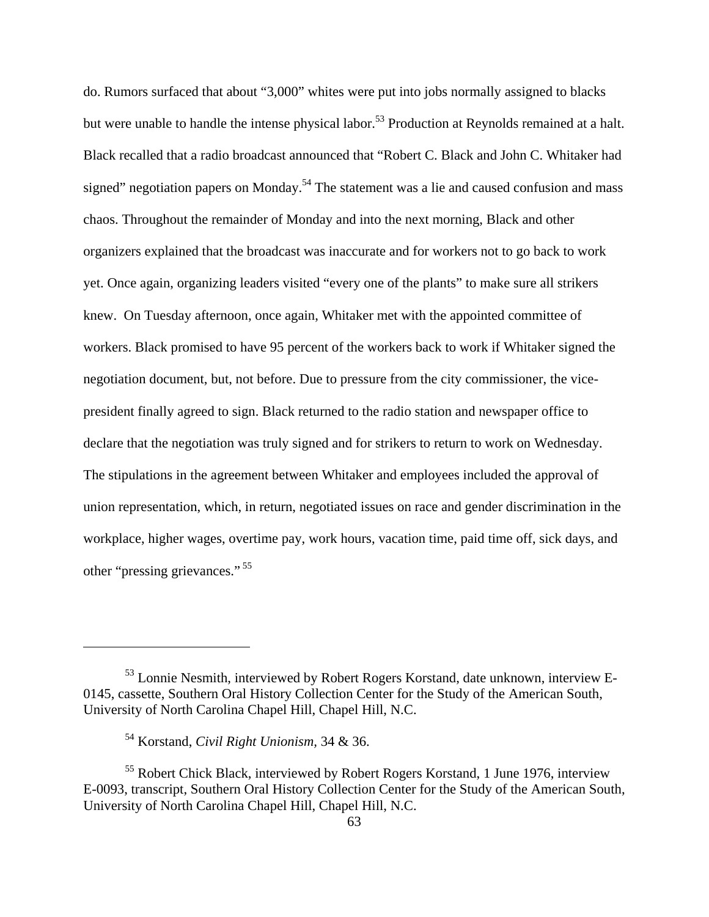do. Rumors surfaced that about "3,000" whites were put into jobs normally assigned to blacks but were unable to handle the intense physical labor.[53] Production at Reynolds remained at a halt. Black recalled that a radio broadcast announced that "Robert C. Black and John C. Whitaker had signed" negotiation papers on Monday.[54] The statement was a lie and caused confusion and mass chaos. Throughout the remainder of Monday and into the next morning, Black and other organizers explained that the broadcast was inaccurate and for workers not to go back to work yet. Once again, organizing leaders visited "every one of the plants" to make sure all strikers knew.  On Tuesday afternoon, once again, Whitaker met with the appointed committee of workers. Black promised to have 95 percent of the workers back to work if Whitaker signed the negotiation document, but, not before. Due to pressure from the city commissioner, the vice-president finally agreed to sign. Black returned to the radio station and newspaper office to declare that the negotiation was truly signed and for strikers to return to work on Wednesday. The stipulations in the agreement between Whitaker and employees included the approval of union representation, which, in return, negotiated issues on race and gender discrimination in the workplace, higher wages, overtime pay, work hours, vacation time, paid time off, sick days, and other "pressing grievances."[55]

---

[53] Lonnie Nesmith, interviewed by Robert Rogers Korstand, date unknown, interview E-0145, cassette, Southern Oral History Collection Center for the Study of the American South, University of North Carolina Chapel Hill, Chapel Hill, N.C.

[54] Korstand, *Civil Right Unionism*, 34 & 36.

[55] Robert Chick Black, interviewed by Robert Rogers Korstand, 1 June 1976, interview E-0093, transcript, Southern Oral History Collection Center for the Study of the American South, University of North Carolina Chapel Hill, Chapel Hill, N.C.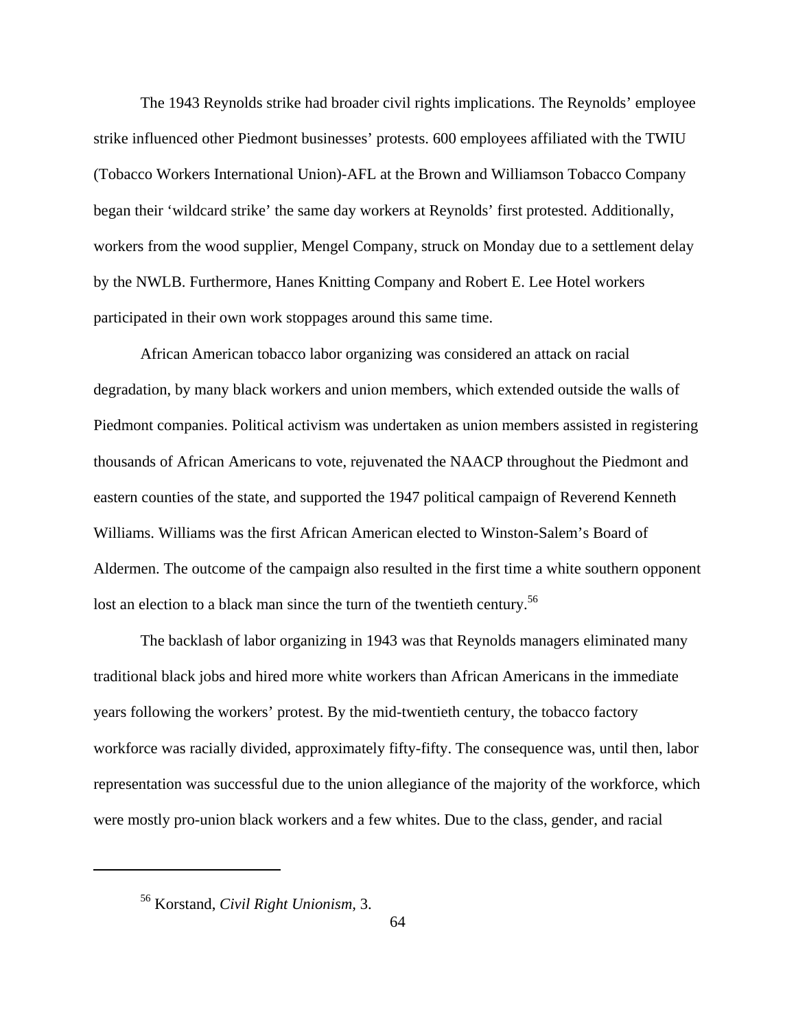The 1943 Reynolds strike had broader civil rights implications. The Reynolds' employee strike influenced other Piedmont businesses' protests. 600 employees affiliated with the TWIU (Tobacco Workers International Union)-AFL at the Brown and Williamson Tobacco Company began their 'wildcard strike' the same day workers at Reynolds' first protested. Additionally, workers from the wood supplier, Mengel Company, struck on Monday due to a settlement delay by the NWLB. Furthermore, Hanes Knitting Company and Robert E. Lee Hotel workers participated in their own work stoppages around this same time.

African American tobacco labor organizing was considered an attack on racial degradation, by many black workers and union members, which extended outside the walls of Piedmont companies. Political activism was undertaken as union members assisted in registering thousands of African Americans to vote, rejuvenated the NAACP throughout the Piedmont and eastern counties of the state, and supported the 1947 political campaign of Reverend Kenneth Williams. Williams was the first African American elected to Winston-Salem's Board of Aldermen. The outcome of the campaign also resulted in the first time a white southern opponent lost an election to a black man since the turn of the twentieth century.[56]

The backlash of labor organizing in 1943 was that Reynolds managers eliminated many traditional black jobs and hired more white workers than African Americans in the immediate years following the workers' protest. By the mid-twentieth century, the tobacco factory workforce was racially divided, approximately fifty-fifty. The consequence was, until then, labor representation was successful due to the union allegiance of the majority of the workforce, which were mostly pro-union black workers and a few whites. Due to the class, gender, and racial

---

[56] Korstand, *Civil Right Unionism,* 3.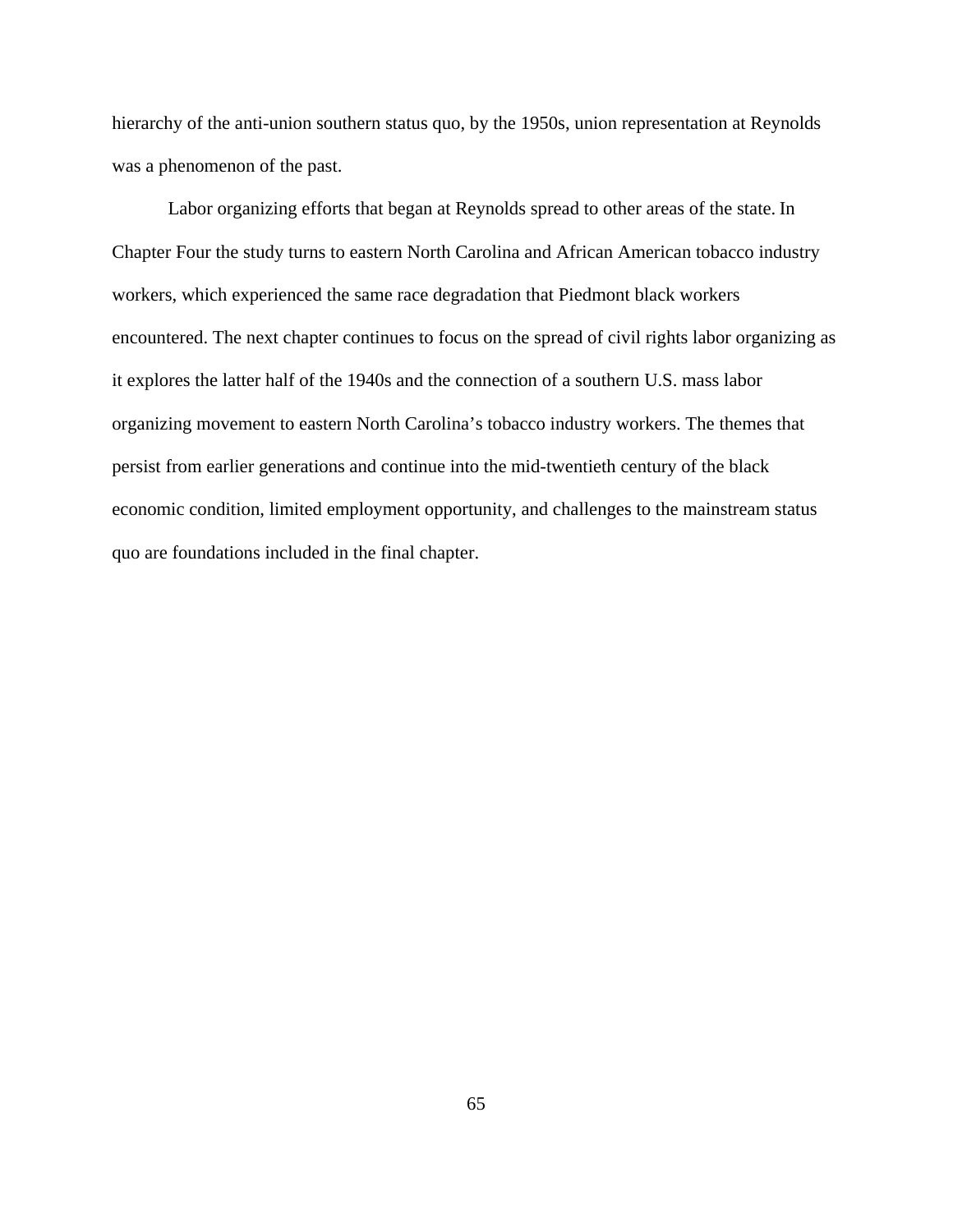hierarchy of the anti-union southern status quo, by the 1950s, union representation at Reynolds was a phenomenon of the past.

Labor organizing efforts that began at Reynolds spread to other areas of the state. In Chapter Four the study turns to eastern North Carolina and African American tobacco industry workers, which experienced the same race degradation that Piedmont black workers encountered. The next chapter continues to focus on the spread of civil rights labor organizing as it explores the latter half of the 1940s and the connection of a southern U.S. mass labor organizing movement to eastern North Carolina's tobacco industry workers. The themes that persist from earlier generations and continue into the mid-twentieth century of the black economic condition, limited employment opportunity, and challenges to the mainstream status quo are foundations included in the final chapter.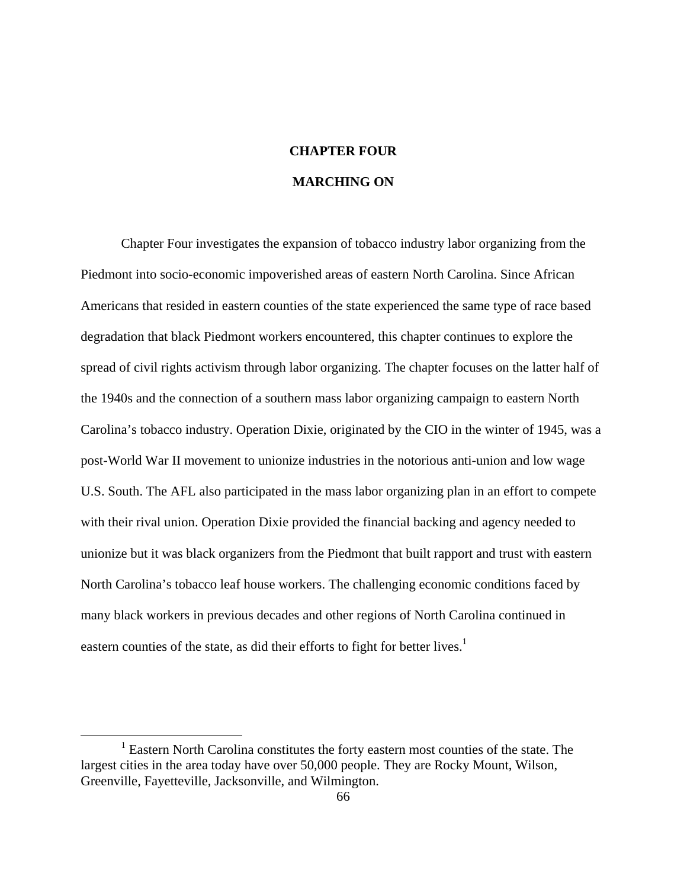# CHAPTER FOUR

# MARCHING ON

Chapter Four investigates the expansion of tobacco industry labor organizing from the Piedmont into socio-economic impoverished areas of eastern North Carolina. Since African Americans that resided in eastern counties of the state experienced the same type of race based degradation that black Piedmont workers encountered, this chapter continues to explore the spread of civil rights activism through labor organizing. The chapter focuses on the latter half of the 1940s and the connection of a southern mass labor organizing campaign to eastern North Carolina's tobacco industry. Operation Dixie, originated by the CIO in the winter of 1945, was a post-World War II movement to unionize industries in the notorious anti-union and low wage U.S. South. The AFL also participated in the mass labor organizing plan in an effort to compete with their rival union. Operation Dixie provided the financial backing and agency needed to unionize but it was black organizers from the Piedmont that built rapport and trust with eastern North Carolina's tobacco leaf house workers. The challenging economic conditions faced by many black workers in previous decades and other regions of North Carolina continued in eastern counties of the state, as did their efforts to fight for better lives.[1]

[1] Eastern North Carolina constitutes the forty eastern most counties of the state. The largest cities in the area today have over 50,000 people. They are Rocky Mount, Wilson, Greenville, Fayetteville, Jacksonville, and Wilmington.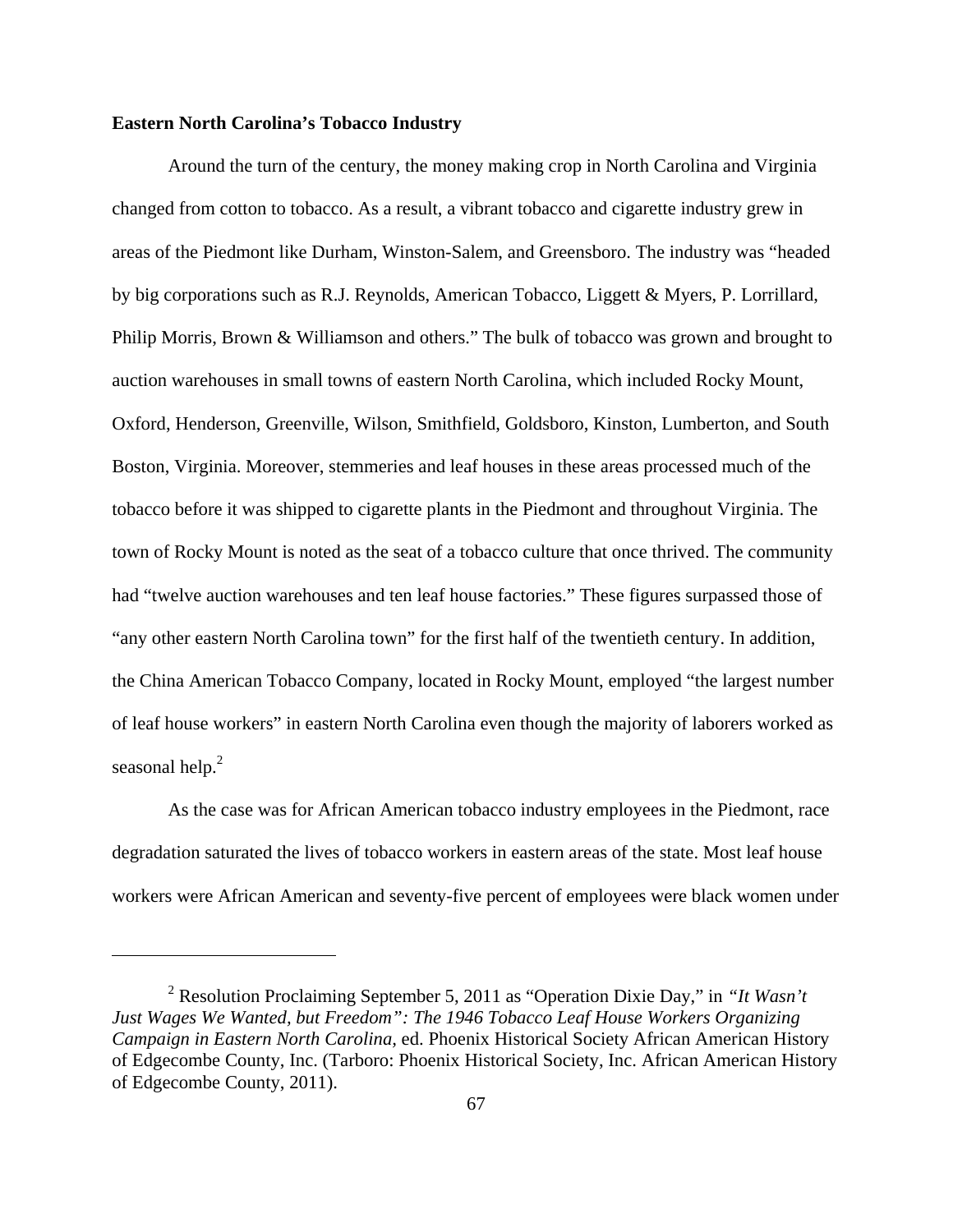**Eastern North Carolina's Tobacco Industry**

Around the turn of the century, the money making crop in North Carolina and Virginia changed from cotton to tobacco. As a result, a vibrant tobacco and cigarette industry grew in areas of the Piedmont like Durham, Winston-Salem, and Greensboro. The industry was "headed by big corporations such as R.J. Reynolds, American Tobacco, Liggett & Myers, P. Lorrillard, Philip Morris, Brown & Williamson and others." The bulk of tobacco was grown and brought to auction warehouses in small towns of eastern North Carolina, which included Rocky Mount, Oxford, Henderson, Greenville, Wilson, Smithfield, Goldsboro, Kinston, Lumberton, and South Boston, Virginia. Moreover, stemmeries and leaf houses in these areas processed much of the tobacco before it was shipped to cigarette plants in the Piedmont and throughout Virginia. The town of Rocky Mount is noted as the seat of a tobacco culture that once thrived. The community had "twelve auction warehouses and ten leaf house factories." These figures surpassed those of "any other eastern North Carolina town" for the first half of the twentieth century. In addition, the China American Tobacco Company, located in Rocky Mount, employed "the largest number of leaf house workers" in eastern North Carolina even though the majority of laborers worked as seasonal help.[2]

As the case was for African American tobacco industry employees in the Piedmont, race degradation saturated the lives of tobacco workers in eastern areas of the state. Most leaf house workers were African American and seventy-five percent of employees were black women under

---

[2] Resolution Proclaiming September 5, 2011 as "Operation Dixie Day," in *"It Wasn't Just Wages We Wanted, but Freedom": The 1946 Tobacco Leaf House Workers Organizing Campaign in Eastern North Carolina*, ed. Phoenix Historical Society African American History of Edgecombe County, Inc. (Tarboro: Phoenix Historical Society, Inc. African American History of Edgecombe County, 2011).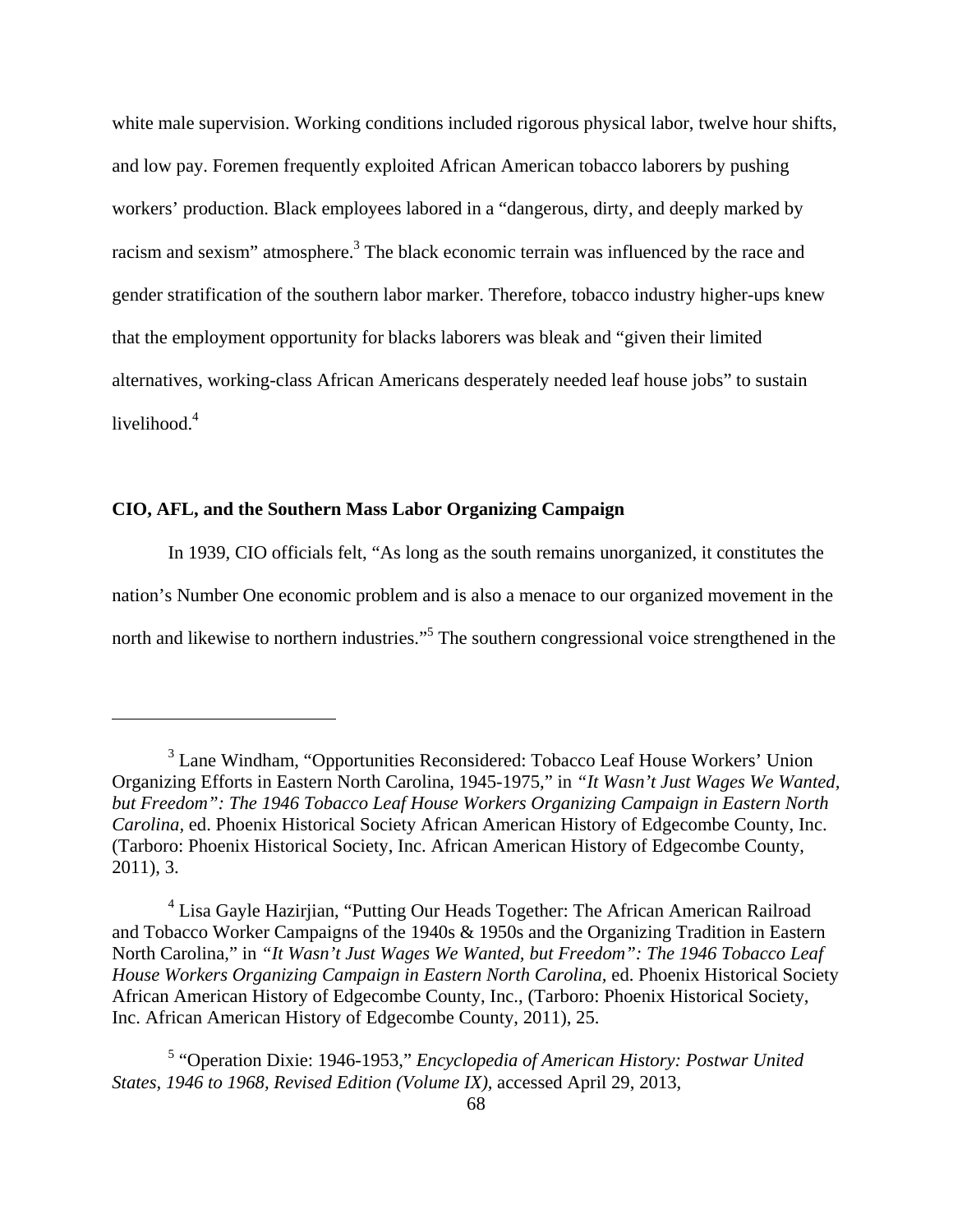white male supervision. Working conditions included rigorous physical labor, twelve hour shifts, and low pay. Foremen frequently exploited African American tobacco laborers by pushing workers' production. Black employees labored in a "dangerous, dirty, and deeply marked by racism and sexism" atmosphere.[3] The black economic terrain was influenced by the race and gender stratification of the southern labor marker. Therefore, tobacco industry higher-ups knew that the employment opportunity for blacks laborers was bleak and "given their limited alternatives, working-class African Americans desperately needed leaf house jobs" to sustain livelihood.[4]

**CIO, AFL, and the Southern Mass Labor Organizing Campaign**

In 1939, CIO officials felt, "As long as the south remains unorganized, it constitutes the nation's Number One economic problem and is also a menace to our organized movement in the north and likewise to northern industries."[5] The southern congressional voice strengthened in the

---

[3] Lane Windham, "Opportunities Reconsidered: Tobacco Leaf House Workers' Union Organizing Efforts in Eastern North Carolina, 1945-1975," in *"It Wasn't Just Wages We Wanted, but Freedom": The 1946 Tobacco Leaf House Workers Organizing Campaign in Eastern North Carolina,* ed. Phoenix Historical Society African American History of Edgecombe County, Inc. (Tarboro: Phoenix Historical Society, Inc. African American History of Edgecombe County, 2011), 3.

[4] Lisa Gayle Hazirjian, "Putting Our Heads Together: The African American Railroad and Tobacco Worker Campaigns of the 1940s & 1950s and the Organizing Tradition in Eastern North Carolina," in *"It Wasn't Just Wages We Wanted, but Freedom": The 1946 Tobacco Leaf House Workers Organizing Campaign in Eastern North Carolina,* ed. Phoenix Historical Society African American History of Edgecombe County, Inc., (Tarboro: Phoenix Historical Society, Inc. African American History of Edgecombe County, 2011), 25.

[5] "Operation Dixie: 1946-1953," *Encyclopedia of American History: Postwar United States, 1946 to 1968, Revised Edition (Volume IX),* accessed April 29, 2013,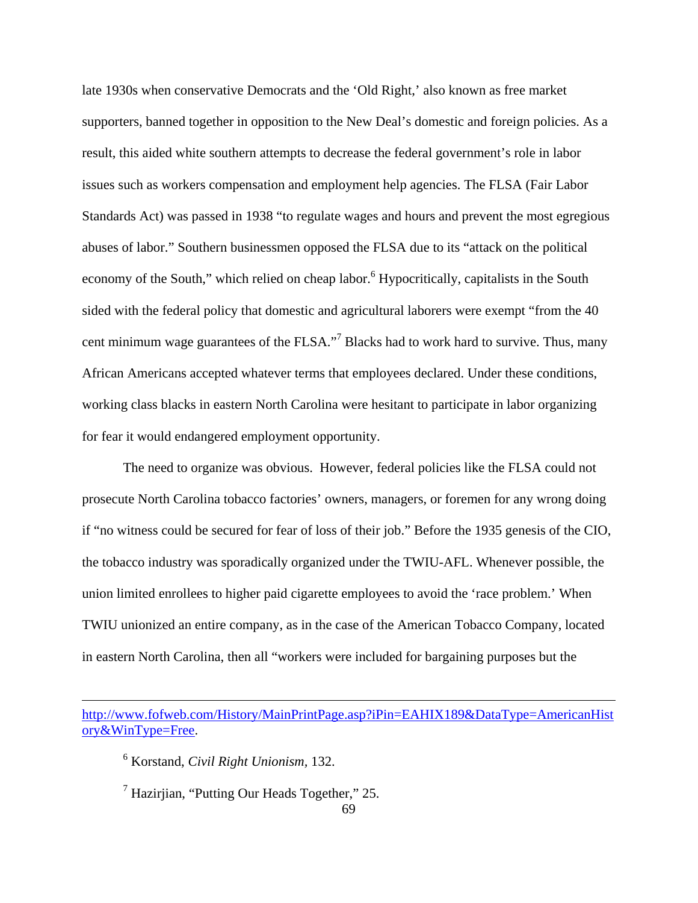late 1930s when conservative Democrats and the 'Old Right,' also known as free market supporters, banned together in opposition to the New Deal's domestic and foreign policies. As a result, this aided white southern attempts to decrease the federal government's role in labor issues such as workers compensation and employment help agencies. The FLSA (Fair Labor Standards Act) was passed in 1938 "to regulate wages and hours and prevent the most egregious abuses of labor." Southern businessmen opposed the FLSA due to its "attack on the political economy of the South," which relied on cheap labor.[6] Hypocritically, capitalists in the South sided with the federal policy that domestic and agricultural laborers were exempt "from the 40 cent minimum wage guarantees of the FLSA."[7] Blacks had to work hard to survive. Thus, many African Americans accepted whatever terms that employees declared. Under these conditions, working class blacks in eastern North Carolina were hesitant to participate in labor organizing for fear it would endangered employment opportunity.

The need to organize was obvious. However, federal policies like the FLSA could not prosecute North Carolina tobacco factories' owners, managers, or foremen for any wrong doing if "no witness could be secured for fear of loss of their job." Before the 1935 genesis of the CIO, the tobacco industry was sporadically organized under the TWIU-AFL. Whenever possible, the union limited enrollees to higher paid cigarette employees to avoid the 'race problem.' When TWIU unionized an entire company, as in the case of the American Tobacco Company, located in eastern North Carolina, then all "workers were included for bargaining purposes but the

---

http://www.fofweb.com/History/MainPrintPage.asp?iPin=EAHIX189&DataType=AmericanHistory&WinType=Free.

[6] Korstand, *Civil Right Unionism*, 132.

[7] Hazirjian, "Putting Our Heads Together," 25.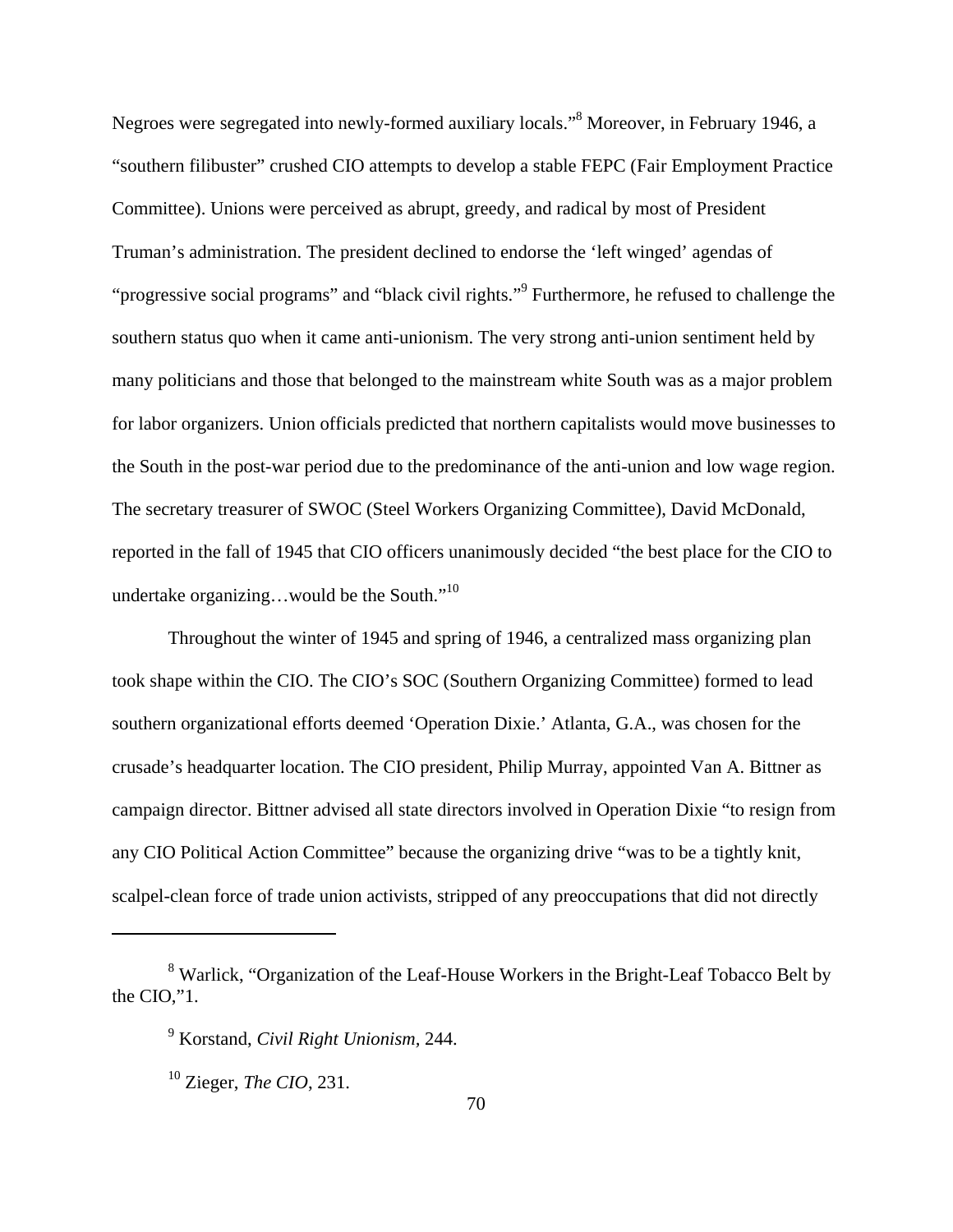Negroes were segregated into newly-formed auxiliary locals."[8] Moreover, in February 1946, a "southern filibuster" crushed CIO attempts to develop a stable FEPC (Fair Employment Practice Committee). Unions were perceived as abrupt, greedy, and radical by most of President Truman's administration. The president declined to endorse the 'left winged' agendas of "progressive social programs" and "black civil rights."[9] Furthermore, he refused to challenge the southern status quo when it came anti-unionism. The very strong anti-union sentiment held by many politicians and those that belonged to the mainstream white South was as a major problem for labor organizers. Union officials predicted that northern capitalists would move businesses to the South in the post-war period due to the predominance of the anti-union and low wage region. The secretary treasurer of SWOC (Steel Workers Organizing Committee), David McDonald, reported in the fall of 1945 that CIO officers unanimously decided "the best place for the CIO to undertake organizing…would be the South."[10]

Throughout the winter of 1945 and spring of 1946, a centralized mass organizing plan took shape within the CIO. The CIO's SOC (Southern Organizing Committee) formed to lead southern organizational efforts deemed 'Operation Dixie.' Atlanta, G.A., was chosen for the crusade's headquarter location. The CIO president, Philip Murray, appointed Van A. Bittner as campaign director. Bittner advised all state directors involved in Operation Dixie "to resign from any CIO Political Action Committee" because the organizing drive "was to be a tightly knit, scalpel-clean force of trade union activists, stripped of any preoccupations that did not directly

---

[8] Warlick, "Organization of the Leaf-House Workers in the Bright-Leaf Tobacco Belt by the CIO,"1.

[9] Korstand, *Civil Right Unionism*, 244.

[10] Zieger, *The CIO*, 231.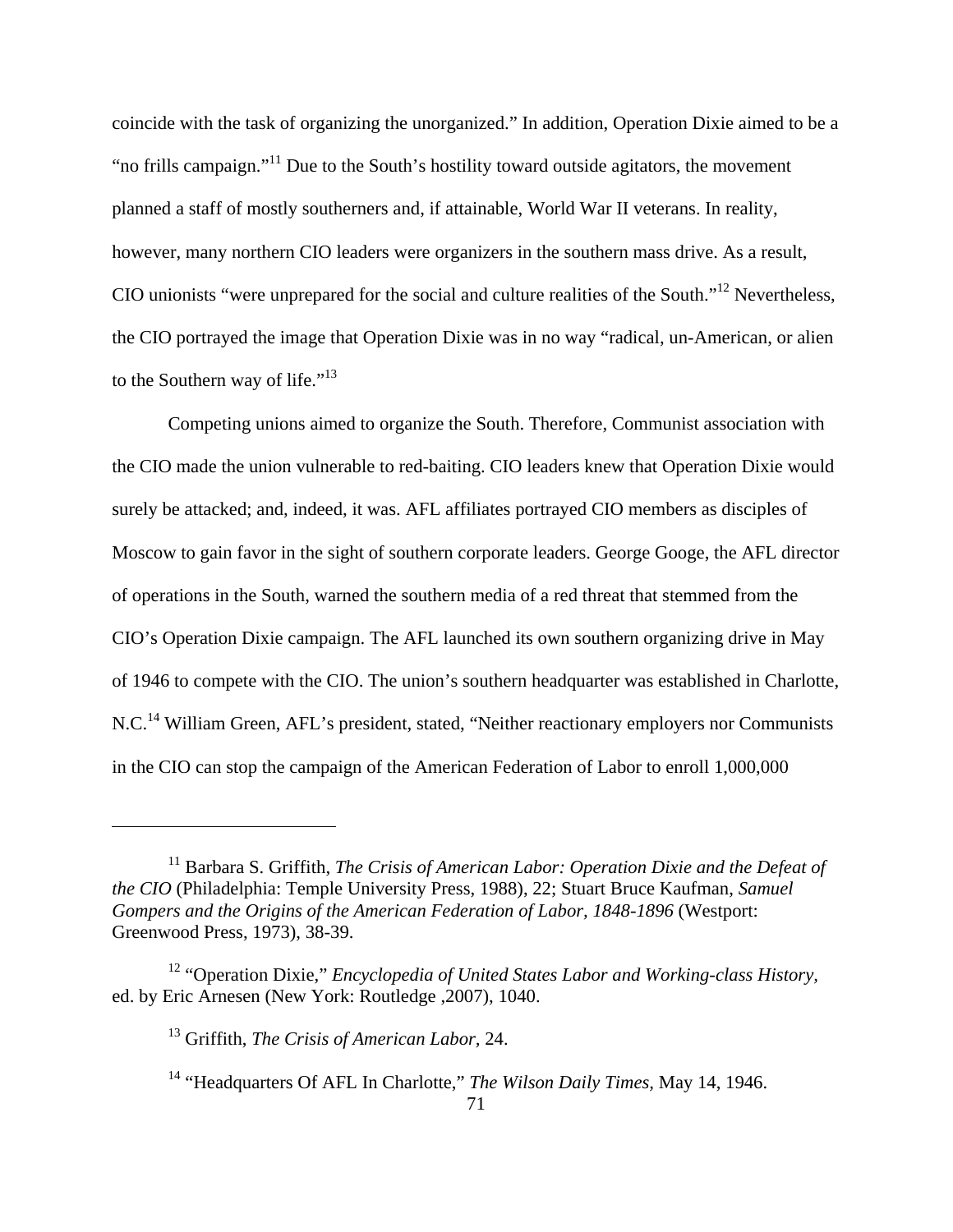coincide with the task of organizing the unorganized." In addition, Operation Dixie aimed to be a "no frills campaign."[11] Due to the South's hostility toward outside agitators, the movement planned a staff of mostly southerners and, if attainable, World War II veterans. In reality, however, many northern CIO leaders were organizers in the southern mass drive. As a result, CIO unionists "were unprepared for the social and culture realities of the South."[12] Nevertheless, the CIO portrayed the image that Operation Dixie was in no way "radical, un-American, or alien to the Southern way of life."[13]

Competing unions aimed to organize the South. Therefore, Communist association with the CIO made the union vulnerable to red-baiting. CIO leaders knew that Operation Dixie would surely be attacked; and, indeed, it was. AFL affiliates portrayed CIO members as disciples of Moscow to gain favor in the sight of southern corporate leaders. George Googe, the AFL director of operations in the South, warned the southern media of a red threat that stemmed from the CIO's Operation Dixie campaign. The AFL launched its own southern organizing drive in May of 1946 to compete with the CIO. The union's southern headquarter was established in Charlotte, N.C.[14] William Green, AFL's president, stated, "Neither reactionary employers nor Communists in the CIO can stop the campaign of the American Federation of Labor to enroll 1,000,000

---

[11] Barbara S. Griffith, *The Crisis of American Labor: Operation Dixie and the Defeat of the CIO* (Philadelphia: Temple University Press, 1988), 22; Stuart Bruce Kaufman, *Samuel Gompers and the Origins of the American Federation of Labor, 1848-1896* (Westport: Greenwood Press, 1973), 38-39.

[12] "Operation Dixie," *Encyclopedia of United States Labor and Working-class History*, ed. by Eric Arnesen (New York: Routledge ,2007), 1040.

[13] Griffith, *The Crisis of American Labor*, 24.

[14] "Headquarters Of AFL In Charlotte," *The Wilson Daily Times*, May 14, 1946.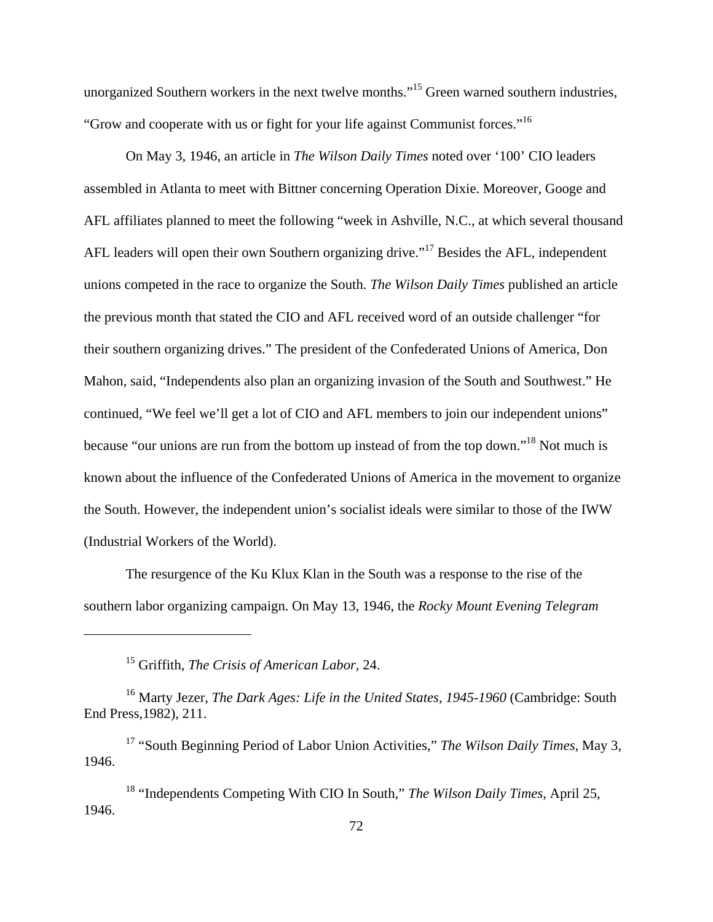unorganized Southern workers in the next twelve months."[15] Green warned southern industries, "Grow and cooperate with us or fight for your life against Communist forces."[16]

On May 3, 1946, an article in *The Wilson Daily Times* noted over '100' CIO leaders assembled in Atlanta to meet with Bittner concerning Operation Dixie. Moreover, Googe and AFL affiliates planned to meet the following "week in Ashville, N.C., at which several thousand AFL leaders will open their own Southern organizing drive."[17] Besides the AFL, independent unions competed in the race to organize the South. *The Wilson Daily Times* published an article the previous month that stated the CIO and AFL received word of an outside challenger "for their southern organizing drives." The president of the Confederated Unions of America, Don Mahon, said, "Independents also plan an organizing invasion of the South and Southwest." He continued, "We feel we'll get a lot of CIO and AFL members to join our independent unions" because "our unions are run from the bottom up instead of from the top down."[18] Not much is known about the influence of the Confederated Unions of America in the movement to organize the South. However, the independent union's socialist ideals were similar to those of the IWW (Industrial Workers of the World).

The resurgence of the Ku Klux Klan in the South was a response to the rise of the southern labor organizing campaign. On May 13, 1946, the *Rocky Mount Evening Telegram*

---

[15] Griffith, *The Crisis of American Labor*, 24.

[16] Marty Jezer, *The Dark Ages: Life in the United States, 1945-1960* (Cambridge: South End Press,1982), 211.

[17] "South Beginning Period of Labor Union Activities," *The Wilson Daily Times*, May 3, 1946.

[18] "Independents Competing With CIO In South," *The Wilson Daily Times*, April 25, 1946.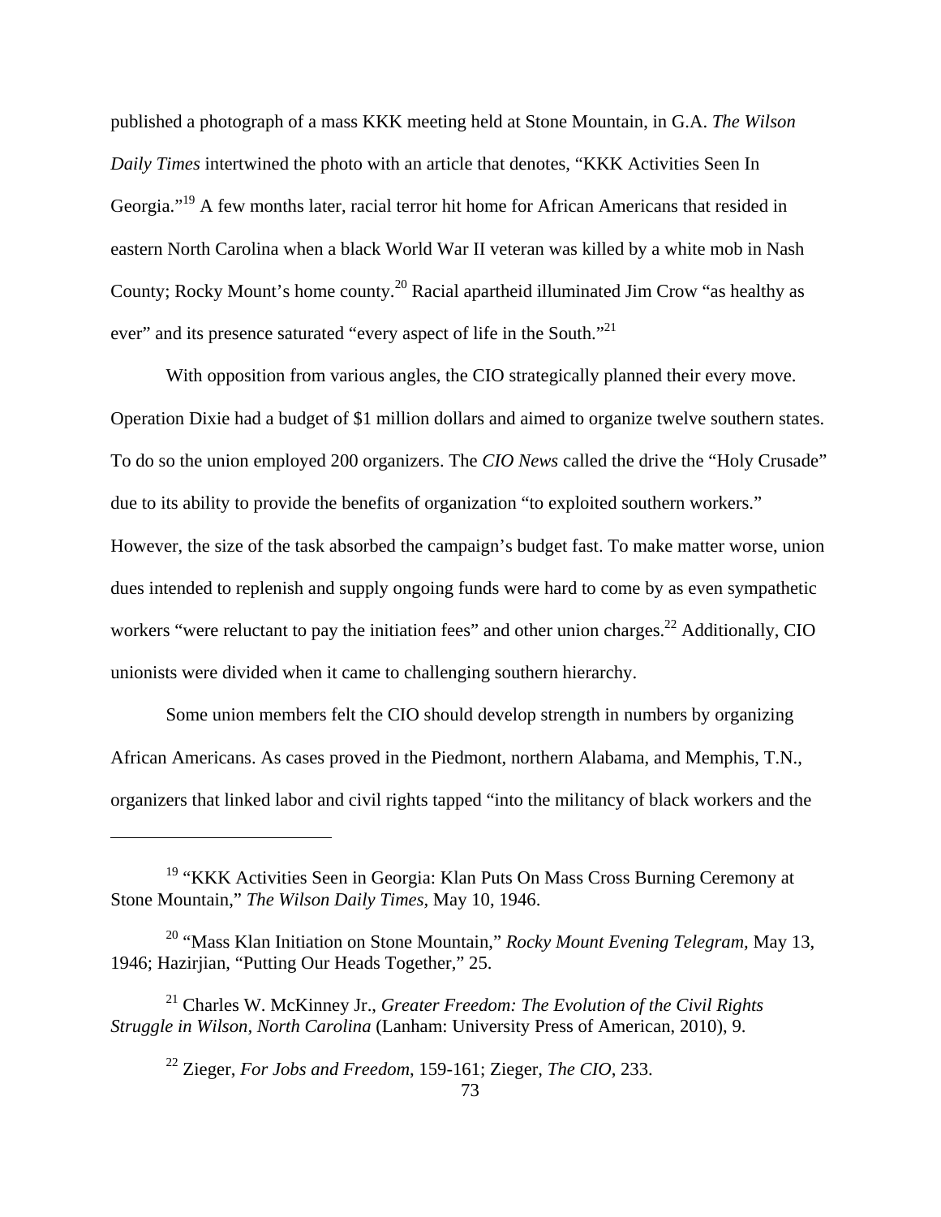published a photograph of a mass KKK meeting held at Stone Mountain, in G.A. *The Wilson Daily Times* intertwined the photo with an article that denotes, "KKK Activities Seen In Georgia."[19] A few months later, racial terror hit home for African Americans that resided in eastern North Carolina when a black World War II veteran was killed by a white mob in Nash County; Rocky Mount's home county.[20] Racial apartheid illuminated Jim Crow "as healthy as ever" and its presence saturated "every aspect of life in the South."[21]

With opposition from various angles, the CIO strategically planned their every move. Operation Dixie had a budget of $1 million dollars and aimed to organize twelve southern states. To do so the union employed 200 organizers. The *CIO News* called the drive the "Holy Crusade" due to its ability to provide the benefits of organization "to exploited southern workers." However, the size of the task absorbed the campaign's budget fast. To make matter worse, union dues intended to replenish and supply ongoing funds were hard to come by as even sympathetic workers "were reluctant to pay the initiation fees" and other union charges.[22] Additionally, CIO unionists were divided when it came to challenging southern hierarchy.

Some union members felt the CIO should develop strength in numbers by organizing African Americans. As cases proved in the Piedmont, northern Alabama, and Memphis, T.N., organizers that linked labor and civil rights tapped "into the militancy of black workers and the

---

[19] "KKK Activities Seen in Georgia: Klan Puts On Mass Cross Burning Ceremony at Stone Mountain," *The Wilson Daily Times*, May 10, 1946.

[20] "Mass Klan Initiation on Stone Mountain," *Rocky Mount Evening Telegram*, May 13, 1946; Hazirjian, "Putting Our Heads Together," 25.

[21] Charles W. McKinney Jr., *Greater Freedom: The Evolution of the Civil Rights Struggle in Wilson, North Carolina* (Lanham: University Press of American, 2010), 9.

[22] Zieger, *For Jobs and Freedom*, 159-161; Zieger, *The CIO*, 233.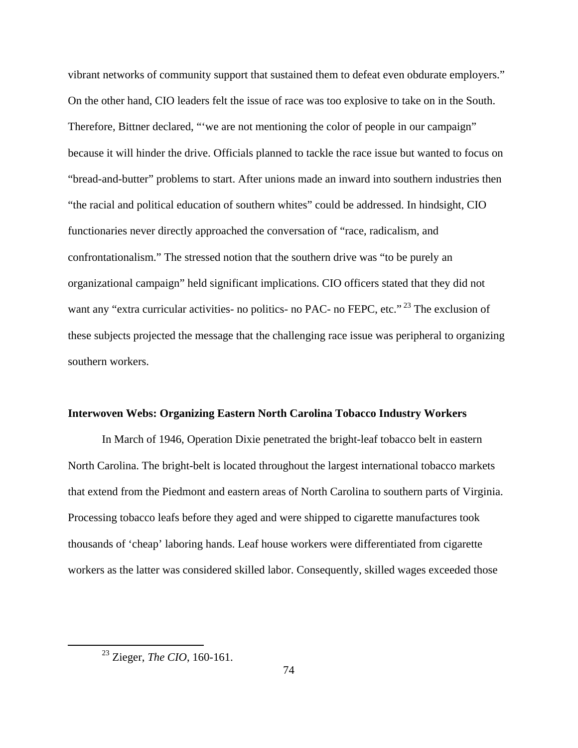vibrant networks of community support that sustained them to defeat even obdurate employers." On the other hand, CIO leaders felt the issue of race was too explosive to take on in the South. Therefore, Bittner declared, "'we are not mentioning the color of people in our campaign" because it will hinder the drive. Officials planned to tackle the race issue but wanted to focus on "bread-and-butter" problems to start. After unions made an inward into southern industries then "the racial and political education of southern whites" could be addressed. In hindsight, CIO functionaries never directly approached the conversation of "race, radicalism, and confrontationalism." The stressed notion that the southern drive was "to be purely an organizational campaign" held significant implications. CIO officers stated that they did not want any "extra curricular activities- no politics- no PAC- no FEPC, etc."[23] The exclusion of these subjects projected the message that the challenging race issue was peripheral to organizing southern workers.

**Interwoven Webs: Organizing Eastern North Carolina Tobacco Industry Workers**

In March of 1946, Operation Dixie penetrated the bright-leaf tobacco belt in eastern North Carolina. The bright-belt is located throughout the largest international tobacco markets that extend from the Piedmont and eastern areas of North Carolina to southern parts of Virginia. Processing tobacco leafs before they aged and were shipped to cigarette manufactures took thousands of 'cheap' laboring hands. Leaf house workers were differentiated from cigarette workers as the latter was considered skilled labor. Consequently, skilled wages exceeded those

[23] Zieger, *The CIO*, 160-161.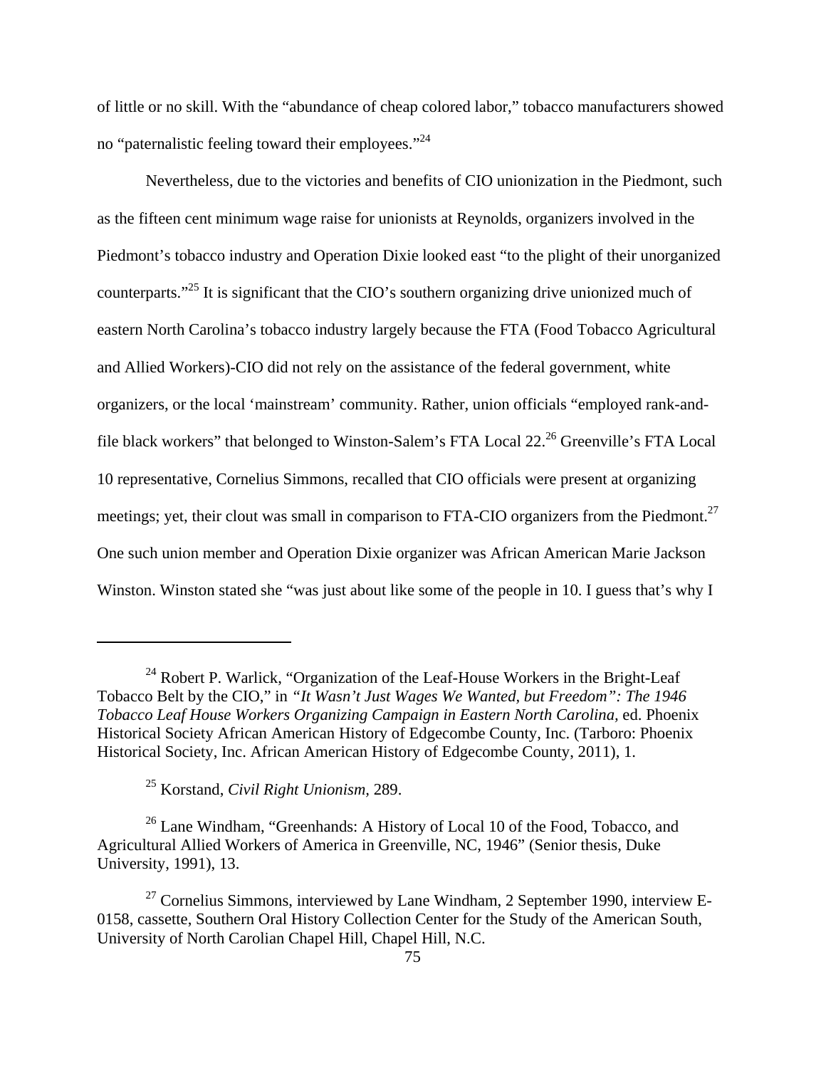of little or no skill. With the "abundance of cheap colored labor," tobacco manufacturers showed no "paternalistic feeling toward their employees."[24]

Nevertheless, due to the victories and benefits of CIO unionization in the Piedmont, such as the fifteen cent minimum wage raise for unionists at Reynolds, organizers involved in the Piedmont's tobacco industry and Operation Dixie looked east "to the plight of their unorganized counterparts."[25] It is significant that the CIO's southern organizing drive unionized much of eastern North Carolina's tobacco industry largely because the FTA (Food Tobacco Agricultural and Allied Workers)-CIO did not rely on the assistance of the federal government, white organizers, or the local 'mainstream' community. Rather, union officials "employed rank-and-file black workers" that belonged to Winston-Salem's FTA Local 22.[26] Greenville's FTA Local 10 representative, Cornelius Simmons, recalled that CIO officials were present at organizing meetings; yet, their clout was small in comparison to FTA-CIO organizers from the Piedmont.[27] One such union member and Operation Dixie organizer was African American Marie Jackson Winston. Winston stated she "was just about like some of the people in 10. I guess that's why I

---

[24] Robert P. Warlick, "Organization of the Leaf-House Workers in the Bright-Leaf Tobacco Belt by the CIO," in *"It Wasn't Just Wages We Wanted, but Freedom": The 1946 Tobacco Leaf House Workers Organizing Campaign in Eastern North Carolina,* ed. Phoenix Historical Society African American History of Edgecombe County, Inc. (Tarboro: Phoenix Historical Society, Inc. African American History of Edgecombe County, 2011), 1.

[25] Korstand, *Civil Right Unionism,* 289.

[26] Lane Windham, "Greenhands: A History of Local 10 of the Food, Tobacco, and Agricultural Allied Workers of America in Greenville, NC, 1946" (Senior thesis, Duke University, 1991), 13.

[27] Cornelius Simmons, interviewed by Lane Windham, 2 September 1990, interview E-0158, cassette, Southern Oral History Collection Center for the Study of the American South, University of North Carolian Chapel Hill, Chapel Hill, N.C.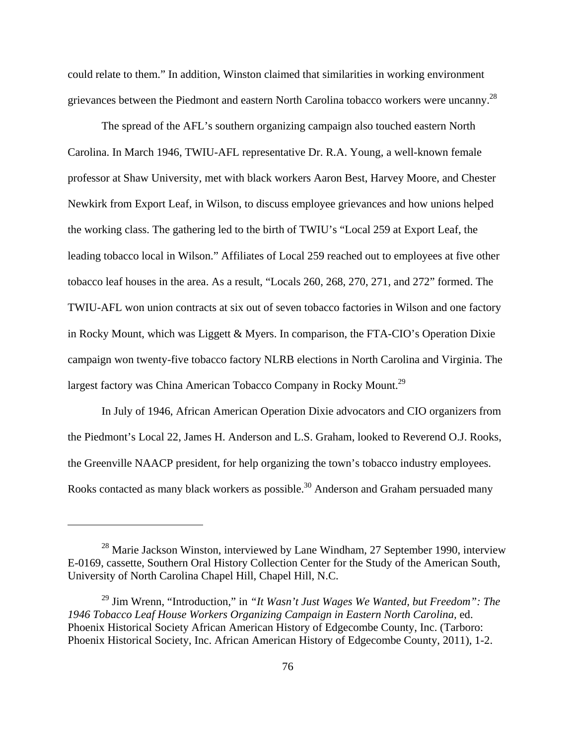could relate to them." In addition, Winston claimed that similarities in working environment grievances between the Piedmont and eastern North Carolina tobacco workers were uncanny.[28]

The spread of the AFL's southern organizing campaign also touched eastern North Carolina. In March 1946, TWIU-AFL representative Dr. R.A. Young, a well-known female professor at Shaw University, met with black workers Aaron Best, Harvey Moore, and Chester Newkirk from Export Leaf, in Wilson, to discuss employee grievances and how unions helped the working class. The gathering led to the birth of TWIU's "Local 259 at Export Leaf, the leading tobacco local in Wilson." Affiliates of Local 259 reached out to employees at five other tobacco leaf houses in the area. As a result, "Locals 260, 268, 270, 271, and 272" formed. The TWIU-AFL won union contracts at six out of seven tobacco factories in Wilson and one factory in Rocky Mount, which was Liggett & Myers. In comparison, the FTA-CIO's Operation Dixie campaign won twenty-five tobacco factory NLRB elections in North Carolina and Virginia. The largest factory was China American Tobacco Company in Rocky Mount.[29]

In July of 1946, African American Operation Dixie advocators and CIO organizers from the Piedmont's Local 22, James H. Anderson and L.S. Graham, looked to Reverend O.J. Rooks, the Greenville NAACP president, for help organizing the town's tobacco industry employees. Rooks contacted as many black workers as possible.[30] Anderson and Graham persuaded many

---

[28] Marie Jackson Winston, interviewed by Lane Windham, 27 September 1990, interview E-0169, cassette, Southern Oral History Collection Center for the Study of the American South, University of North Carolina Chapel Hill, Chapel Hill, N.C.

[29] Jim Wrenn, "Introduction," in *"It Wasn't Just Wages We Wanted, but Freedom": The 1946 Tobacco Leaf House Workers Organizing Campaign in Eastern North Carolina,* ed. Phoenix Historical Society African American History of Edgecombe County, Inc. (Tarboro: Phoenix Historical Society, Inc. African American History of Edgecombe County, 2011), 1-2.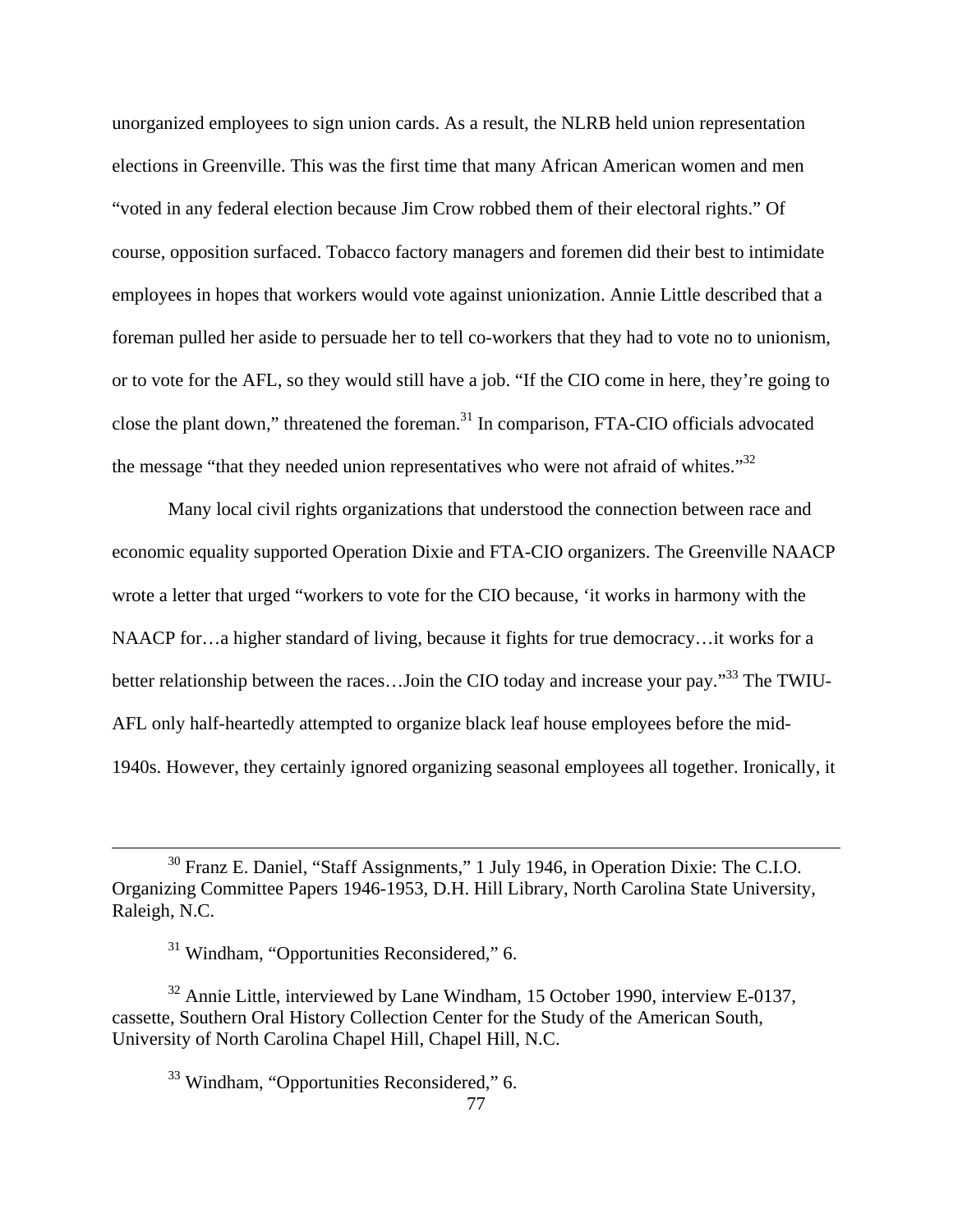unorganized employees to sign union cards. As a result, the NLRB held union representation elections in Greenville. This was the first time that many African American women and men "voted in any federal election because Jim Crow robbed them of their electoral rights." Of course, opposition surfaced. Tobacco factory managers and foremen did their best to intimidate employees in hopes that workers would vote against unionization. Annie Little described that a foreman pulled her aside to persuade her to tell co-workers that they had to vote no to unionism, or to vote for the AFL, so they would still have a job. "If the CIO come in here, they're going to close the plant down," threatened the foreman.[31] In comparison, FTA-CIO officials advocated the message "that they needed union representatives who were not afraid of whites."[32]

Many local civil rights organizations that understood the connection between race and economic equality supported Operation Dixie and FTA-CIO organizers. The Greenville NAACP wrote a letter that urged "workers to vote for the CIO because, 'it works in harmony with the NAACP for…a higher standard of living, because it fights for true democracy…it works for a better relationship between the races…Join the CIO today and increase your pay."[33] The TWIU-AFL only half-heartedly attempted to organize black leaf house employees before the mid-1940s. However, they certainly ignored organizing seasonal employees all together. Ironically, it

---

[30] Franz E. Daniel, "Staff Assignments," 1 July 1946, in Operation Dixie: The C.I.O. Organizing Committee Papers 1946-1953, D.H. Hill Library, North Carolina State University, Raleigh, N.C.

[31] Windham, "Opportunities Reconsidered," 6.

[32] Annie Little, interviewed by Lane Windham, 15 October 1990, interview E-0137, cassette, Southern Oral History Collection Center for the Study of the American South, University of North Carolina Chapel Hill, Chapel Hill, N.C.

[33] Windham, "Opportunities Reconsidered," 6.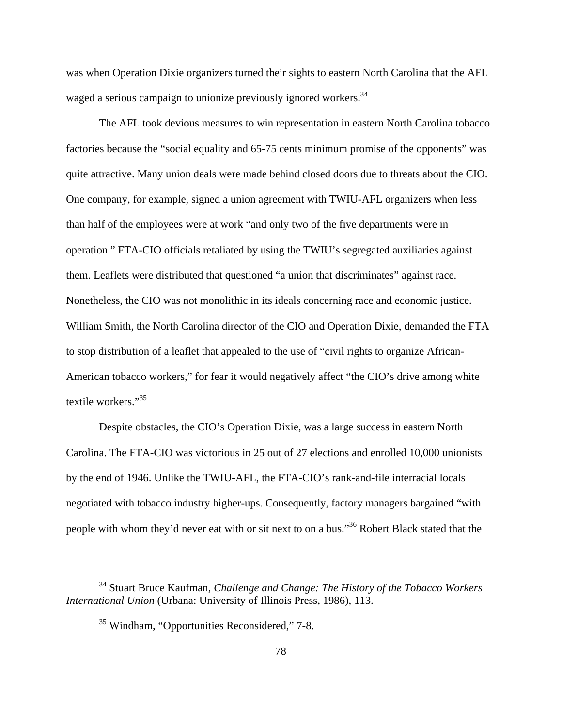was when Operation Dixie organizers turned their sights to eastern North Carolina that the AFL waged a serious campaign to unionize previously ignored workers.[34]

The AFL took devious measures to win representation in eastern North Carolina tobacco factories because the "social equality and 65-75 cents minimum promise of the opponents" was quite attractive. Many union deals were made behind closed doors due to threats about the CIO. One company, for example, signed a union agreement with TWIU-AFL organizers when less than half of the employees were at work "and only two of the five departments were in operation." FTA-CIO officials retaliated by using the TWIU's segregated auxiliaries against them. Leaflets were distributed that questioned "a union that discriminates" against race. Nonetheless, the CIO was not monolithic in its ideals concerning race and economic justice. William Smith, the North Carolina director of the CIO and Operation Dixie, demanded the FTA to stop distribution of a leaflet that appealed to the use of "civil rights to organize African-American tobacco workers," for fear it would negatively affect "the CIO's drive among white textile workers."[35]

Despite obstacles, the CIO's Operation Dixie, was a large success in eastern North Carolina. The FTA-CIO was victorious in 25 out of 27 elections and enrolled 10,000 unionists by the end of 1946. Unlike the TWIU-AFL, the FTA-CIO's rank-and-file interracial locals negotiated with tobacco industry higher-ups. Consequently, factory managers bargained "with people with whom they'd never eat with or sit next to on a bus."[36] Robert Black stated that the

---

[34] Stuart Bruce Kaufman, *Challenge and Change: The History of the Tobacco Workers International Union* (Urbana: University of Illinois Press, 1986), 113.

[35] Windham, "Opportunities Reconsidered," 7-8.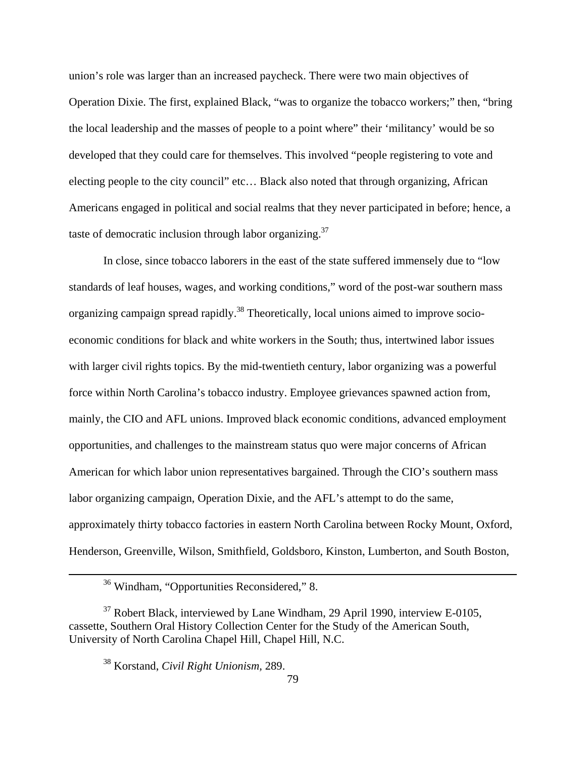union's role was larger than an increased paycheck. There were two main objectives of Operation Dixie. The first, explained Black, "was to organize the tobacco workers;" then, "bring the local leadership and the masses of people to a point where" their 'militancy' would be so developed that they could care for themselves. This involved "people registering to vote and electing people to the city council" etc… Black also noted that through organizing, African Americans engaged in political and social realms that they never participated in before; hence, a taste of democratic inclusion through labor organizing.[37]

In close, since tobacco laborers in the east of the state suffered immensely due to "low standards of leaf houses, wages, and working conditions," word of the post-war southern mass organizing campaign spread rapidly.[38] Theoretically, local unions aimed to improve socio-economic conditions for black and white workers in the South; thus, intertwined labor issues with larger civil rights topics. By the mid-twentieth century, labor organizing was a powerful force within North Carolina's tobacco industry. Employee grievances spawned action from, mainly, the CIO and AFL unions. Improved black economic conditions, advanced employment opportunities, and challenges to the mainstream status quo were major concerns of African American for which labor union representatives bargained. Through the CIO's southern mass labor organizing campaign, Operation Dixie, and the AFL's attempt to do the same, approximately thirty tobacco factories in eastern North Carolina between Rocky Mount, Oxford, Henderson, Greenville, Wilson, Smithfield, Goldsboro, Kinston, Lumberton, and South Boston,

---

[36] Windham, "Opportunities Reconsidered," 8.

[37] Robert Black, interviewed by Lane Windham, 29 April 1990, interview E-0105, cassette, Southern Oral History Collection Center for the Study of the American South, University of North Carolina Chapel Hill, Chapel Hill, N.C.

[38] Korstand, *Civil Right Unionism,* 289.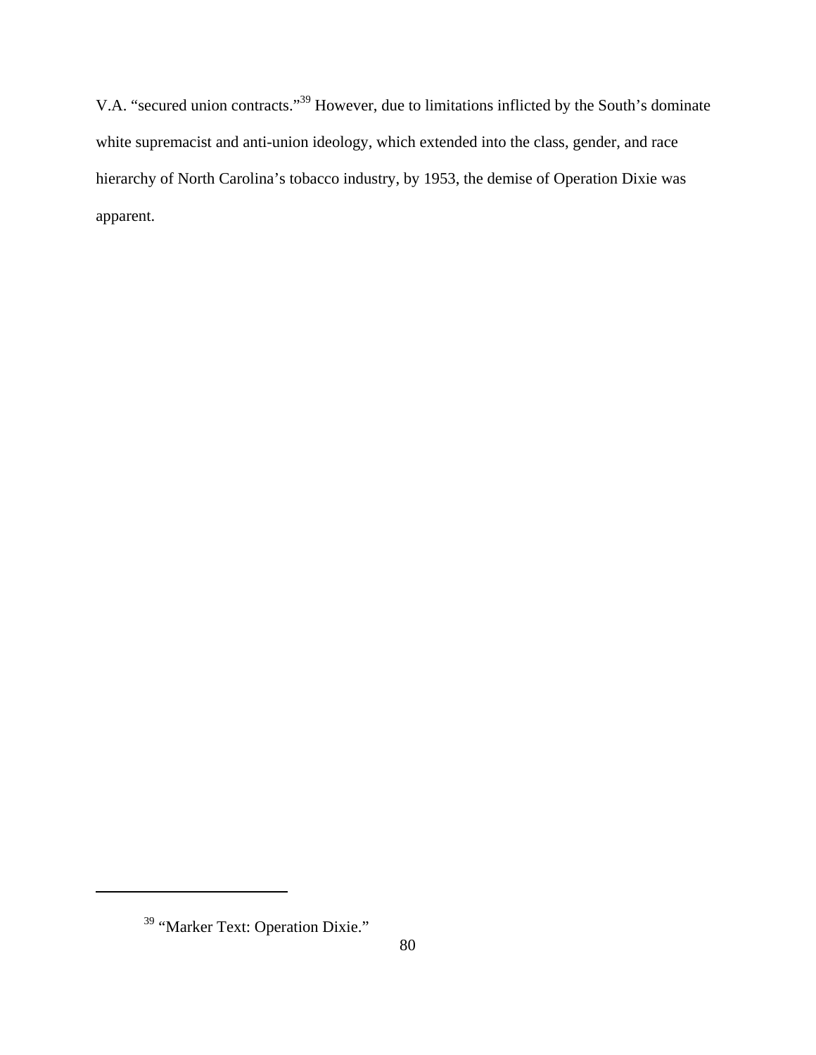V.A. "secured union contracts."[39] However, due to limitations inflicted by the South's dominate white supremacist and anti-union ideology, which extended into the class, gender, and race hierarchy of North Carolina's tobacco industry, by 1953, the demise of Operation Dixie was apparent.

---

[39] "Marker Text: Operation Dixie."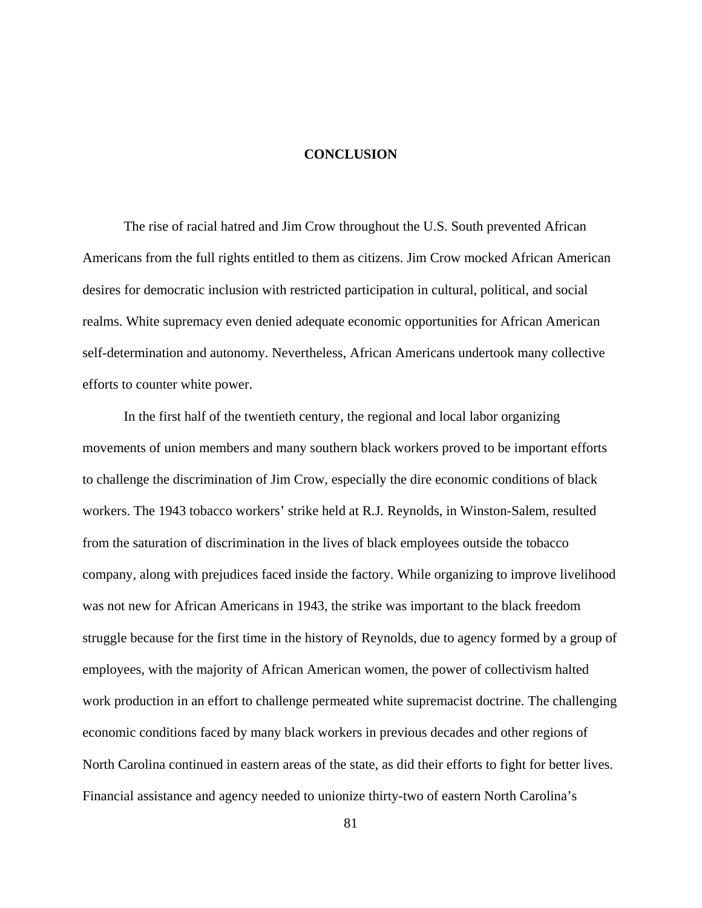# CONCLUSION

The rise of racial hatred and Jim Crow throughout the U.S. South prevented African Americans from the full rights entitled to them as citizens. Jim Crow mocked African American desires for democratic inclusion with restricted participation in cultural, political, and social realms. White supremacy even denied adequate economic opportunities for African American self-determination and autonomy. Nevertheless, African Americans undertook many collective efforts to counter white power.

In the first half of the twentieth century, the regional and local labor organizing movements of union members and many southern black workers proved to be important efforts to challenge the discrimination of Jim Crow, especially the dire economic conditions of black workers. The 1943 tobacco workers' strike held at R.J. Reynolds, in Winston-Salem, resulted from the saturation of discrimination in the lives of black employees outside the tobacco company, along with prejudices faced inside the factory. While organizing to improve livelihood was not new for African Americans in 1943, the strike was important to the black freedom struggle because for the first time in the history of Reynolds, due to agency formed by a group of employees, with the majority of African American women, the power of collectivism halted work production in an effort to challenge permeated white supremacist doctrine. The challenging economic conditions faced by many black workers in previous decades and other regions of North Carolina continued in eastern areas of the state, as did their efforts to fight for better lives. Financial assistance and agency needed to unionize thirty-two of eastern North Carolina's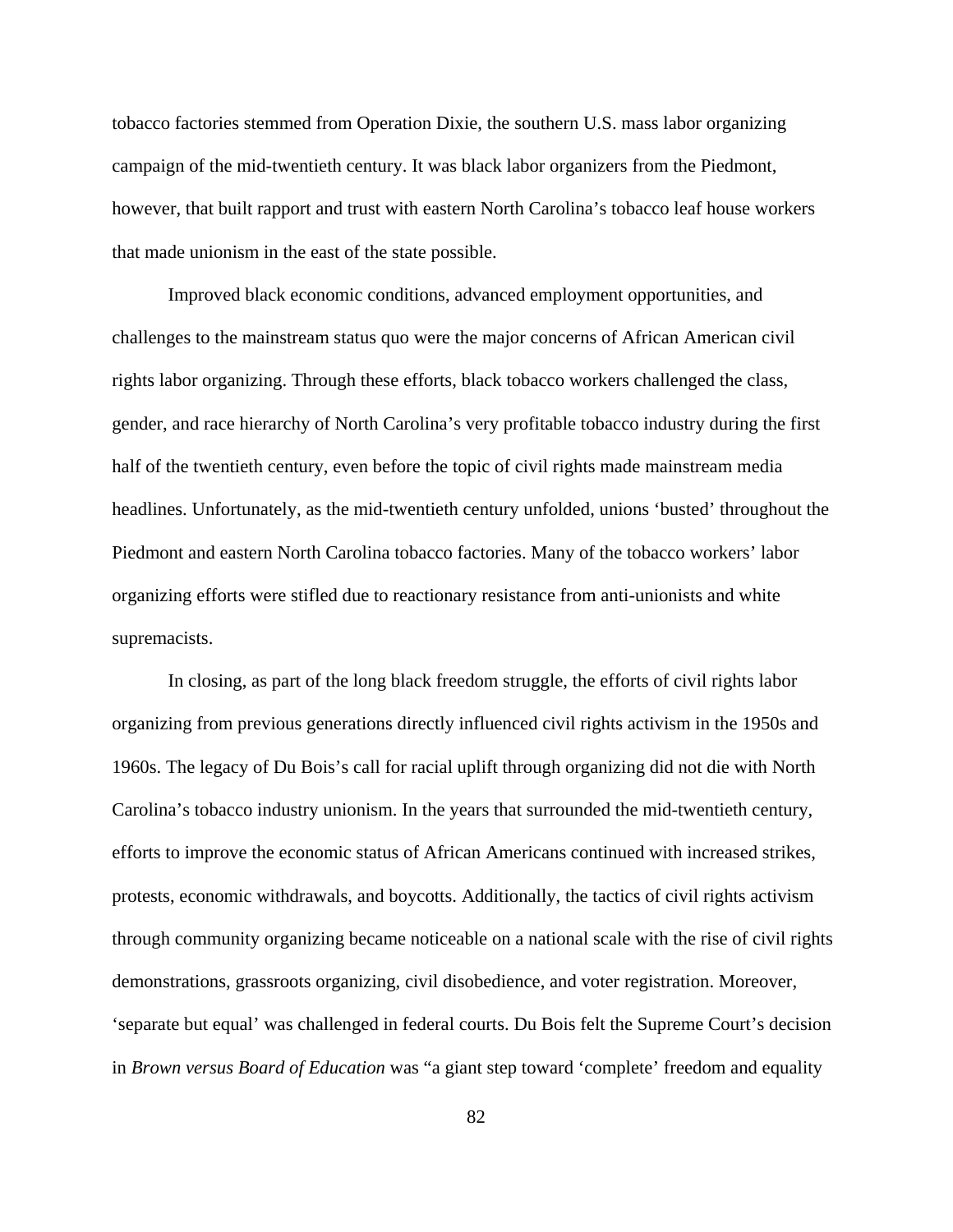tobacco factories stemmed from Operation Dixie, the southern U.S. mass labor organizing campaign of the mid-twentieth century. It was black labor organizers from the Piedmont, however, that built rapport and trust with eastern North Carolina's tobacco leaf house workers that made unionism in the east of the state possible.

Improved black economic conditions, advanced employment opportunities, and challenges to the mainstream status quo were the major concerns of African American civil rights labor organizing. Through these efforts, black tobacco workers challenged the class, gender, and race hierarchy of North Carolina's very profitable tobacco industry during the first half of the twentieth century, even before the topic of civil rights made mainstream media headlines. Unfortunately, as the mid-twentieth century unfolded, unions 'busted' throughout the Piedmont and eastern North Carolina tobacco factories. Many of the tobacco workers' labor organizing efforts were stifled due to reactionary resistance from anti-unionists and white supremacists.

In closing, as part of the long black freedom struggle, the efforts of civil rights labor organizing from previous generations directly influenced civil rights activism in the 1950s and 1960s. The legacy of Du Bois's call for racial uplift through organizing did not die with North Carolina's tobacco industry unionism. In the years that surrounded the mid-twentieth century, efforts to improve the economic status of African Americans continued with increased strikes, protests, economic withdrawals, and boycotts. Additionally, the tactics of civil rights activism through community organizing became noticeable on a national scale with the rise of civil rights demonstrations, grassroots organizing, civil disobedience, and voter registration. Moreover, 'separate but equal' was challenged in federal courts. Du Bois felt the Supreme Court's decision in *Brown versus Board of Education* was "a giant step toward 'complete' freedom and equality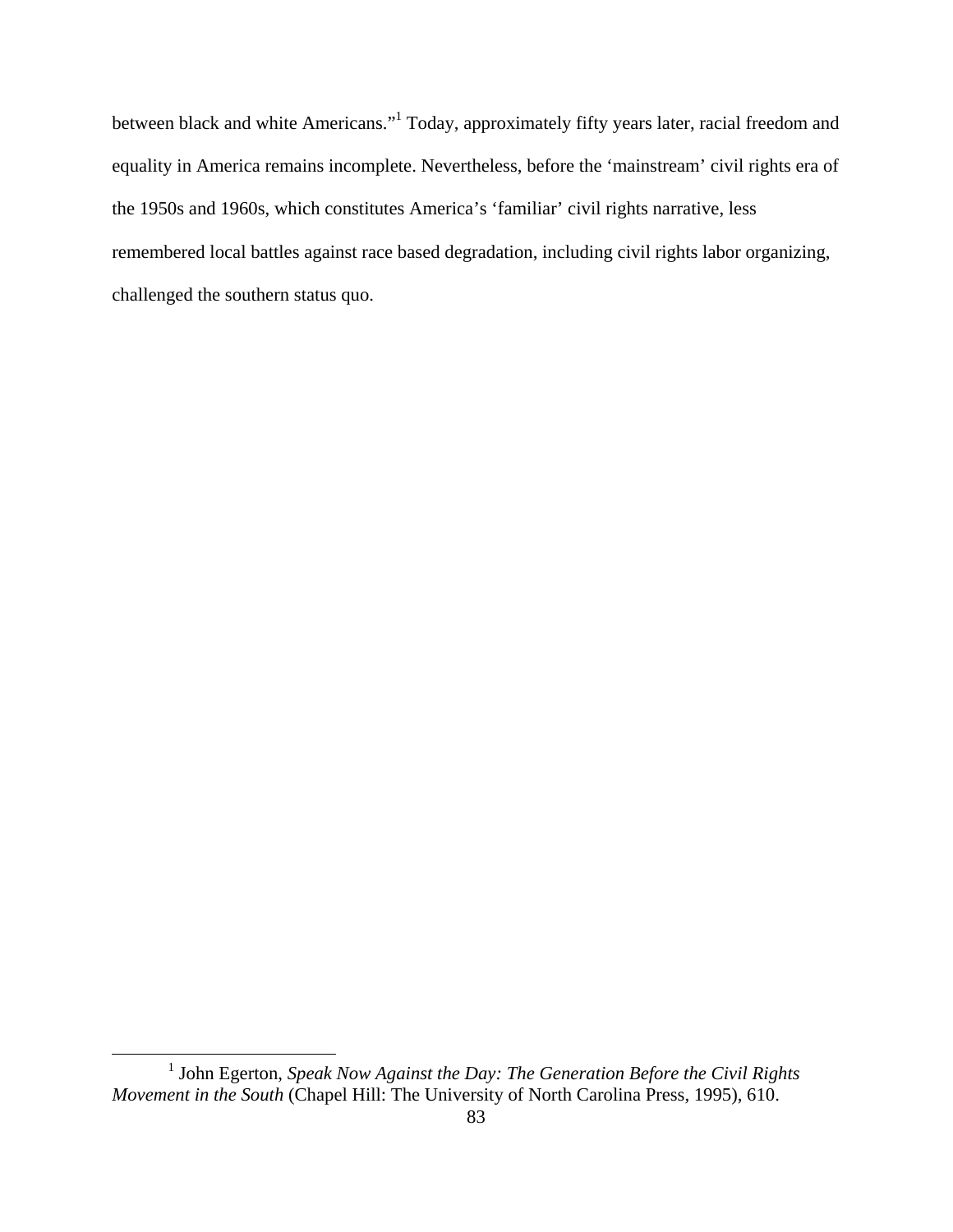between black and white Americans."[1] Today, approximately fifty years later, racial freedom and equality in America remains incomplete. Nevertheless, before the 'mainstream' civil rights era of the 1950s and 1960s, which constitutes America's 'familiar' civil rights narrative, less remembered local battles against race based degradation, including civil rights labor organizing, challenged the southern status quo.

---

[1] John Egerton, *Speak Now Against the Day: The Generation Before the Civil Rights Movement in the South* (Chapel Hill: The University of North Carolina Press, 1995), 610.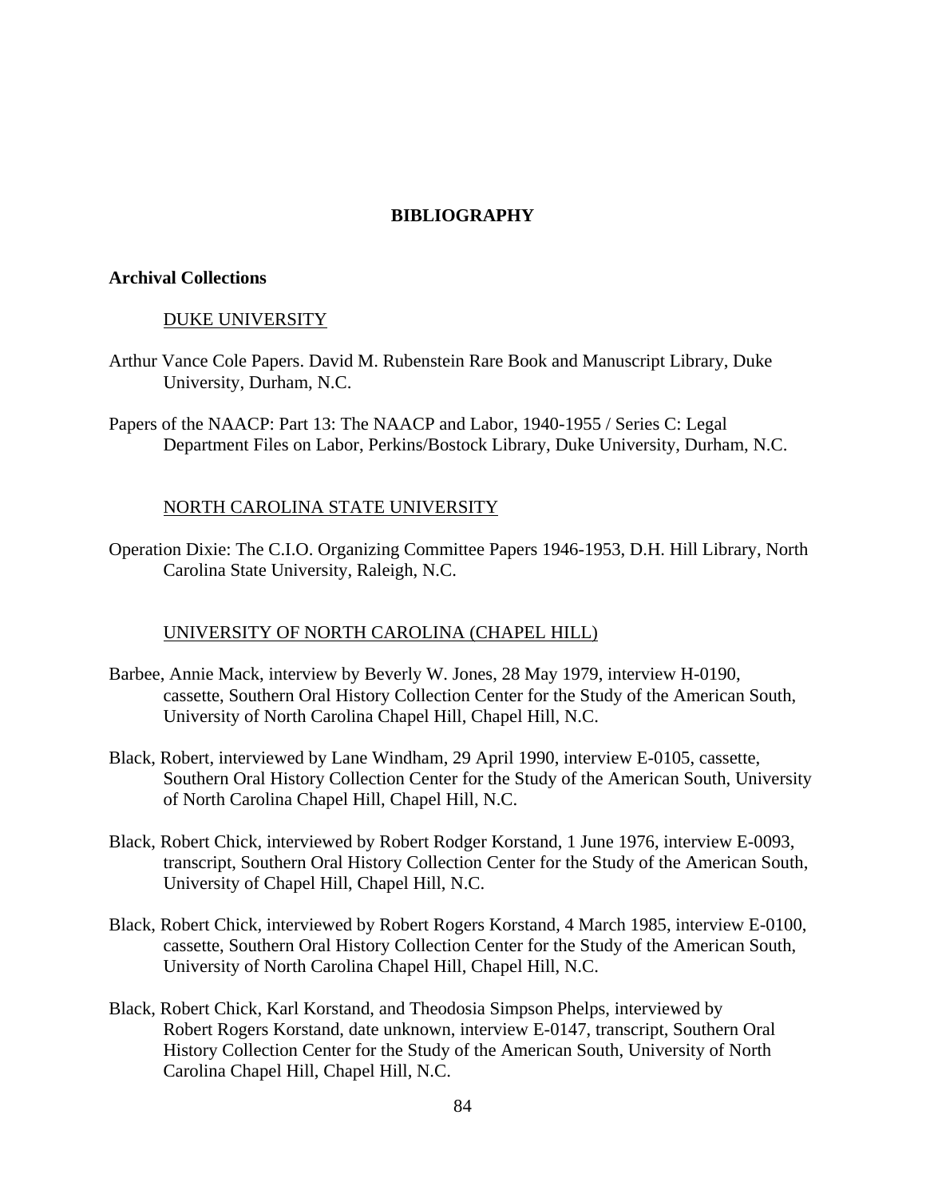# BIBLIOGRAPHY

## Archival Collections

DUKE UNIVERSITY

Arthur Vance Cole Papers. David M. Rubenstein Rare Book and Manuscript Library, Duke University, Durham, N.C.

Papers of the NAACP: Part 13: The NAACP and Labor, 1940-1955 / Series C: Legal Department Files on Labor, Perkins/Bostock Library, Duke University, Durham, N.C.

NORTH CAROLINA STATE UNIVERSITY

Operation Dixie: The C.I.O. Organizing Committee Papers 1946-1953, D.H. Hill Library, North Carolina State University, Raleigh, N.C.

UNIVERSITY OF NORTH CAROLINA (CHAPEL HILL)

Barbee, Annie Mack, interview by Beverly W. Jones, 28 May 1979, interview H-0190, cassette, Southern Oral History Collection Center for the Study of the American South, University of North Carolina Chapel Hill, Chapel Hill, N.C.

Black, Robert, interviewed by Lane Windham, 29 April 1990, interview E-0105, cassette, Southern Oral History Collection Center for the Study of the American South, University of North Carolina Chapel Hill, Chapel Hill, N.C.

Black, Robert Chick, interviewed by Robert Rodger Korstand, 1 June 1976, interview E-0093, transcript, Southern Oral History Collection Center for the Study of the American South, University of Chapel Hill, Chapel Hill, N.C.

Black, Robert Chick, interviewed by Robert Rogers Korstand, 4 March 1985, interview E-0100, cassette, Southern Oral History Collection Center for the Study of the American South, University of North Carolina Chapel Hill, Chapel Hill, N.C.

Black, Robert Chick, Karl Korstand, and Theodosia Simpson Phelps, interviewed by Robert Rogers Korstand, date unknown, interview E-0147, transcript, Southern Oral History Collection Center for the Study of the American South, University of North Carolina Chapel Hill, Chapel Hill, N.C.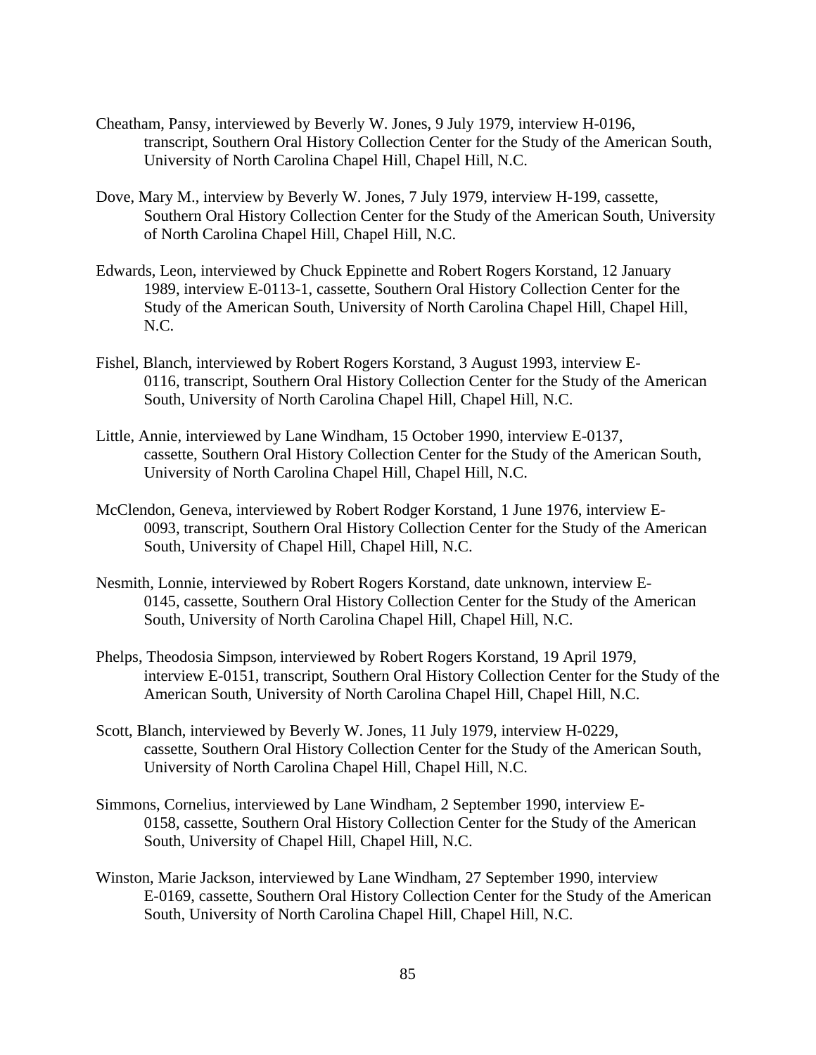Cheatham, Pansy, interviewed by Beverly W. Jones, 9 July 1979, interview H-0196, transcript, Southern Oral History Collection Center for the Study of the American South, University of North Carolina Chapel Hill, Chapel Hill, N.C.

Dove, Mary M., interview by Beverly W. Jones, 7 July 1979, interview H-199, cassette, Southern Oral History Collection Center for the Study of the American South, University of North Carolina Chapel Hill, Chapel Hill, N.C.

Edwards, Leon, interviewed by Chuck Eppinette and Robert Rogers Korstand, 12 January 1989, interview E-0113-1, cassette, Southern Oral History Collection Center for the Study of the American South, University of North Carolina Chapel Hill, Chapel Hill, N.C.

Fishel, Blanch, interviewed by Robert Rogers Korstand, 3 August 1993, interview E-0116, transcript, Southern Oral History Collection Center for the Study of the American South, University of North Carolina Chapel Hill, Chapel Hill, N.C.

Little, Annie, interviewed by Lane Windham, 15 October 1990, interview E-0137, cassette, Southern Oral History Collection Center for the Study of the American South, University of North Carolina Chapel Hill, Chapel Hill, N.C.

McClendon, Geneva, interviewed by Robert Rodger Korstand, 1 June 1976, interview E-0093, transcript, Southern Oral History Collection Center for the Study of the American South, University of Chapel Hill, Chapel Hill, N.C.

Nesmith, Lonnie, interviewed by Robert Rogers Korstand, date unknown, interview E-0145, cassette, Southern Oral History Collection Center for the Study of the American South, University of North Carolina Chapel Hill, Chapel Hill, N.C.

Phelps, Theodosia Simpson, interviewed by Robert Rogers Korstand, 19 April 1979, interview E-0151, transcript, Southern Oral History Collection Center for the Study of the American South, University of North Carolina Chapel Hill, Chapel Hill, N.C.

Scott, Blanch, interviewed by Beverly W. Jones, 11 July 1979, interview H-0229, cassette, Southern Oral History Collection Center for the Study of the American South, University of North Carolina Chapel Hill, Chapel Hill, N.C.

Simmons, Cornelius, interviewed by Lane Windham, 2 September 1990, interview E-0158, cassette, Southern Oral History Collection Center for the Study of the American South, University of Chapel Hill, Chapel Hill, N.C.

Winston, Marie Jackson, interviewed by Lane Windham, 27 September 1990, interview E-0169, cassette, Southern Oral History Collection Center for the Study of the American South, University of North Carolina Chapel Hill, Chapel Hill, N.C.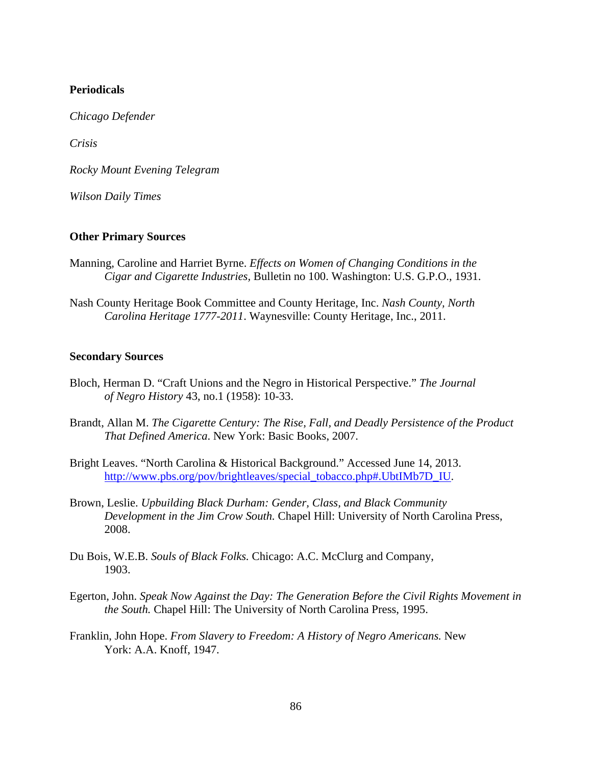**Periodicals**

*Chicago Defender*

*Crisis*

*Rocky Mount Evening Telegram*

*Wilson Daily Times*

**Other Primary Sources**

Manning, Caroline and Harriet Byrne. *Effects on Women of Changing Conditions in the Cigar and Cigarette Industries,* Bulletin no 100. Washington: U.S. G.P.O., 1931.

Nash County Heritage Book Committee and County Heritage, Inc. *Nash County, North Carolina Heritage 1777-2011*. Waynesville: County Heritage, Inc., 2011.

**Secondary Sources**

Bloch, Herman D. "Craft Unions and the Negro in Historical Perspective." *The Journal of Negro History* 43, no.1 (1958): 10-33.

Brandt, Allan M. *The Cigarette Century: The Rise, Fall, and Deadly Persistence of the Product That Defined America*. New York: Basic Books, 2007.

Bright Leaves. "North Carolina & Historical Background." Accessed June 14, 2013. http://www.pbs.org/pov/brightleaves/special_tobacco.php#.UbtIMb7D_IU.

Brown, Leslie. *Upbuilding Black Durham: Gender, Class, and Black Community Development in the Jim Crow South.* Chapel Hill: University of North Carolina Press, 2008.

Du Bois, W.E.B. *Souls of Black Folks.* Chicago: A.C. McClurg and Company, 1903.

Egerton, John. *Speak Now Against the Day: The Generation Before the Civil Rights Movement in the South.* Chapel Hill: The University of North Carolina Press, 1995.

Franklin, John Hope. *From Slavery to Freedom: A History of Negro Americans.* New York: A.A. Knoff, 1947.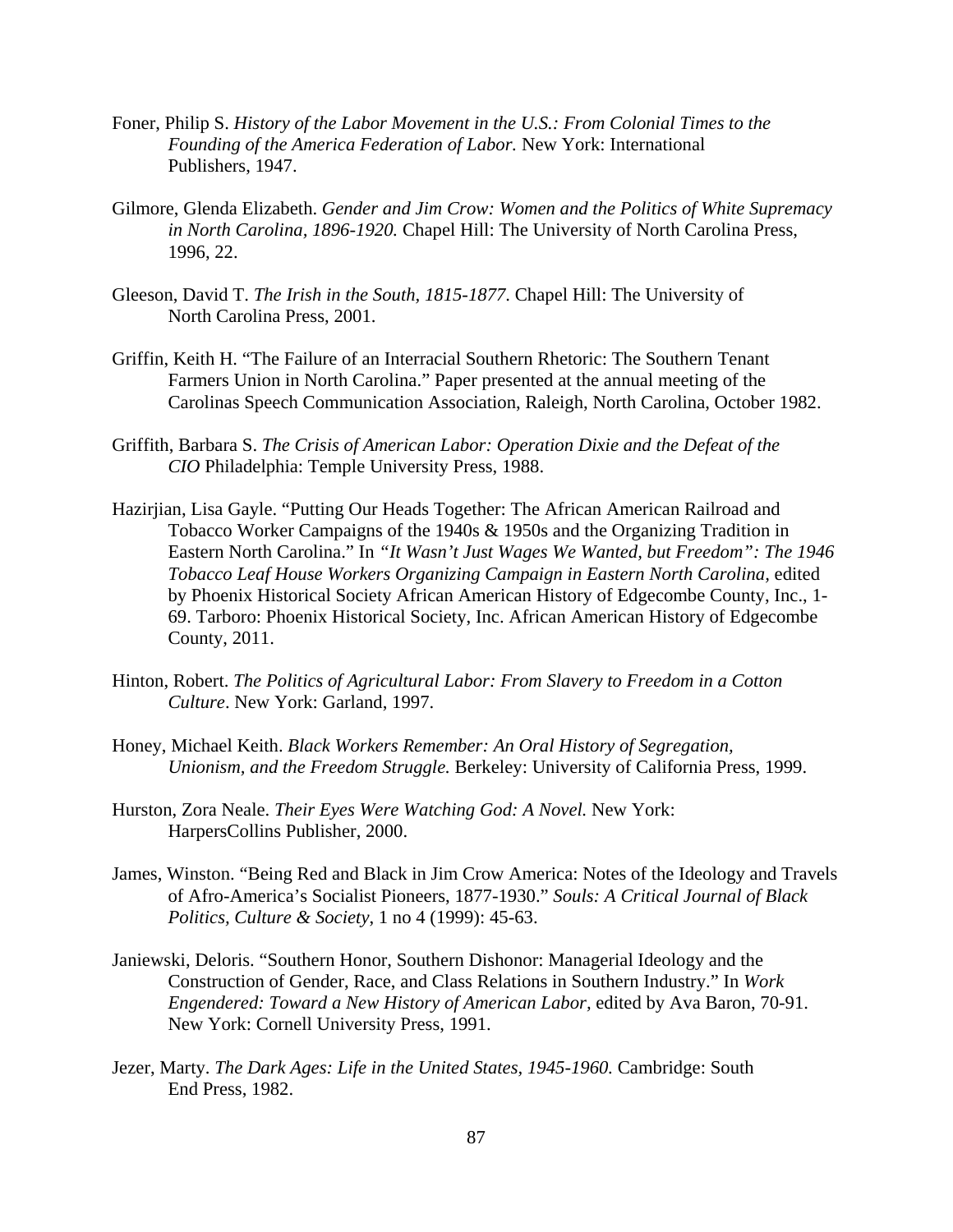Foner, Philip S. *History of the Labor Movement in the U.S.: From Colonial Times to the Founding of the America Federation of Labor.* New York: International Publishers, 1947.

Gilmore, Glenda Elizabeth. *Gender and Jim Crow: Women and the Politics of White Supremacy in North Carolina, 1896-1920.* Chapel Hill: The University of North Carolina Press, 1996, 22.

Gleeson, David T. *The Irish in the South, 1815-1877*. Chapel Hill: The University of North Carolina Press, 2001.

Griffin, Keith H. "The Failure of an Interracial Southern Rhetoric: The Southern Tenant Farmers Union in North Carolina." Paper presented at the annual meeting of the Carolinas Speech Communication Association, Raleigh, North Carolina, October 1982.

Griffith, Barbara S. *The Crisis of American Labor: Operation Dixie and the Defeat of the CIO* Philadelphia: Temple University Press, 1988.

Hazirjian, Lisa Gayle. "Putting Our Heads Together: The African American Railroad and Tobacco Worker Campaigns of the 1940s & 1950s and the Organizing Tradition in Eastern North Carolina." In *"It Wasn't Just Wages We Wanted, but Freedom": The 1946 Tobacco Leaf House Workers Organizing Campaign in Eastern North Carolina,* edited by Phoenix Historical Society African American History of Edgecombe County, Inc., 1-69. Tarboro: Phoenix Historical Society, Inc. African American History of Edgecombe County, 2011.

Hinton, Robert. *The Politics of Agricultural Labor: From Slavery to Freedom in a Cotton Culture*. New York: Garland, 1997.

Honey, Michael Keith. *Black Workers Remember: An Oral History of Segregation, Unionism, and the Freedom Struggle.* Berkeley: University of California Press, 1999.

Hurston, Zora Neale. *Their Eyes Were Watching God: A Novel.* New York: HarpersCollins Publisher, 2000.

James, Winston. "Being Red and Black in Jim Crow America: Notes of the Ideology and Travels of Afro-America's Socialist Pioneers, 1877-1930." *Souls: A Critical Journal of Black Politics, Culture & Society*, 1 no 4 (1999): 45-63.

Janiewski, Deloris. "Southern Honor, Southern Dishonor: Managerial Ideology and the Construction of Gender, Race, and Class Relations in Southern Industry." In *Work Engendered: Toward a New History of American Labor,* edited by Ava Baron, 70-91. New York: Cornell University Press, 1991.

Jezer, Marty. *The Dark Ages: Life in the United States, 1945-1960.* Cambridge: South End Press, 1982.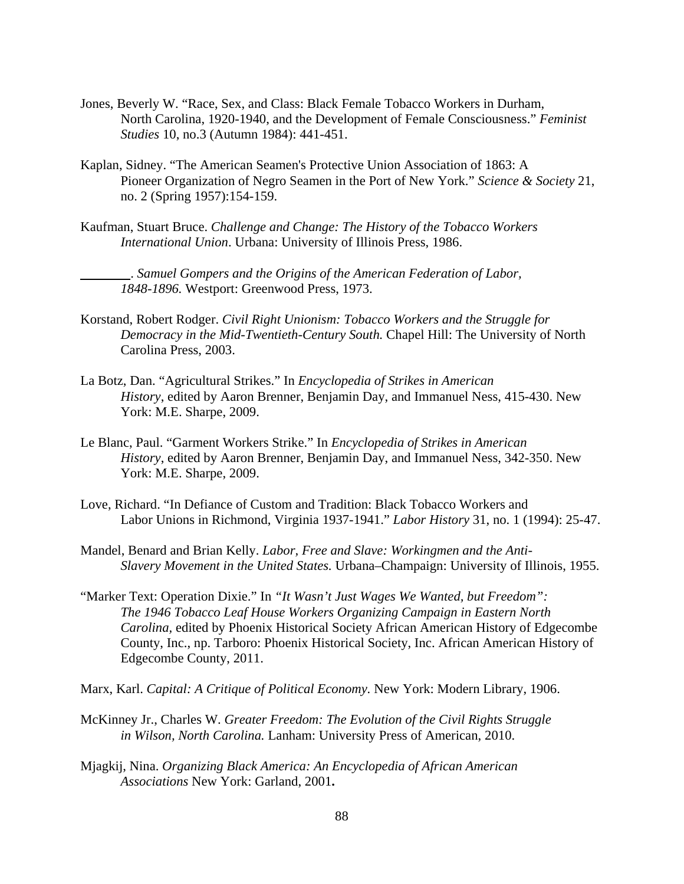Jones, Beverly W. "Race, Sex, and Class: Black Female Tobacco Workers in Durham, North Carolina, 1920-1940, and the Development of Female Consciousness." *Feminist Studies* 10, no.3 (Autumn 1984): 441-451.

Kaplan, Sidney. "The American Seamen's Protective Union Association of 1863: A Pioneer Organization of Negro Seamen in the Port of New York." *Science & Society* 21, no. 2 (Spring 1957):154-159.

Kaufman, Stuart Bruce. *Challenge and Change: The History of the Tobacco Workers International Union*. Urbana: University of Illinois Press, 1986.

________. *Samuel Gompers and the Origins of the American Federation of Labor, 1848-1896.* Westport: Greenwood Press, 1973.

Korstand, Robert Rodger. *Civil Right Unionism: Tobacco Workers and the Struggle for Democracy in the Mid-Twentieth-Century South.* Chapel Hill: The University of North Carolina Press, 2003.

La Botz, Dan. "Agricultural Strikes." In *Encyclopedia of Strikes in American History*, edited by Aaron Brenner, Benjamin Day, and Immanuel Ness, 415-430. New York: M.E. Sharpe, 2009.

Le Blanc, Paul. "Garment Workers Strike." In *Encyclopedia of Strikes in American History*, edited by Aaron Brenner, Benjamin Day, and Immanuel Ness, 342-350. New York: M.E. Sharpe, 2009.

Love, Richard. "In Defiance of Custom and Tradition: Black Tobacco Workers and Labor Unions in Richmond, Virginia 1937-1941." *Labor History* 31, no. 1 (1994): 25-47.

Mandel, Benard and Brian Kelly. *Labor, Free and Slave: Workingmen and the Anti-Slavery Movement in the United States.* Urbana–Champaign: University of Illinois, 1955.

"Marker Text: Operation Dixie." In *"It Wasn't Just Wages We Wanted, but Freedom": The 1946 Tobacco Leaf House Workers Organizing Campaign in Eastern North Carolina,* edited by Phoenix Historical Society African American History of Edgecombe County, Inc., np. Tarboro: Phoenix Historical Society, Inc. African American History of Edgecombe County, 2011.

Marx, Karl. *Capital: A Critique of Political Economy.* New York: Modern Library, 1906.

McKinney Jr., Charles W. *Greater Freedom: The Evolution of the Civil Rights Struggle in Wilson, North Carolina.* Lanham: University Press of American, 2010.

Mjagkij, Nina. *Organizing Black America: An Encyclopedia of African American Associations* New York: Garland, 2001**.**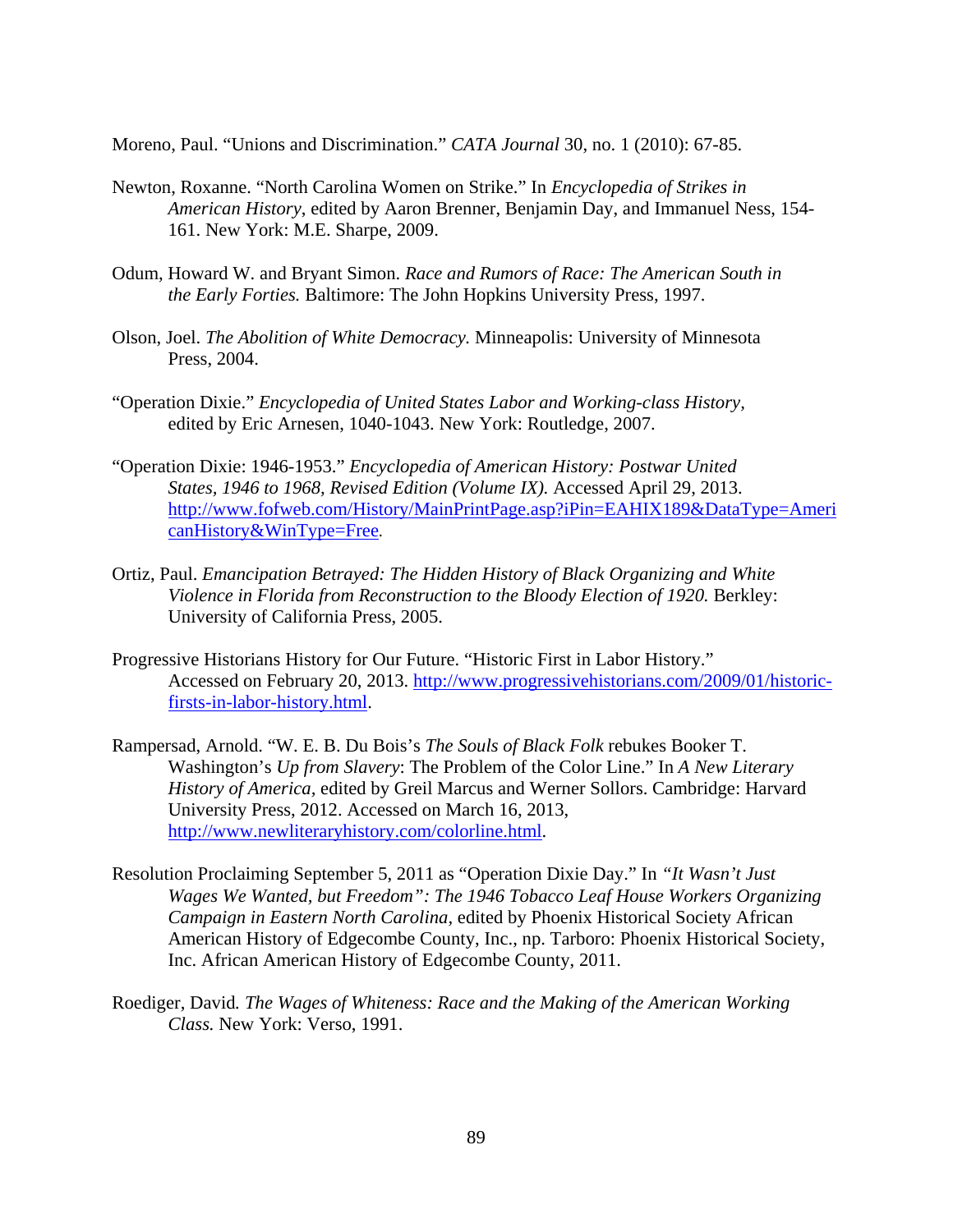Moreno, Paul. “Unions and Discrimination.” *CATA Journal* 30, no. 1 (2010): 67-85.

Newton, Roxanne. “North Carolina Women on Strike.” In *Encyclopedia of Strikes in American History*, edited by Aaron Brenner, Benjamin Day, and Immanuel Ness, 154-161. New York: M.E. Sharpe, 2009.

Odum, Howard W. and Bryant Simon. *Race and Rumors of Race: The American South in the Early Forties.* Baltimore: The John Hopkins University Press, 1997.

Olson, Joel. *The Abolition of White Democracy.* Minneapolis: University of Minnesota Press, 2004.

“Operation Dixie.” *Encyclopedia of United States Labor and Working-class History*, edited by Eric Arnesen, 1040-1043. New York: Routledge, 2007.

“Operation Dixie: 1946-1953.” *Encyclopedia of American History: Postwar United States, 1946 to 1968, Revised Edition (Volume IX).* Accessed April 29, 2013. http://www.fofweb.com/History/MainPrintPage.asp?iPin=EAHIX189&DataType=AmericanHistory&WinType=Free.

Ortiz, Paul. *Emancipation Betrayed: The Hidden History of Black Organizing and White Violence in Florida from Reconstruction to the Bloody Election of 1920.* Berkley: University of California Press, 2005.

Progressive Historians History for Our Future. “Historic First in Labor History.” Accessed on February 20, 2013. http://www.progressivehistorians.com/2009/01/historic-firsts-in-labor-history.html.

Rampersad, Arnold. “W. E. B. Du Bois’s *The Souls of Black Folk* rebukes Booker T. Washington’s *Up from Slavery*: The Problem of the Color Line.” In *A New Literary History of America*, edited by Greil Marcus and Werner Sollors. Cambridge: Harvard University Press, 2012. Accessed on March 16, 2013, http://www.newliteraryhistory.com/colorline.html.

Resolution Proclaiming September 5, 2011 as “Operation Dixie Day.” In *“It Wasn’t Just Wages We Wanted, but Freedom”: The 1946 Tobacco Leaf House Workers Organizing Campaign in Eastern North Carolina*, edited by Phoenix Historical Society African American History of Edgecombe County, Inc., np. Tarboro: Phoenix Historical Society, Inc. African American History of Edgecombe County, 2011.

Roediger, David*. The Wages of Whiteness: Race and the Making of the American Working Class.* New York: Verso, 1991.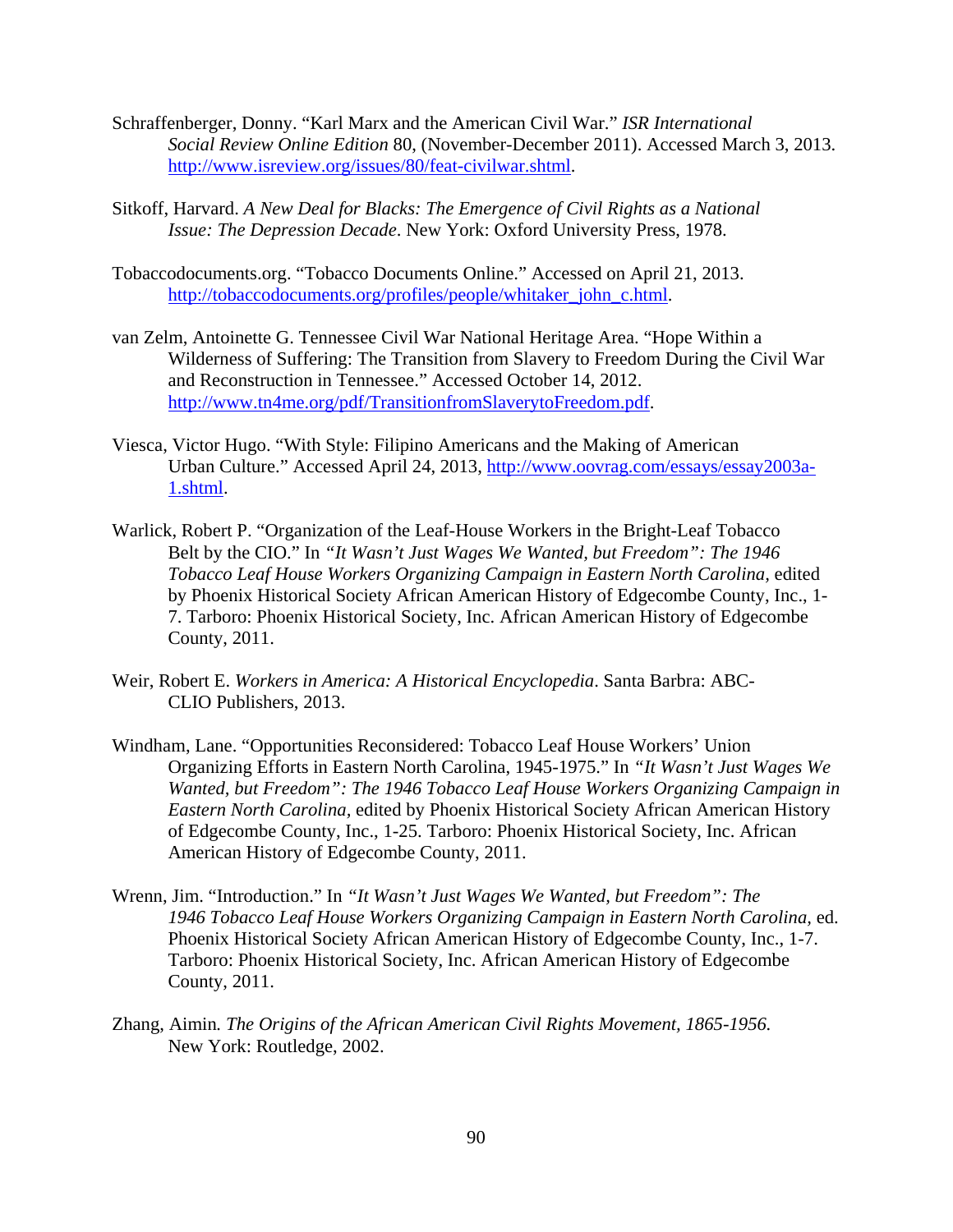Schraffenberger, Donny. "Karl Marx and the American Civil War." *ISR International Social Review Online Edition* 80, (November-December 2011). Accessed March 3, 2013. http://www.isreview.org/issues/80/feat-civilwar.shtml.

Sitkoff, Harvard. *A New Deal for Blacks: The Emergence of Civil Rights as a National Issue: The Depression Decade*. New York: Oxford University Press, 1978.

Tobaccodocuments.org. "Tobacco Documents Online." Accessed on April 21, 2013. http://tobaccodocuments.org/profiles/people/whitaker_john_c.html.

van Zelm, Antoinette G. Tennessee Civil War National Heritage Area. "Hope Within a Wilderness of Suffering: The Transition from Slavery to Freedom During the Civil War and Reconstruction in Tennessee." Accessed October 14, 2012. http://www.tn4me.org/pdf/TransitionfromSlaverytoFreedom.pdf.

Viesca, Victor Hugo. "With Style: Filipino Americans and the Making of American Urban Culture." Accessed April 24, 2013, http://www.oovrag.com/essays/essay2003a-1.shtml.

Warlick, Robert P. "Organization of the Leaf-House Workers in the Bright-Leaf Tobacco Belt by the CIO." In *"It Wasn't Just Wages We Wanted, but Freedom": The 1946 Tobacco Leaf House Workers Organizing Campaign in Eastern North Carolina,* edited by Phoenix Historical Society African American History of Edgecombe County, Inc., 1-7. Tarboro: Phoenix Historical Society, Inc. African American History of Edgecombe County, 2011.

Weir, Robert E. *Workers in America: A Historical Encyclopedia*. Santa Barbra: ABC-CLIO Publishers, 2013.

Windham, Lane. "Opportunities Reconsidered: Tobacco Leaf House Workers' Union Organizing Efforts in Eastern North Carolina, 1945-1975." In *"It Wasn't Just Wages We Wanted, but Freedom": The 1946 Tobacco Leaf House Workers Organizing Campaign in Eastern North Carolina,* edited by Phoenix Historical Society African American History of Edgecombe County, Inc., 1-25. Tarboro: Phoenix Historical Society, Inc. African American History of Edgecombe County, 2011.

Wrenn, Jim. "Introduction." In *"It Wasn't Just Wages We Wanted, but Freedom": The 1946 Tobacco Leaf House Workers Organizing Campaign in Eastern North Carolina,* ed. Phoenix Historical Society African American History of Edgecombe County, Inc., 1-7. Tarboro: Phoenix Historical Society, Inc. African American History of Edgecombe County, 2011.

Zhang, Aimin*.* *The Origins of the African American Civil Rights Movement, 1865-1956.* New York: Routledge, 2002.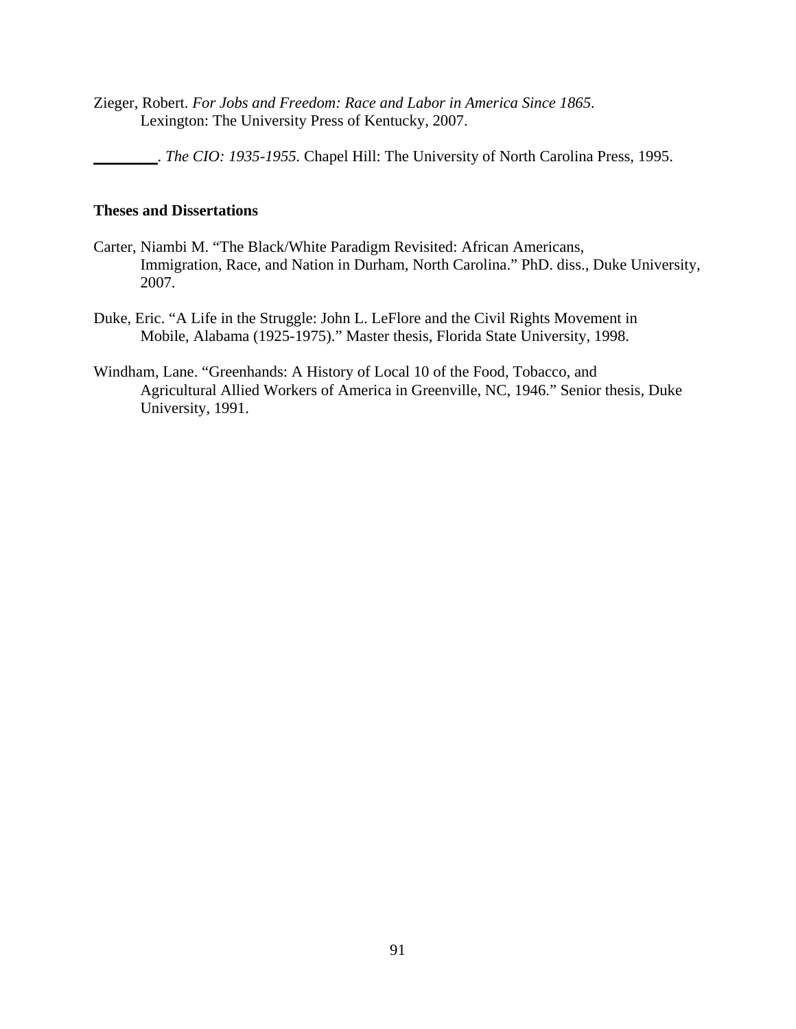Zieger, Robert. *For Jobs and Freedom: Race and Labor in America Since 1865*. Lexington: The University Press of Kentucky, 2007.

________. *The CIO: 1935-1955.* Chapel Hill: The University of North Carolina Press, 1995.

**Theses and Dissertations**

Carter, Niambi M. "The Black/White Paradigm Revisited: African Americans, Immigration, Race, and Nation in Durham, North Carolina." PhD. diss., Duke University, 2007.

Duke, Eric. "A Life in the Struggle: John L. LeFlore and the Civil Rights Movement in Mobile, Alabama (1925-1975)." Master thesis, Florida State University, 1998.

Windham, Lane. "Greenhands: A History of Local 10 of the Food, Tobacco, and Agricultural Allied Workers of America in Greenville, NC, 1946." Senior thesis, Duke University, 1991.